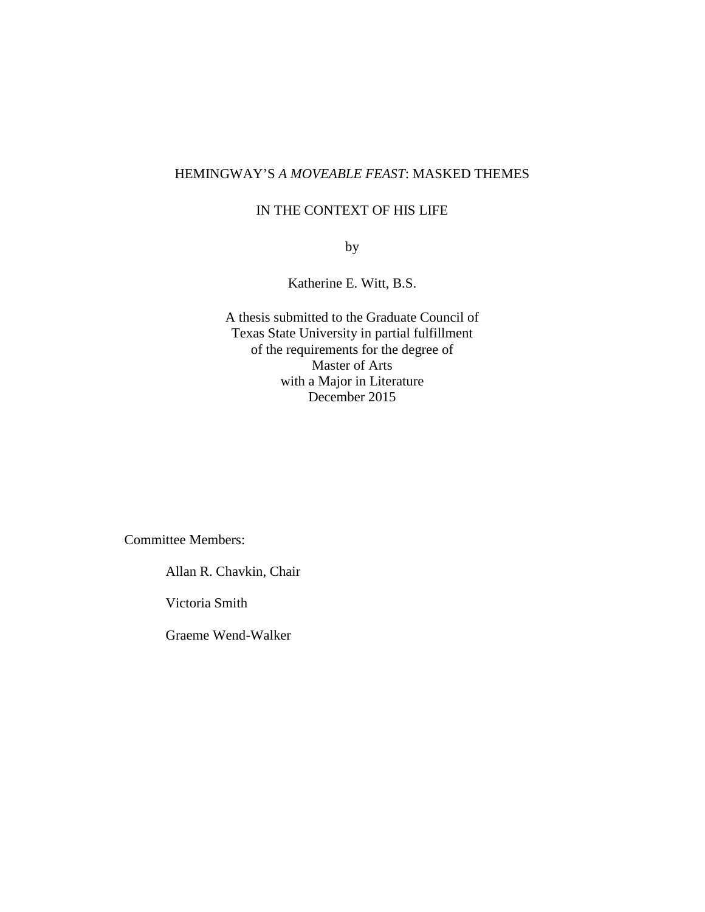# HEMINGWAY'S *A MOVEABLE FEAST*: MASKED THEMES IN THE CONTEXT OF HIS LIFE

by

Katherine E. Witt, B.S.

A thesis submitted to the Graduate Council of
Texas State University in partial fulfillment
of the requirements for the degree of
Master of Arts
with a Major in Literature
December 2015

Committee Members:

Allan R. Chavkin, Chair

Victoria Smith

Graeme Wend-Walker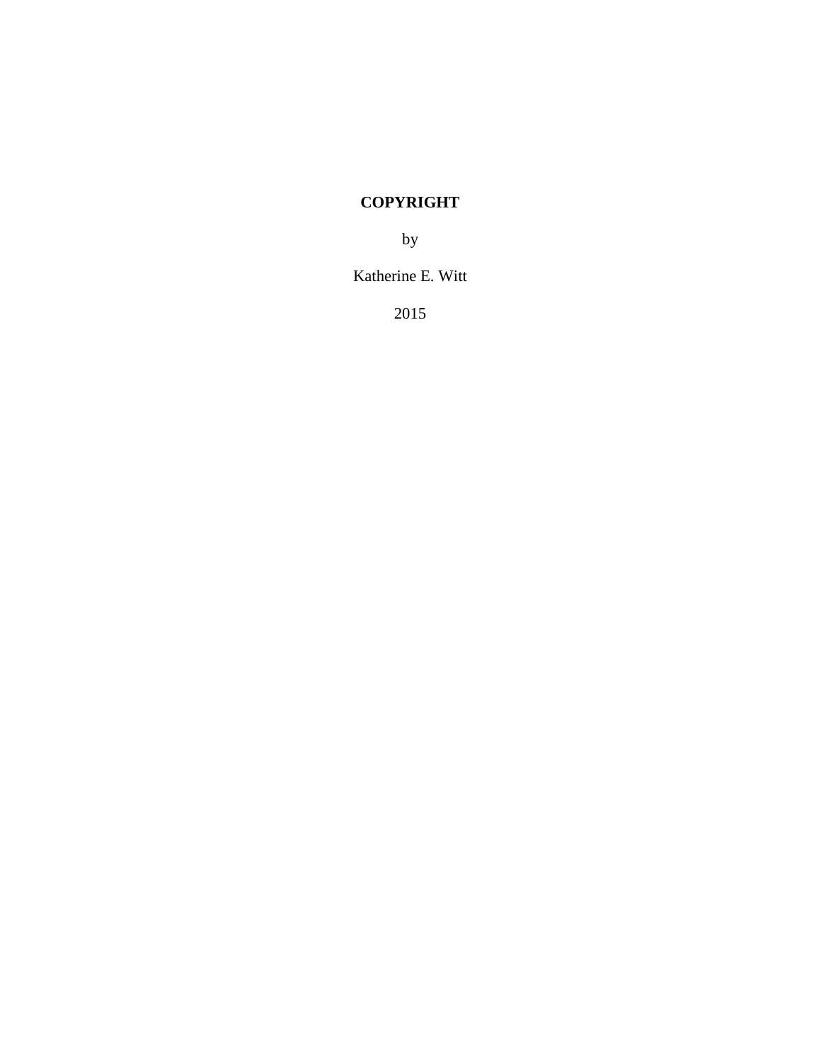**COPYRIGHT**

by

Katherine E. Witt

2015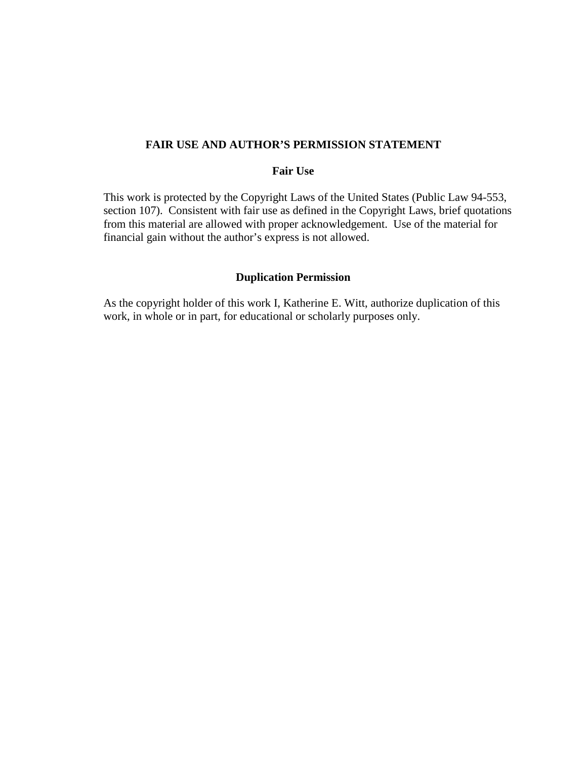# FAIR USE AND AUTHOR'S PERMISSION STATEMENT

## Fair Use

This work is protected by the Copyright Laws of the United States (Public Law 94-553, section 107). Consistent with fair use as defined in the Copyright Laws, brief quotations from this material are allowed with proper acknowledgement. Use of the material for financial gain without the author's express is not allowed.

## Duplication Permission

As the copyright holder of this work I, Katherine E. Witt, authorize duplication of this work, in whole or in part, for educational or scholarly purposes only.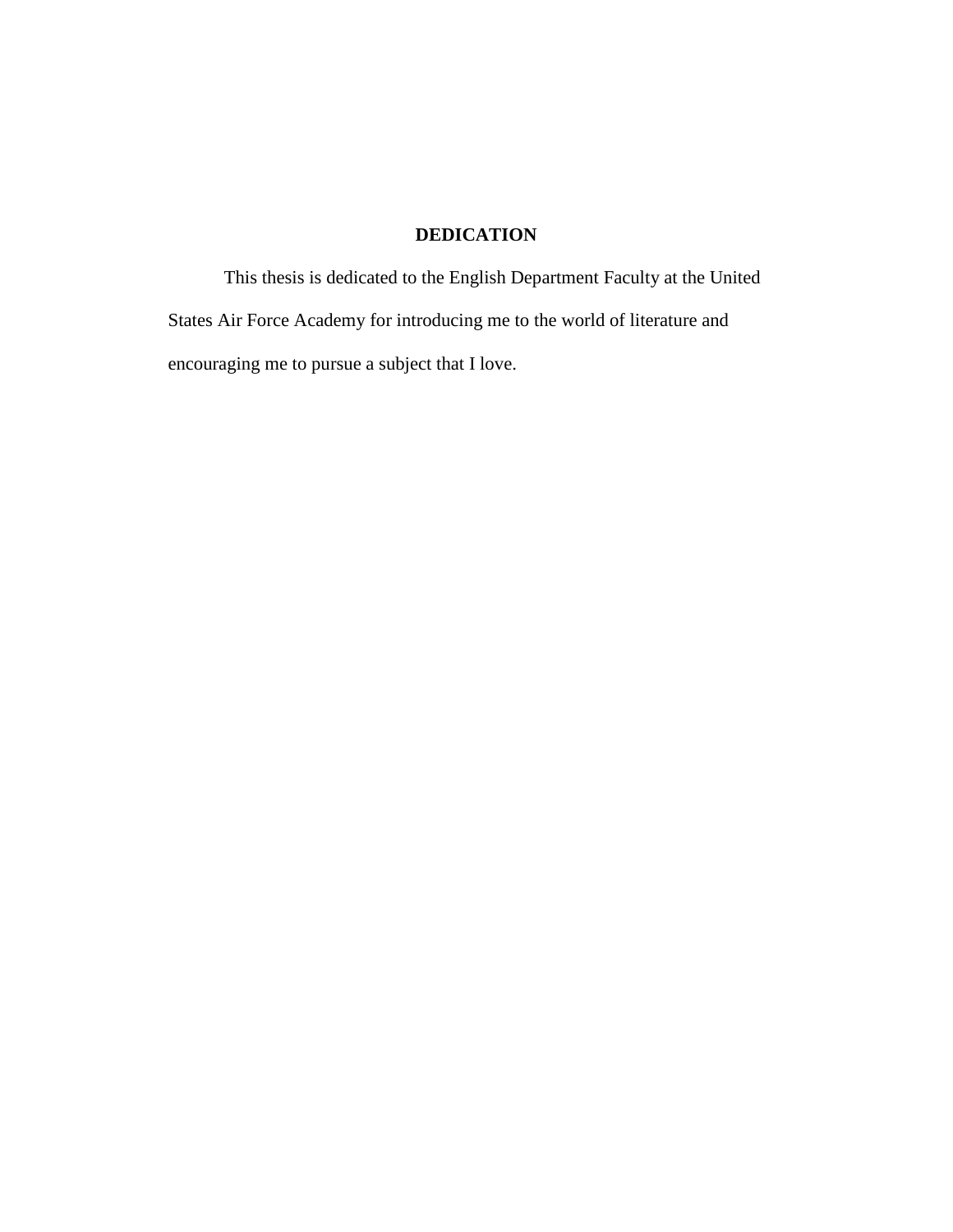# DEDICATION

This thesis is dedicated to the English Department Faculty at the United States Air Force Academy for introducing me to the world of literature and encouraging me to pursue a subject that I love.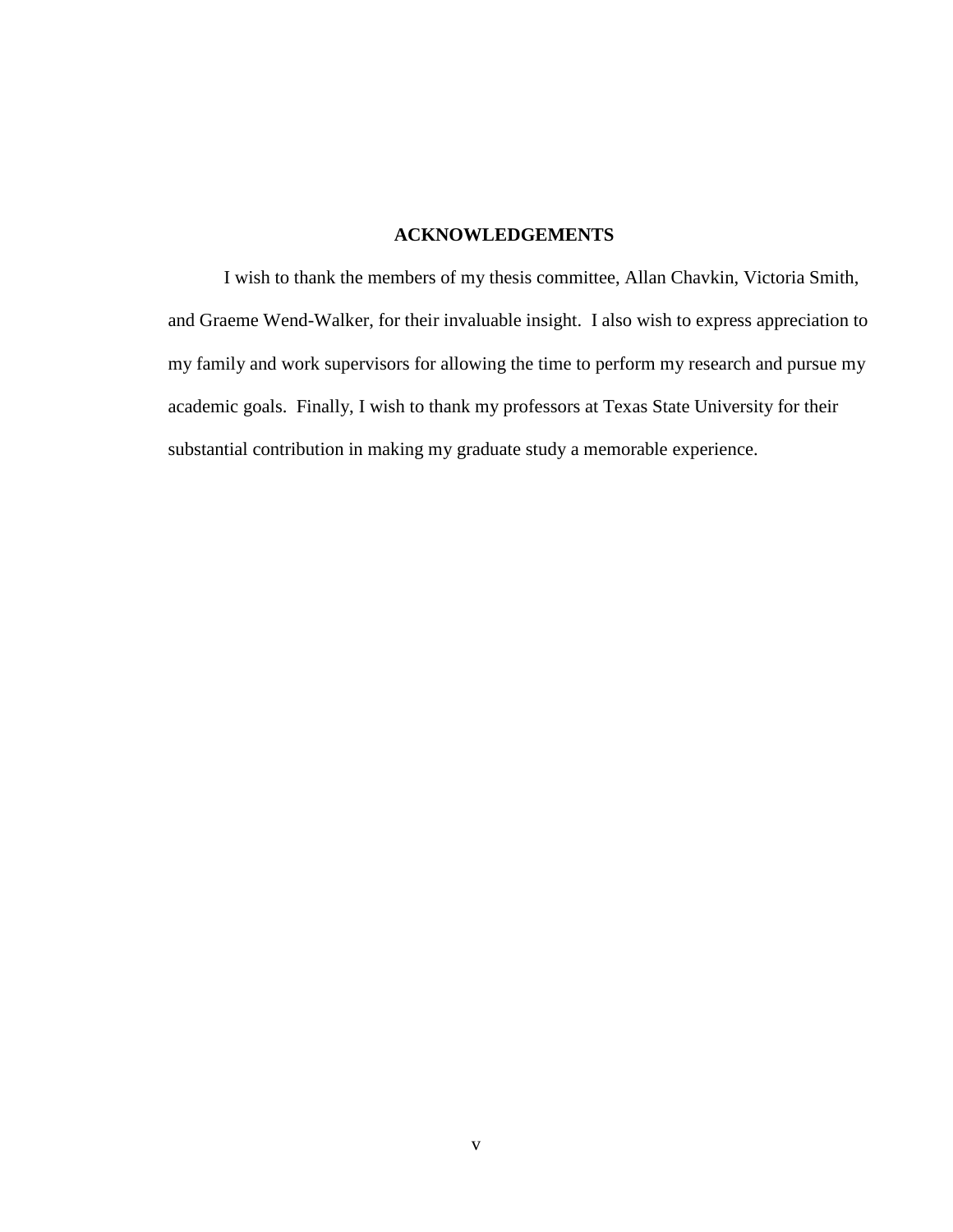## ACKNOWLEDGEMENTS

I wish to thank the members of my thesis committee, Allan Chavkin, Victoria Smith, and Graeme Wend-Walker, for their invaluable insight. I also wish to express appreciation to my family and work supervisors for allowing the time to perform my research and pursue my academic goals. Finally, I wish to thank my professors at Texas State University for their substantial contribution in making my graduate study a memorable experience.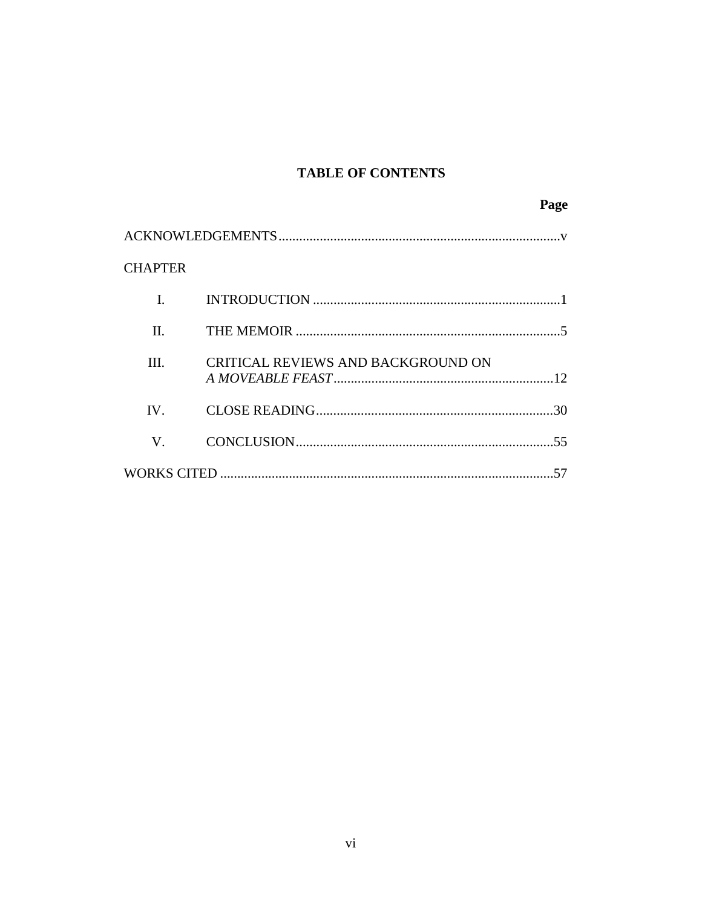# TABLE OF CONTENTS

| | | Page |
|---|---|---|
| ACKNOWLEDGEMENTS | | v |
| CHAPTER | | |
| I. | INTRODUCTION | 1 |
| II. | THE MEMOIR | 5 |
| III. | CRITICAL REVIEWS AND BACKGROUND ON *A MOVEABLE FEAST* | 12 |
| IV. | CLOSE READING | 30 |
| V. | CONCLUSION | 55 |
| WORKS CITED | | 57 |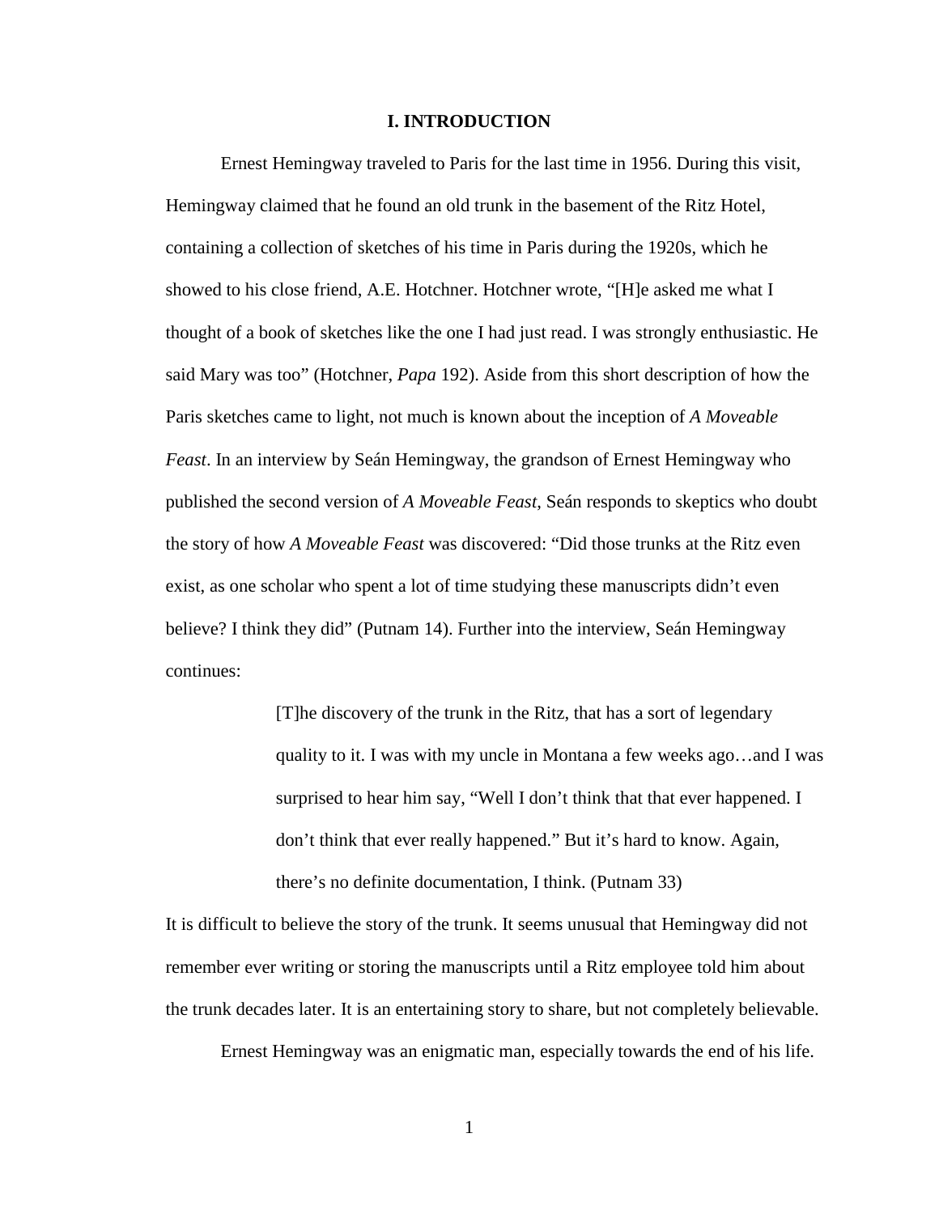# I. INTRODUCTION

Ernest Hemingway traveled to Paris for the last time in 1956. During this visit, Hemingway claimed that he found an old trunk in the basement of the Ritz Hotel, containing a collection of sketches of his time in Paris during the 1920s, which he showed to his close friend, A.E. Hotchner. Hotchner wrote, "[H]e asked me what I thought of a book of sketches like the one I had just read. I was strongly enthusiastic. He said Mary was too" (Hotchner, *Papa* 192). Aside from this short description of how the Paris sketches came to light, not much is known about the inception of *A Moveable Feast*. In an interview by Seán Hemingway, the grandson of Ernest Hemingway who published the second version of *A Moveable Feast*, Seán responds to skeptics who doubt the story of how *A Moveable Feast* was discovered: "Did those trunks at the Ritz even exist, as one scholar who spent a lot of time studying these manuscripts didn't even believe? I think they did" (Putnam 14). Further into the interview, Seán Hemingway continues:

> [T]he discovery of the trunk in the Ritz, that has a sort of legendary quality to it. I was with my uncle in Montana a few weeks ago…and I was surprised to hear him say, "Well I don't think that that ever happened. I don't think that ever really happened." But it's hard to know. Again, there's no definite documentation, I think. (Putnam 33)

It is difficult to believe the story of the trunk. It seems unusual that Hemingway did not remember ever writing or storing the manuscripts until a Ritz employee told him about the trunk decades later. It is an entertaining story to share, but not completely believable.

Ernest Hemingway was an enigmatic man, especially towards the end of his life.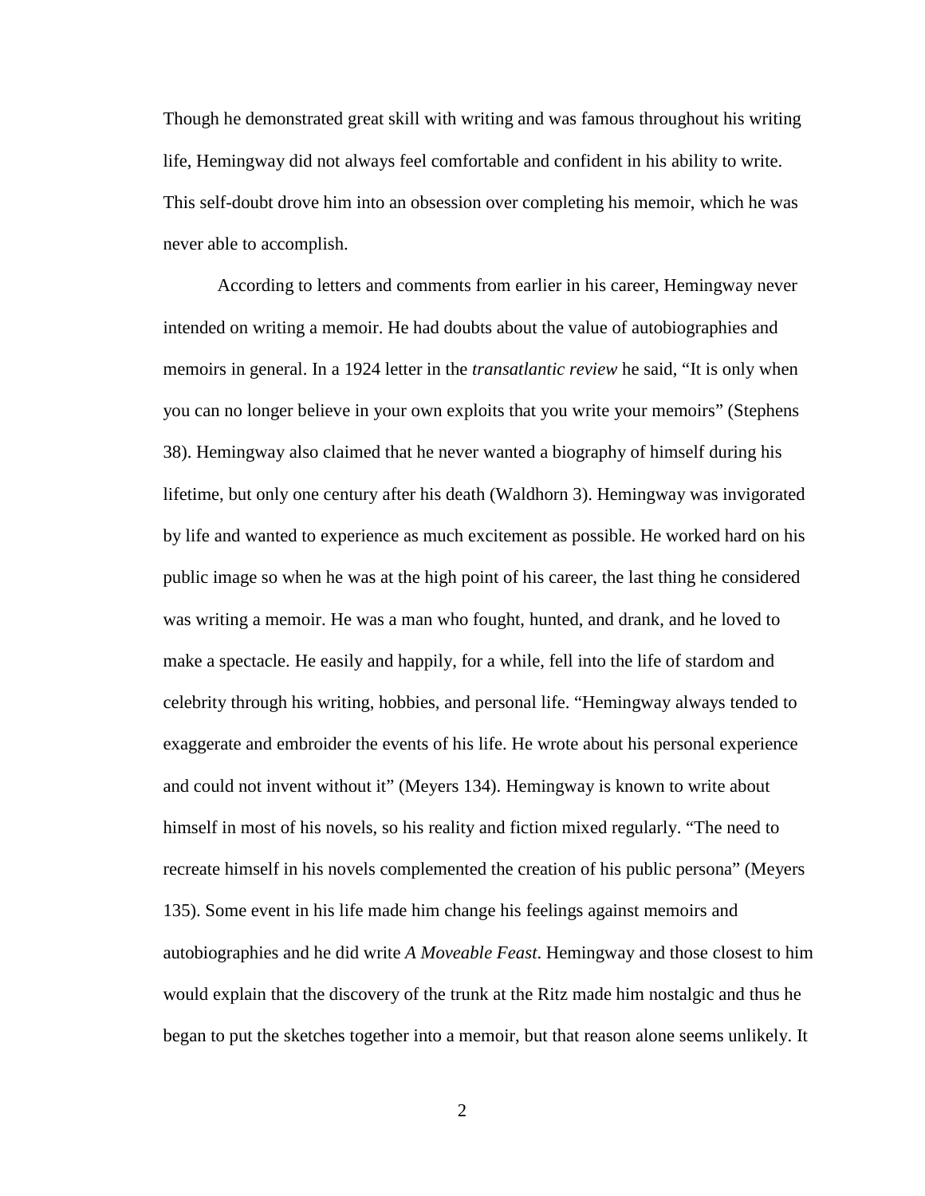Though he demonstrated great skill with writing and was famous throughout his writing life, Hemingway did not always feel comfortable and confident in his ability to write. This self-doubt drove him into an obsession over completing his memoir, which he was never able to accomplish.

According to letters and comments from earlier in his career, Hemingway never intended on writing a memoir. He had doubts about the value of autobiographies and memoirs in general. In a 1924 letter in the *transatlantic review* he said, "It is only when you can no longer believe in your own exploits that you write your memoirs" (Stephens 38). Hemingway also claimed that he never wanted a biography of himself during his lifetime, but only one century after his death (Waldhorn 3). Hemingway was invigorated by life and wanted to experience as much excitement as possible. He worked hard on his public image so when he was at the high point of his career, the last thing he considered was writing a memoir. He was a man who fought, hunted, and drank, and he loved to make a spectacle. He easily and happily, for a while, fell into the life of stardom and celebrity through his writing, hobbies, and personal life. "Hemingway always tended to exaggerate and embroider the events of his life. He wrote about his personal experience and could not invent without it" (Meyers 134). Hemingway is known to write about himself in most of his novels, so his reality and fiction mixed regularly. "The need to recreate himself in his novels complemented the creation of his public persona" (Meyers 135). Some event in his life made him change his feelings against memoirs and autobiographies and he did write *A Moveable Feast*. Hemingway and those closest to him would explain that the discovery of the trunk at the Ritz made him nostalgic and thus he began to put the sketches together into a memoir, but that reason alone seems unlikely. It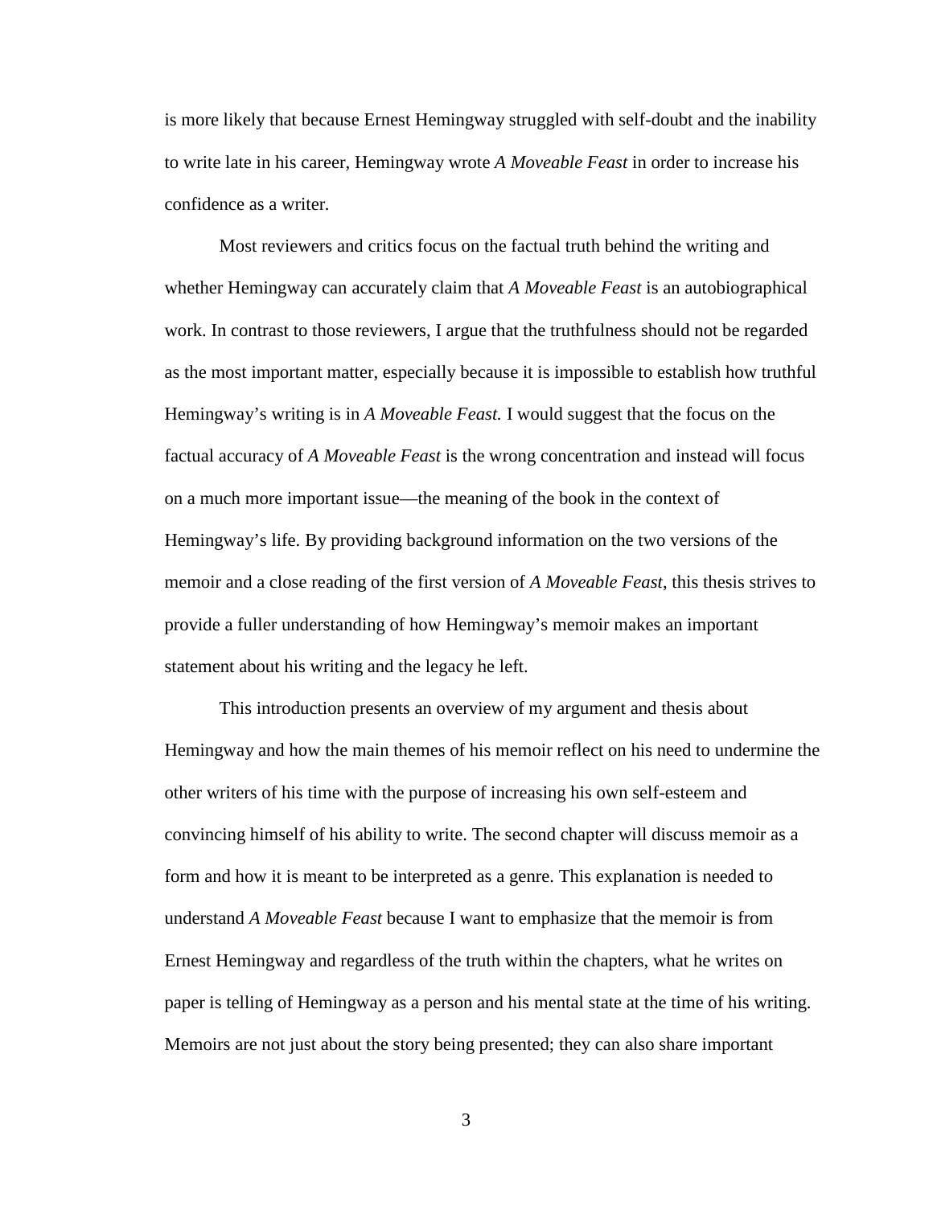is more likely that because Ernest Hemingway struggled with self-doubt and the inability to write late in his career, Hemingway wrote *A Moveable Feast* in order to increase his confidence as a writer.

Most reviewers and critics focus on the factual truth behind the writing and whether Hemingway can accurately claim that *A Moveable Feast* is an autobiographical work. In contrast to those reviewers, I argue that the truthfulness should not be regarded as the most important matter, especially because it is impossible to establish how truthful Hemingway's writing is in *A Moveable Feast.* I would suggest that the focus on the factual accuracy of *A Moveable Feast* is the wrong concentration and instead will focus on a much more important issue—the meaning of the book in the context of Hemingway's life. By providing background information on the two versions of the memoir and a close reading of the first version of *A Moveable Feast*, this thesis strives to provide a fuller understanding of how Hemingway's memoir makes an important statement about his writing and the legacy he left.

This introduction presents an overview of my argument and thesis about Hemingway and how the main themes of his memoir reflect on his need to undermine the other writers of his time with the purpose of increasing his own self-esteem and convincing himself of his ability to write. The second chapter will discuss memoir as a form and how it is meant to be interpreted as a genre. This explanation is needed to understand *A Moveable Feast* because I want to emphasize that the memoir is from Ernest Hemingway and regardless of the truth within the chapters, what he writes on paper is telling of Hemingway as a person and his mental state at the time of his writing. Memoirs are not just about the story being presented; they can also share important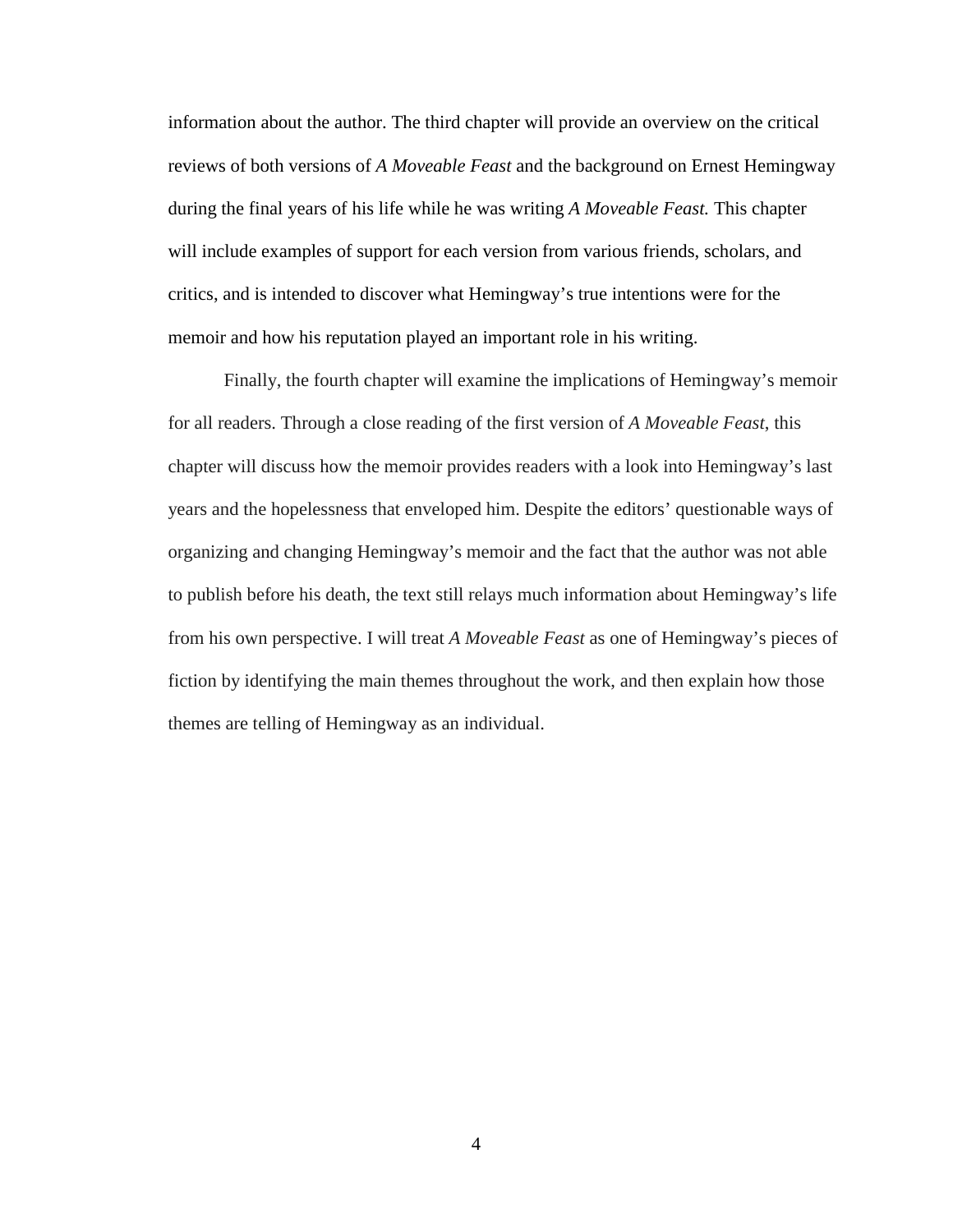information about the author. The third chapter will provide an overview on the critical reviews of both versions of *A Moveable Feast* and the background on Ernest Hemingway during the final years of his life while he was writing *A Moveable Feast.* This chapter will include examples of support for each version from various friends, scholars, and critics, and is intended to discover what Hemingway's true intentions were for the memoir and how his reputation played an important role in his writing.

Finally, the fourth chapter will examine the implications of Hemingway's memoir for all readers. Through a close reading of the first version of *A Moveable Feast*, this chapter will discuss how the memoir provides readers with a look into Hemingway's last years and the hopelessness that enveloped him. Despite the editors' questionable ways of organizing and changing Hemingway's memoir and the fact that the author was not able to publish before his death, the text still relays much information about Hemingway's life from his own perspective. I will treat *A Moveable Feast* as one of Hemingway's pieces of fiction by identifying the main themes throughout the work, and then explain how those themes are telling of Hemingway as an individual.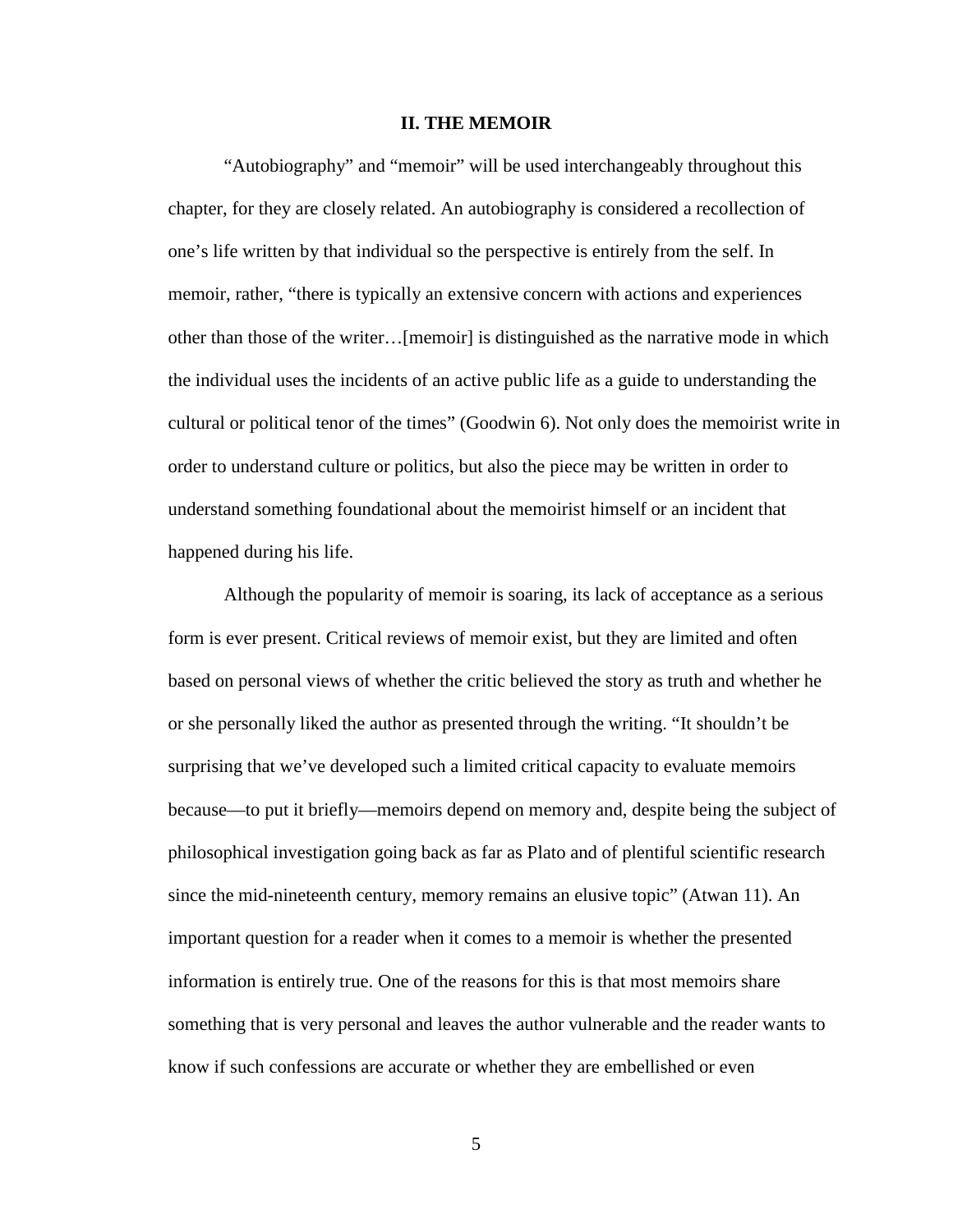## II. THE MEMOIR

"Autobiography" and "memoir" will be used interchangeably throughout this chapter, for they are closely related. An autobiography is considered a recollection of one's life written by that individual so the perspective is entirely from the self. In memoir, rather, "there is typically an extensive concern with actions and experiences other than those of the writer…[memoir] is distinguished as the narrative mode in which the individual uses the incidents of an active public life as a guide to understanding the cultural or political tenor of the times" (Goodwin 6). Not only does the memoirist write in order to understand culture or politics, but also the piece may be written in order to understand something foundational about the memoirist himself or an incident that happened during his life.

Although the popularity of memoir is soaring, its lack of acceptance as a serious form is ever present. Critical reviews of memoir exist, but they are limited and often based on personal views of whether the critic believed the story as truth and whether he or she personally liked the author as presented through the writing. "It shouldn't be surprising that we've developed such a limited critical capacity to evaluate memoirs because—to put it briefly—memoirs depend on memory and, despite being the subject of philosophical investigation going back as far as Plato and of plentiful scientific research since the mid-nineteenth century, memory remains an elusive topic" (Atwan 11). An important question for a reader when it comes to a memoir is whether the presented information is entirely true. One of the reasons for this is that most memoirs share something that is very personal and leaves the author vulnerable and the reader wants to know if such confessions are accurate or whether they are embellished or even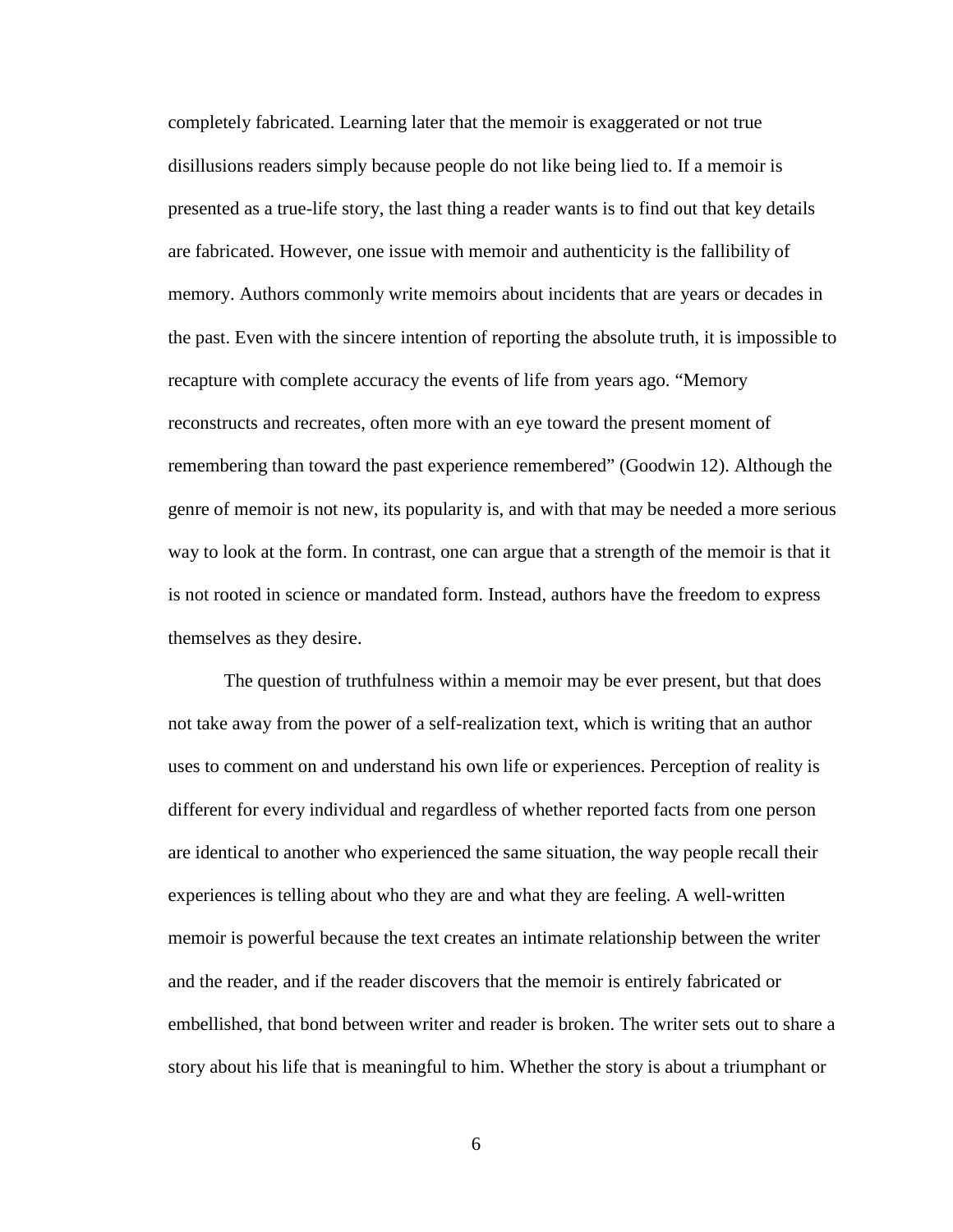completely fabricated. Learning later that the memoir is exaggerated or not true disillusions readers simply because people do not like being lied to. If a memoir is presented as a true-life story, the last thing a reader wants is to find out that key details are fabricated. However, one issue with memoir and authenticity is the fallibility of memory. Authors commonly write memoirs about incidents that are years or decades in the past. Even with the sincere intention of reporting the absolute truth, it is impossible to recapture with complete accuracy the events of life from years ago. "Memory reconstructs and recreates, often more with an eye toward the present moment of remembering than toward the past experience remembered" (Goodwin 12). Although the genre of memoir is not new, its popularity is, and with that may be needed a more serious way to look at the form. In contrast, one can argue that a strength of the memoir is that it is not rooted in science or mandated form. Instead, authors have the freedom to express themselves as they desire.

The question of truthfulness within a memoir may be ever present, but that does not take away from the power of a self-realization text, which is writing that an author uses to comment on and understand his own life or experiences. Perception of reality is different for every individual and regardless of whether reported facts from one person are identical to another who experienced the same situation, the way people recall their experiences is telling about who they are and what they are feeling. A well-written memoir is powerful because the text creates an intimate relationship between the writer and the reader, and if the reader discovers that the memoir is entirely fabricated or embellished, that bond between writer and reader is broken. The writer sets out to share a story about his life that is meaningful to him. Whether the story is about a triumphant or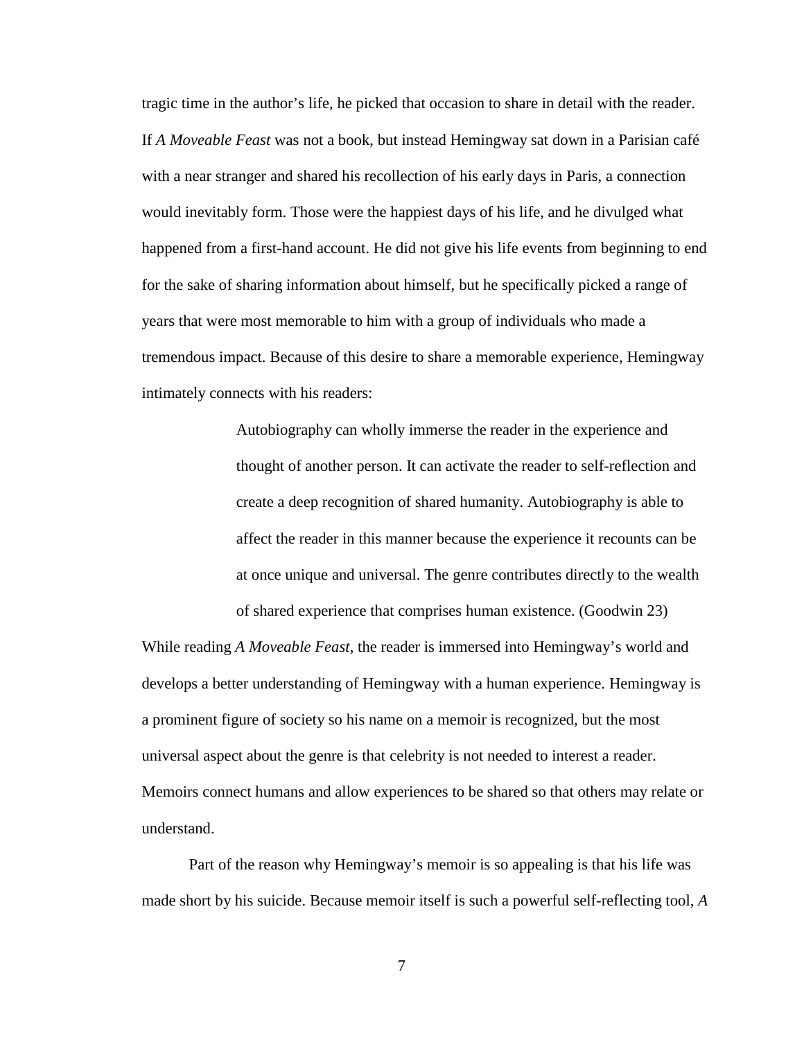tragic time in the author's life, he picked that occasion to share in detail with the reader. If *A Moveable Feast* was not a book, but instead Hemingway sat down in a Parisian café with a near stranger and shared his recollection of his early days in Paris, a connection would inevitably form. Those were the happiest days of his life, and he divulged what happened from a first-hand account. He did not give his life events from beginning to end for the sake of sharing information about himself, but he specifically picked a range of years that were most memorable to him with a group of individuals who made a tremendous impact. Because of this desire to share a memorable experience, Hemingway intimately connects with his readers:

> Autobiography can wholly immerse the reader in the experience and thought of another person. It can activate the reader to self-reflection and create a deep recognition of shared humanity. Autobiography is able to affect the reader in this manner because the experience it recounts can be at once unique and universal. The genre contributes directly to the wealth of shared experience that comprises human existence. (Goodwin 23)

While reading *A Moveable Feast*, the reader is immersed into Hemingway's world and develops a better understanding of Hemingway with a human experience. Hemingway is a prominent figure of society so his name on a memoir is recognized, but the most universal aspect about the genre is that celebrity is not needed to interest a reader. Memoirs connect humans and allow experiences to be shared so that others may relate or understand.

Part of the reason why Hemingway's memoir is so appealing is that his life was made short by his suicide. Because memoir itself is such a powerful self-reflecting tool, *A*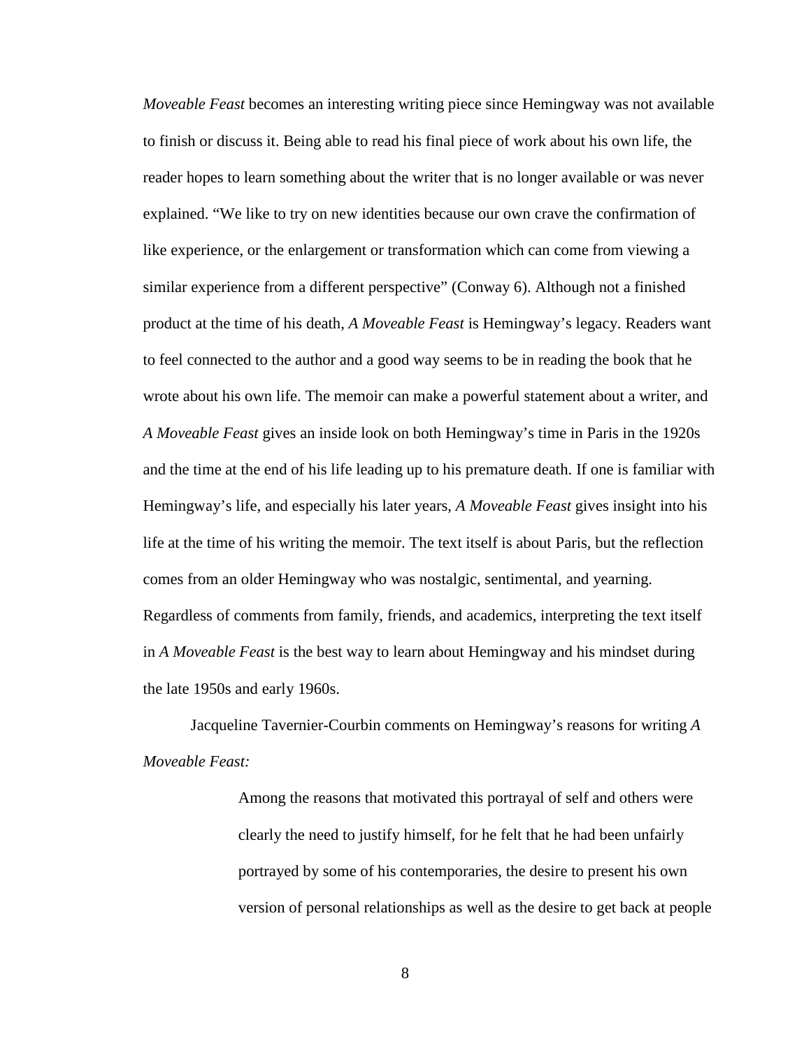*Moveable Feast* becomes an interesting writing piece since Hemingway was not available to finish or discuss it. Being able to read his final piece of work about his own life, the reader hopes to learn something about the writer that is no longer available or was never explained. “We like to try on new identities because our own crave the confirmation of like experience, or the enlargement or transformation which can come from viewing a similar experience from a different perspective” (Conway 6). Although not a finished product at the time of his death, *A Moveable Feast* is Hemingway’s legacy. Readers want to feel connected to the author and a good way seems to be in reading the book that he wrote about his own life. The memoir can make a powerful statement about a writer, and *A Moveable Feast* gives an inside look on both Hemingway’s time in Paris in the 1920s and the time at the end of his life leading up to his premature death. If one is familiar with Hemingway’s life, and especially his later years, *A Moveable Feast* gives insight into his life at the time of his writing the memoir. The text itself is about Paris, but the reflection comes from an older Hemingway who was nostalgic, sentimental, and yearning. Regardless of comments from family, friends, and academics, interpreting the text itself in *A Moveable Feast* is the best way to learn about Hemingway and his mindset during the late 1950s and early 1960s.

Jacqueline Tavernier-Courbin comments on Hemingway’s reasons for writing *A Moveable Feast:*

> Among the reasons that motivated this portrayal of self and others were clearly the need to justify himself, for he felt that he had been unfairly portrayed by some of his contemporaries, the desire to present his own version of personal relationships as well as the desire to get back at people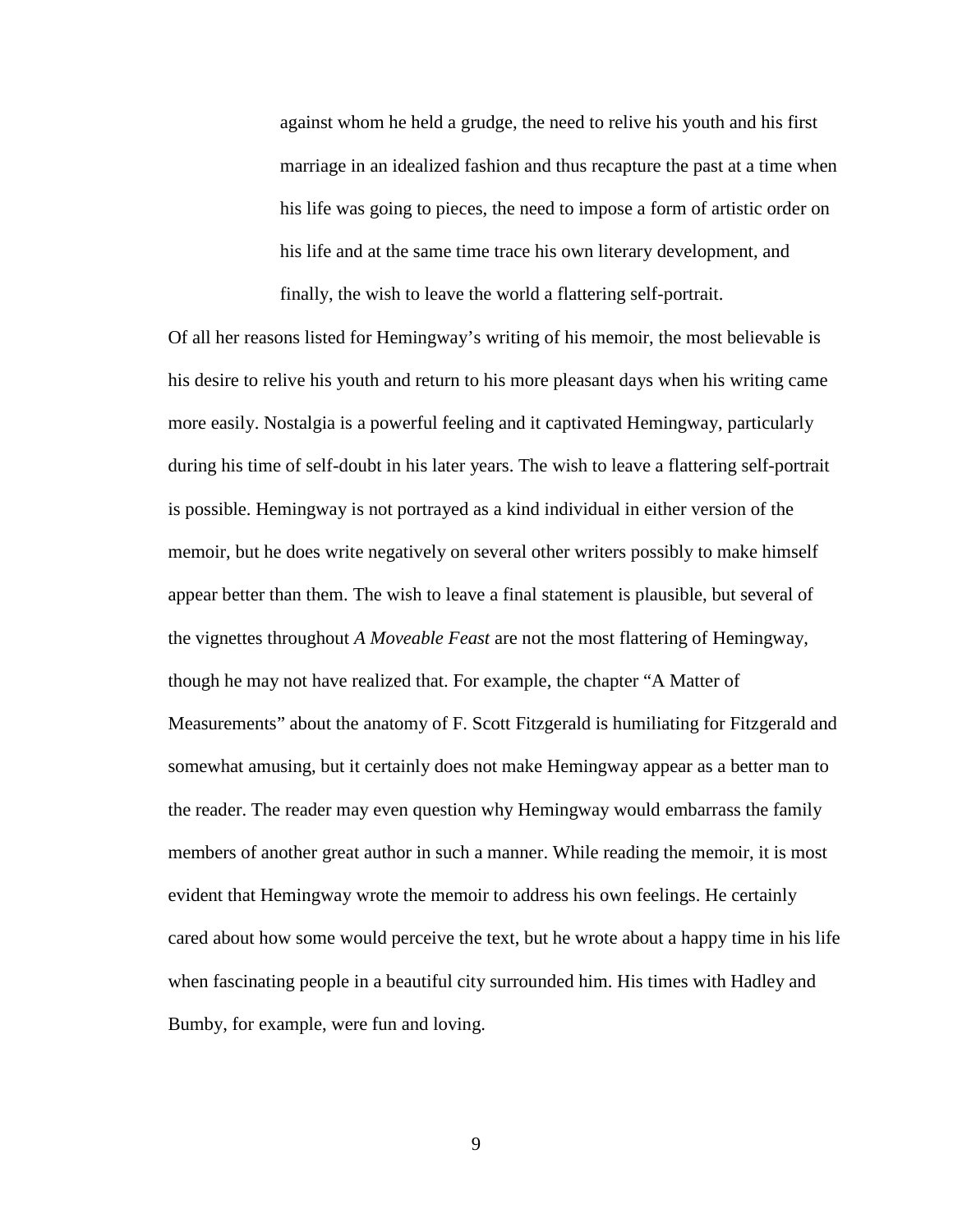> against whom he held a grudge, the need to relive his youth and his first marriage in an idealized fashion and thus recapture the past at a time when his life was going to pieces, the need to impose a form of artistic order on his life and at the same time trace his own literary development, and finally, the wish to leave the world a flattering self-portrait.

Of all her reasons listed for Hemingway's writing of his memoir, the most believable is his desire to relive his youth and return to his more pleasant days when his writing came more easily. Nostalgia is a powerful feeling and it captivated Hemingway, particularly during his time of self-doubt in his later years. The wish to leave a flattering self-portrait is possible. Hemingway is not portrayed as a kind individual in either version of the memoir, but he does write negatively on several other writers possibly to make himself appear better than them. The wish to leave a final statement is plausible, but several of the vignettes throughout *A Moveable Feast* are not the most flattering of Hemingway, though he may not have realized that. For example, the chapter "A Matter of Measurements" about the anatomy of F. Scott Fitzgerald is humiliating for Fitzgerald and somewhat amusing, but it certainly does not make Hemingway appear as a better man to the reader. The reader may even question why Hemingway would embarrass the family members of another great author in such a manner. While reading the memoir, it is most evident that Hemingway wrote the memoir to address his own feelings. He certainly cared about how some would perceive the text, but he wrote about a happy time in his life when fascinating people in a beautiful city surrounded him. His times with Hadley and Bumby, for example, were fun and loving.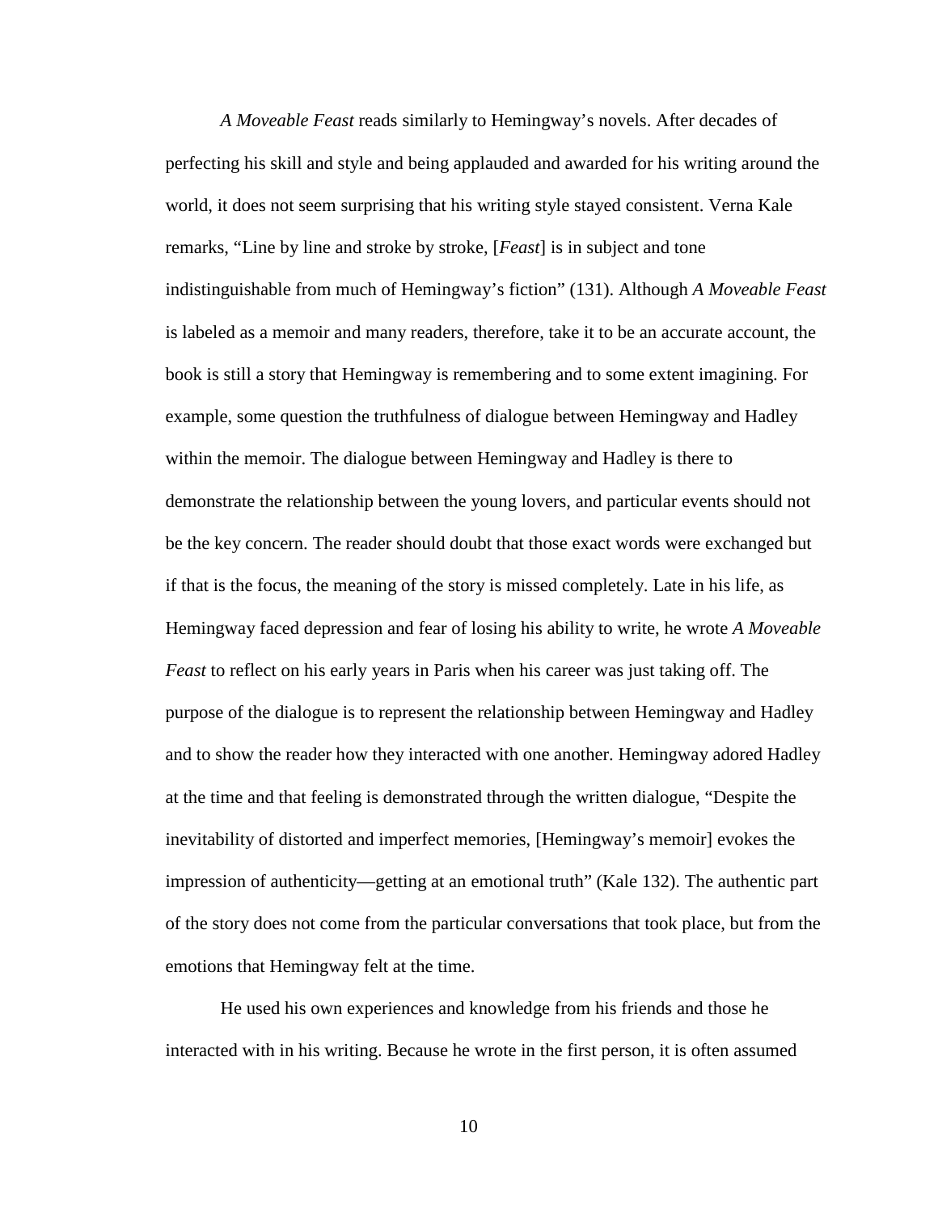*A Moveable Feast* reads similarly to Hemingway's novels. After decades of perfecting his skill and style and being applauded and awarded for his writing around the world, it does not seem surprising that his writing style stayed consistent. Verna Kale remarks, "Line by line and stroke by stroke, [*Feast*] is in subject and tone indistinguishable from much of Hemingway's fiction" (131). Although *A Moveable Feast* is labeled as a memoir and many readers, therefore, take it to be an accurate account, the book is still a story that Hemingway is remembering and to some extent imagining. For example, some question the truthfulness of dialogue between Hemingway and Hadley within the memoir. The dialogue between Hemingway and Hadley is there to demonstrate the relationship between the young lovers, and particular events should not be the key concern. The reader should doubt that those exact words were exchanged but if that is the focus, the meaning of the story is missed completely. Late in his life, as Hemingway faced depression and fear of losing his ability to write, he wrote *A Moveable Feast* to reflect on his early years in Paris when his career was just taking off. The purpose of the dialogue is to represent the relationship between Hemingway and Hadley and to show the reader how they interacted with one another. Hemingway adored Hadley at the time and that feeling is demonstrated through the written dialogue, "Despite the inevitability of distorted and imperfect memories, [Hemingway's memoir] evokes the impression of authenticity—getting at an emotional truth" (Kale 132). The authentic part of the story does not come from the particular conversations that took place, but from the emotions that Hemingway felt at the time.

He used his own experiences and knowledge from his friends and those he interacted with in his writing. Because he wrote in the first person, it is often assumed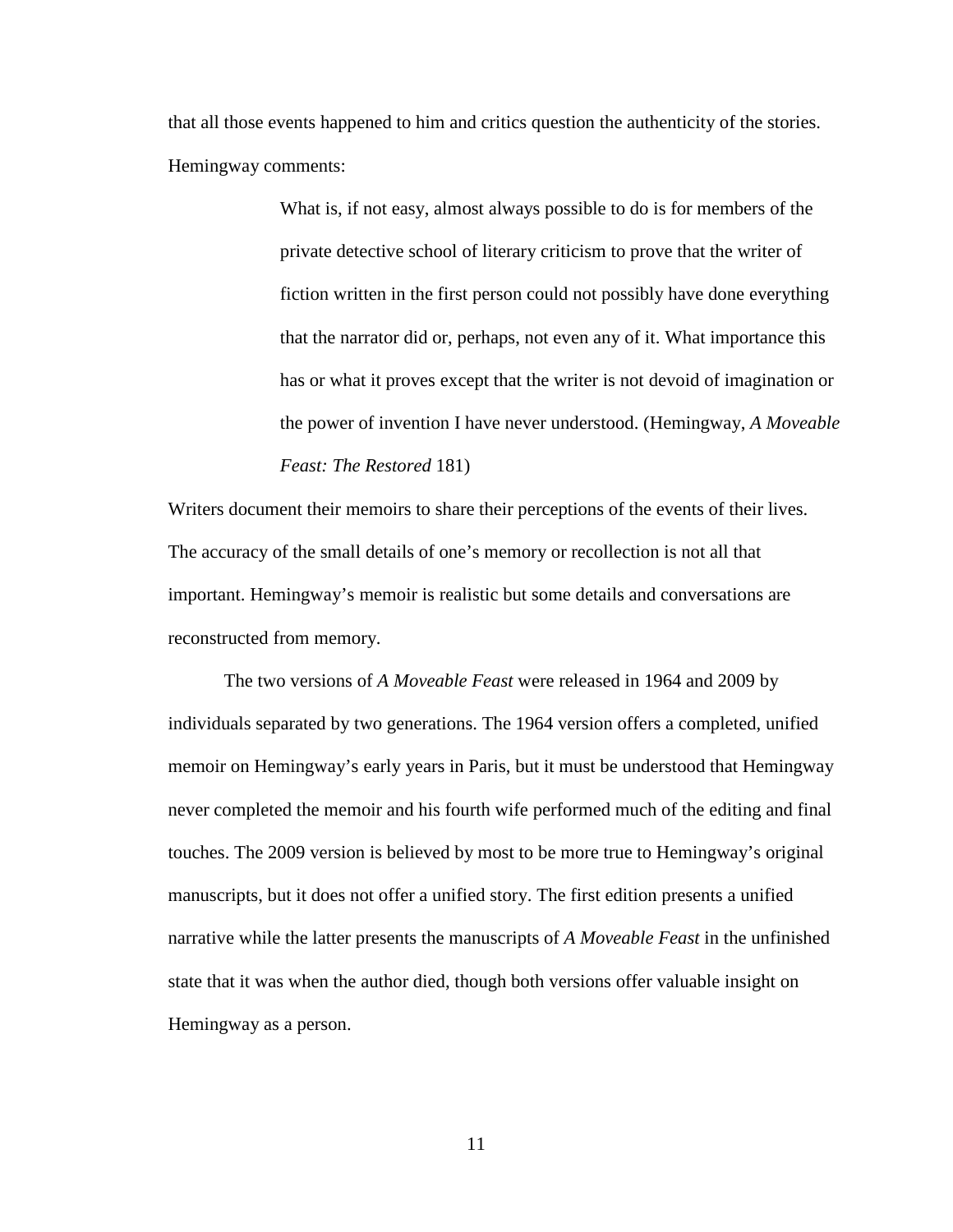that all those events happened to him and critics question the authenticity of the stories. Hemingway comments:

> What is, if not easy, almost always possible to do is for members of the private detective school of literary criticism to prove that the writer of fiction written in the first person could not possibly have done everything that the narrator did or, perhaps, not even any of it. What importance this has or what it proves except that the writer is not devoid of imagination or the power of invention I have never understood. (Hemingway, *A Moveable Feast: The Restored* 181)

Writers document their memoirs to share their perceptions of the events of their lives. The accuracy of the small details of one's memory or recollection is not all that important. Hemingway's memoir is realistic but some details and conversations are reconstructed from memory.

The two versions of *A Moveable Feast* were released in 1964 and 2009 by individuals separated by two generations. The 1964 version offers a completed, unified memoir on Hemingway's early years in Paris, but it must be understood that Hemingway never completed the memoir and his fourth wife performed much of the editing and final touches. The 2009 version is believed by most to be more true to Hemingway's original manuscripts, but it does not offer a unified story. The first edition presents a unified narrative while the latter presents the manuscripts of *A Moveable Feast* in the unfinished state that it was when the author died, though both versions offer valuable insight on Hemingway as a person.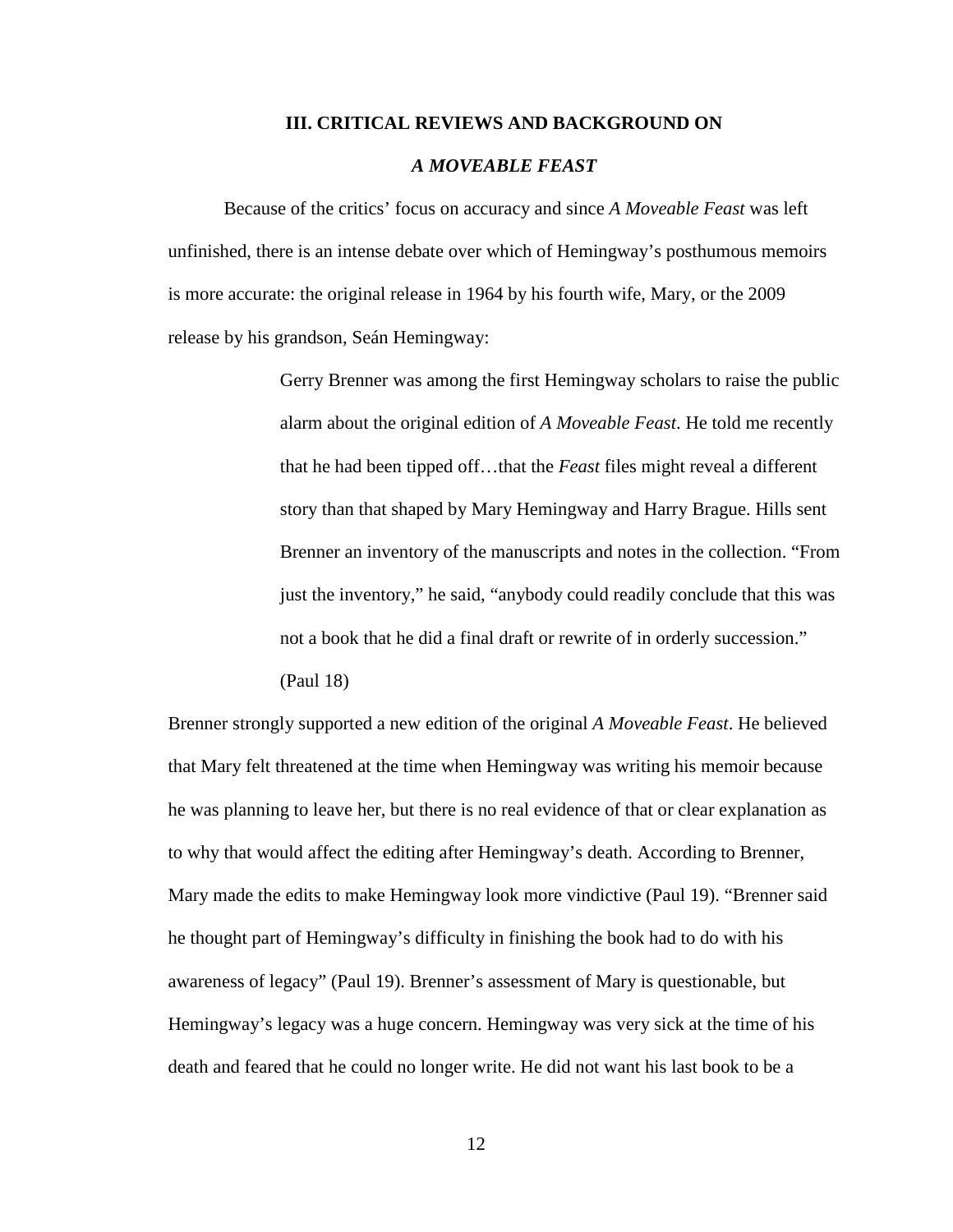## III. CRITICAL REVIEWS AND BACKGROUND ON *A MOVEABLE FEAST*

Because of the critics' focus on accuracy and since *A Moveable Feast* was left unfinished, there is an intense debate over which of Hemingway's posthumous memoirs is more accurate: the original release in 1964 by his fourth wife, Mary, or the 2009 release by his grandson, Seán Hemingway:

> Gerry Brenner was among the first Hemingway scholars to raise the public alarm about the original edition of *A Moveable Feast*. He told me recently that he had been tipped off…that the *Feast* files might reveal a different story than that shaped by Mary Hemingway and Harry Brague. Hills sent Brenner an inventory of the manuscripts and notes in the collection. "From just the inventory," he said, "anybody could readily conclude that this was not a book that he did a final draft or rewrite of in orderly succession." (Paul 18)

Brenner strongly supported a new edition of the original *A Moveable Feast*. He believed that Mary felt threatened at the time when Hemingway was writing his memoir because he was planning to leave her, but there is no real evidence of that or clear explanation as to why that would affect the editing after Hemingway's death. According to Brenner, Mary made the edits to make Hemingway look more vindictive (Paul 19). "Brenner said he thought part of Hemingway's difficulty in finishing the book had to do with his awareness of legacy" (Paul 19). Brenner's assessment of Mary is questionable, but Hemingway's legacy was a huge concern. Hemingway was very sick at the time of his death and feared that he could no longer write. He did not want his last book to be a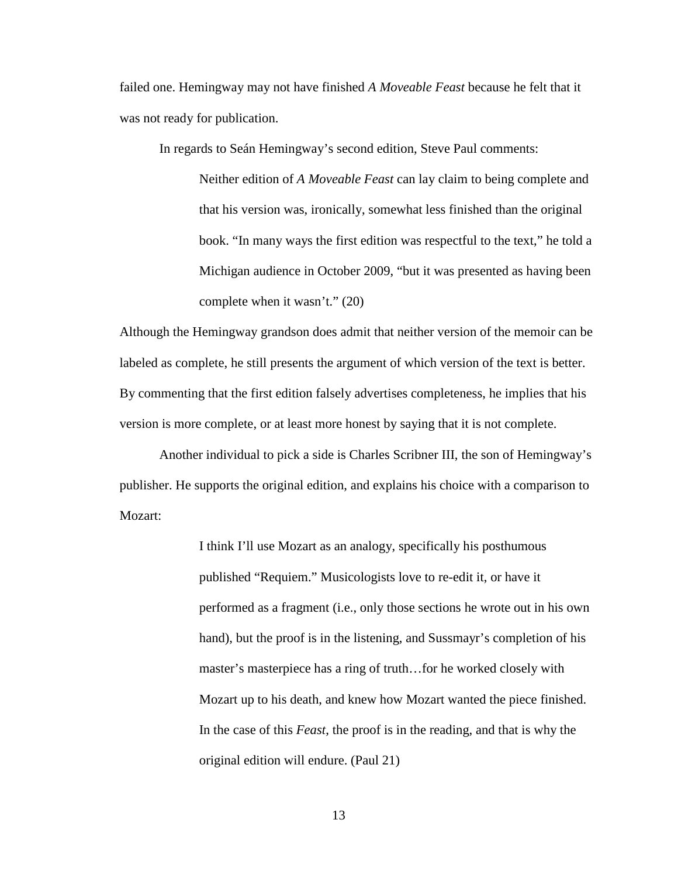failed one. Hemingway may not have finished *A Moveable Feast* because he felt that it was not ready for publication.

In regards to Seán Hemingway's second edition, Steve Paul comments:

> Neither edition of *A Moveable Feast* can lay claim to being complete and that his version was, ironically, somewhat less finished than the original book. "In many ways the first edition was respectful to the text," he told a Michigan audience in October 2009, "but it was presented as having been complete when it wasn't." (20)

Although the Hemingway grandson does admit that neither version of the memoir can be labeled as complete, he still presents the argument of which version of the text is better. By commenting that the first edition falsely advertises completeness, he implies that his version is more complete, or at least more honest by saying that it is not complete.

Another individual to pick a side is Charles Scribner III, the son of Hemingway's publisher. He supports the original edition, and explains his choice with a comparison to Mozart:

> I think I'll use Mozart as an analogy, specifically his posthumous published "Requiem." Musicologists love to re-edit it, or have it performed as a fragment (i.e., only those sections he wrote out in his own hand), but the proof is in the listening, and Sussmayr's completion of his master's masterpiece has a ring of truth…for he worked closely with Mozart up to his death, and knew how Mozart wanted the piece finished. In the case of this *Feast*, the proof is in the reading, and that is why the original edition will endure. (Paul 21)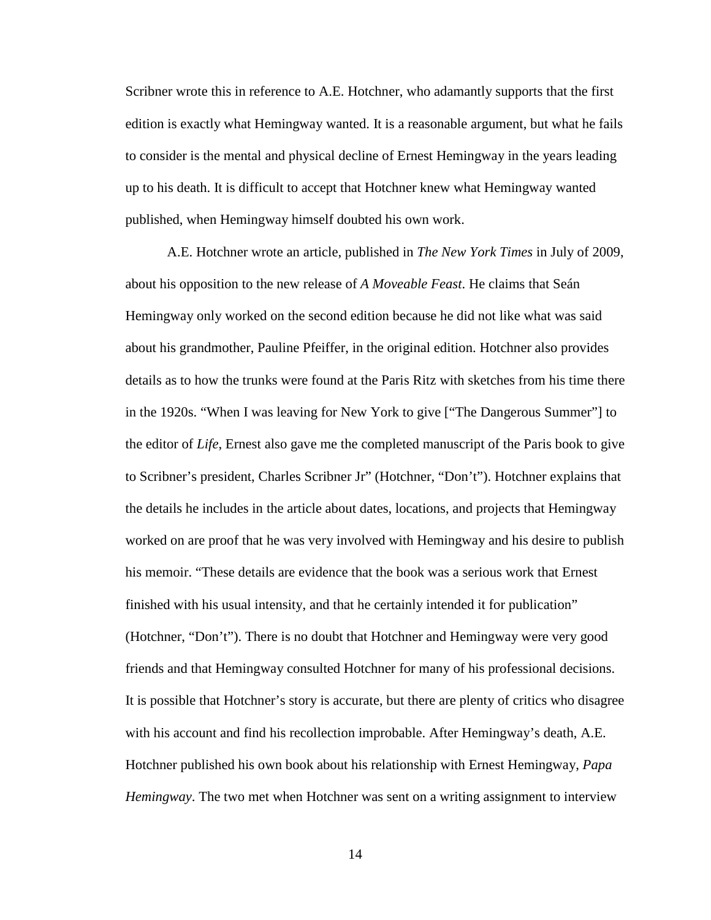Scribner wrote this in reference to A.E. Hotchner, who adamantly supports that the first edition is exactly what Hemingway wanted. It is a reasonable argument, but what he fails to consider is the mental and physical decline of Ernest Hemingway in the years leading up to his death. It is difficult to accept that Hotchner knew what Hemingway wanted published, when Hemingway himself doubted his own work.

A.E. Hotchner wrote an article, published in *The New York Times* in July of 2009, about his opposition to the new release of *A Moveable Feast*. He claims that Seán Hemingway only worked on the second edition because he did not like what was said about his grandmother, Pauline Pfeiffer, in the original edition. Hotchner also provides details as to how the trunks were found at the Paris Ritz with sketches from his time there in the 1920s. "When I was leaving for New York to give ["The Dangerous Summer"] to the editor of *Life*, Ernest also gave me the completed manuscript of the Paris book to give to Scribner's president, Charles Scribner Jr" (Hotchner, "Don't"). Hotchner explains that the details he includes in the article about dates, locations, and projects that Hemingway worked on are proof that he was very involved with Hemingway and his desire to publish his memoir. "These details are evidence that the book was a serious work that Ernest finished with his usual intensity, and that he certainly intended it for publication" (Hotchner, "Don't"). There is no doubt that Hotchner and Hemingway were very good friends and that Hemingway consulted Hotchner for many of his professional decisions. It is possible that Hotchner's story is accurate, but there are plenty of critics who disagree with his account and find his recollection improbable. After Hemingway's death, A.E. Hotchner published his own book about his relationship with Ernest Hemingway, *Papa Hemingway*. The two met when Hotchner was sent on a writing assignment to interview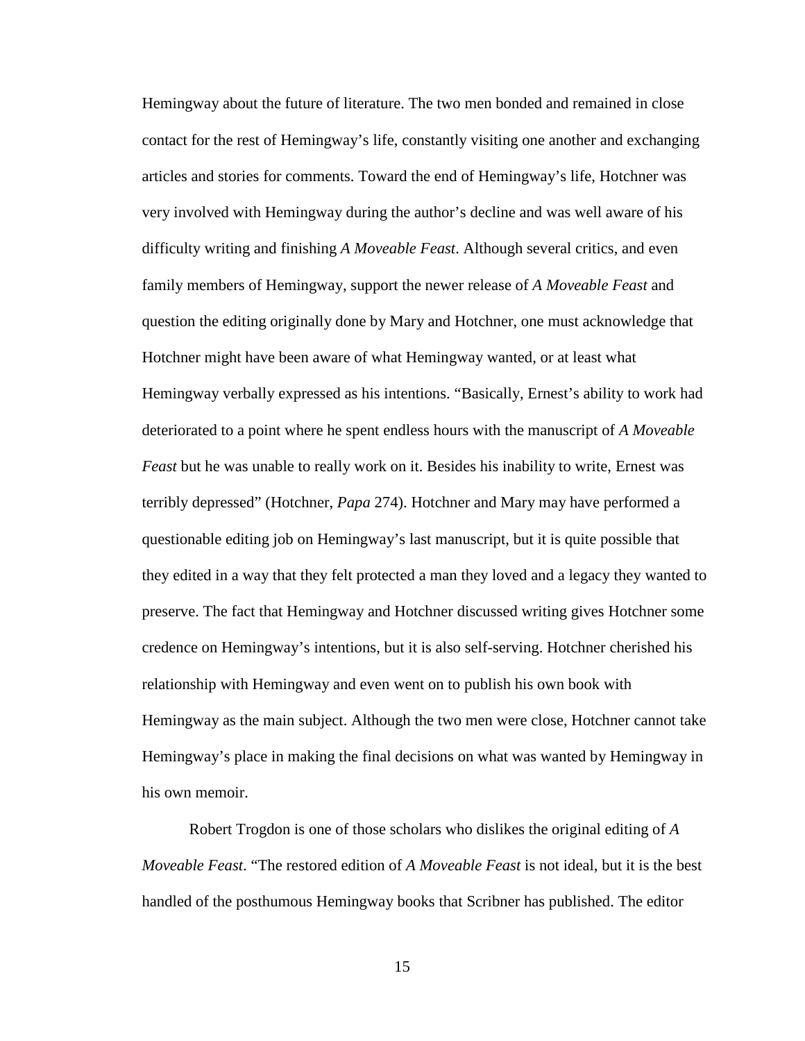Hemingway about the future of literature. The two men bonded and remained in close contact for the rest of Hemingway's life, constantly visiting one another and exchanging articles and stories for comments. Toward the end of Hemingway's life, Hotchner was very involved with Hemingway during the author's decline and was well aware of his difficulty writing and finishing *A Moveable Feast*. Although several critics, and even family members of Hemingway, support the newer release of *A Moveable Feast* and question the editing originally done by Mary and Hotchner, one must acknowledge that Hotchner might have been aware of what Hemingway wanted, or at least what Hemingway verbally expressed as his intentions. "Basically, Ernest's ability to work had deteriorated to a point where he spent endless hours with the manuscript of *A Moveable Feast* but he was unable to really work on it. Besides his inability to write, Ernest was terribly depressed" (Hotchner, *Papa* 274). Hotchner and Mary may have performed a questionable editing job on Hemingway's last manuscript, but it is quite possible that they edited in a way that they felt protected a man they loved and a legacy they wanted to preserve. The fact that Hemingway and Hotchner discussed writing gives Hotchner some credence on Hemingway's intentions, but it is also self-serving. Hotchner cherished his relationship with Hemingway and even went on to publish his own book with Hemingway as the main subject. Although the two men were close, Hotchner cannot take Hemingway's place in making the final decisions on what was wanted by Hemingway in his own memoir.

Robert Trogdon is one of those scholars who dislikes the original editing of *A Moveable Feast*. "The restored edition of *A Moveable Feast* is not ideal, but it is the best handled of the posthumous Hemingway books that Scribner has published. The editor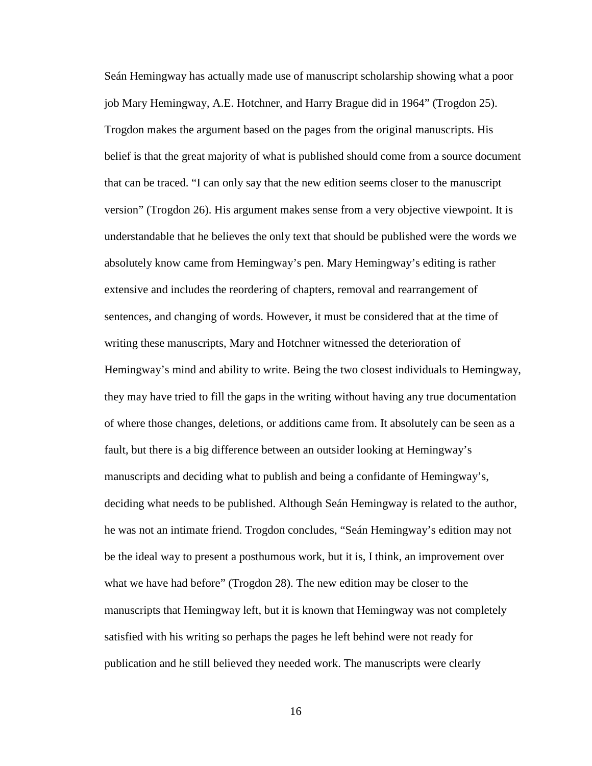Seán Hemingway has actually made use of manuscript scholarship showing what a poor job Mary Hemingway, A.E. Hotchner, and Harry Brague did in 1964" (Trogdon 25). Trogdon makes the argument based on the pages from the original manuscripts. His belief is that the great majority of what is published should come from a source document that can be traced. "I can only say that the new edition seems closer to the manuscript version" (Trogdon 26). His argument makes sense from a very objective viewpoint. It is understandable that he believes the only text that should be published were the words we absolutely know came from Hemingway's pen. Mary Hemingway's editing is rather extensive and includes the reordering of chapters, removal and rearrangement of sentences, and changing of words. However, it must be considered that at the time of writing these manuscripts, Mary and Hotchner witnessed the deterioration of Hemingway's mind and ability to write. Being the two closest individuals to Hemingway, they may have tried to fill the gaps in the writing without having any true documentation of where those changes, deletions, or additions came from. It absolutely can be seen as a fault, but there is a big difference between an outsider looking at Hemingway's manuscripts and deciding what to publish and being a confidante of Hemingway's, deciding what needs to be published. Although Seán Hemingway is related to the author, he was not an intimate friend. Trogdon concludes, "Seán Hemingway's edition may not be the ideal way to present a posthumous work, but it is, I think, an improvement over what we have had before" (Trogdon 28). The new edition may be closer to the manuscripts that Hemingway left, but it is known that Hemingway was not completely satisfied with his writing so perhaps the pages he left behind were not ready for publication and he still believed they needed work. The manuscripts were clearly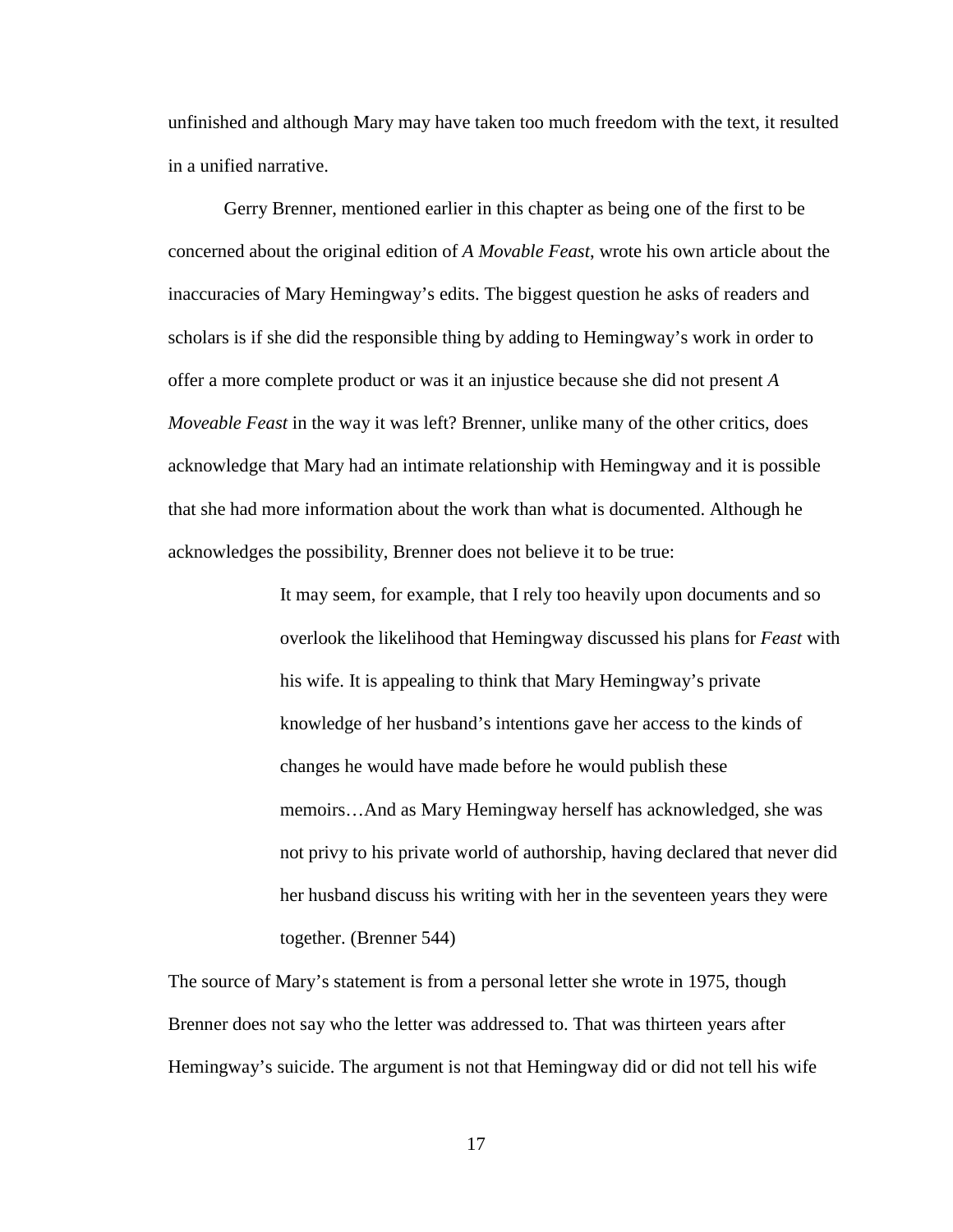unfinished and although Mary may have taken too much freedom with the text, it resulted in a unified narrative.

Gerry Brenner, mentioned earlier in this chapter as being one of the first to be concerned about the original edition of *A Movable Feast*, wrote his own article about the inaccuracies of Mary Hemingway's edits. The biggest question he asks of readers and scholars is if she did the responsible thing by adding to Hemingway's work in order to offer a more complete product or was it an injustice because she did not present *A Moveable Feast* in the way it was left? Brenner, unlike many of the other critics, does acknowledge that Mary had an intimate relationship with Hemingway and it is possible that she had more information about the work than what is documented. Although he acknowledges the possibility, Brenner does not believe it to be true:

> It may seem, for example, that I rely too heavily upon documents and so overlook the likelihood that Hemingway discussed his plans for *Feast* with his wife. It is appealing to think that Mary Hemingway's private knowledge of her husband's intentions gave her access to the kinds of changes he would have made before he would publish these memoirs…And as Mary Hemingway herself has acknowledged, she was not privy to his private world of authorship, having declared that never did her husband discuss his writing with her in the seventeen years they were together. (Brenner 544)

The source of Mary's statement is from a personal letter she wrote in 1975, though Brenner does not say who the letter was addressed to. That was thirteen years after Hemingway's suicide. The argument is not that Hemingway did or did not tell his wife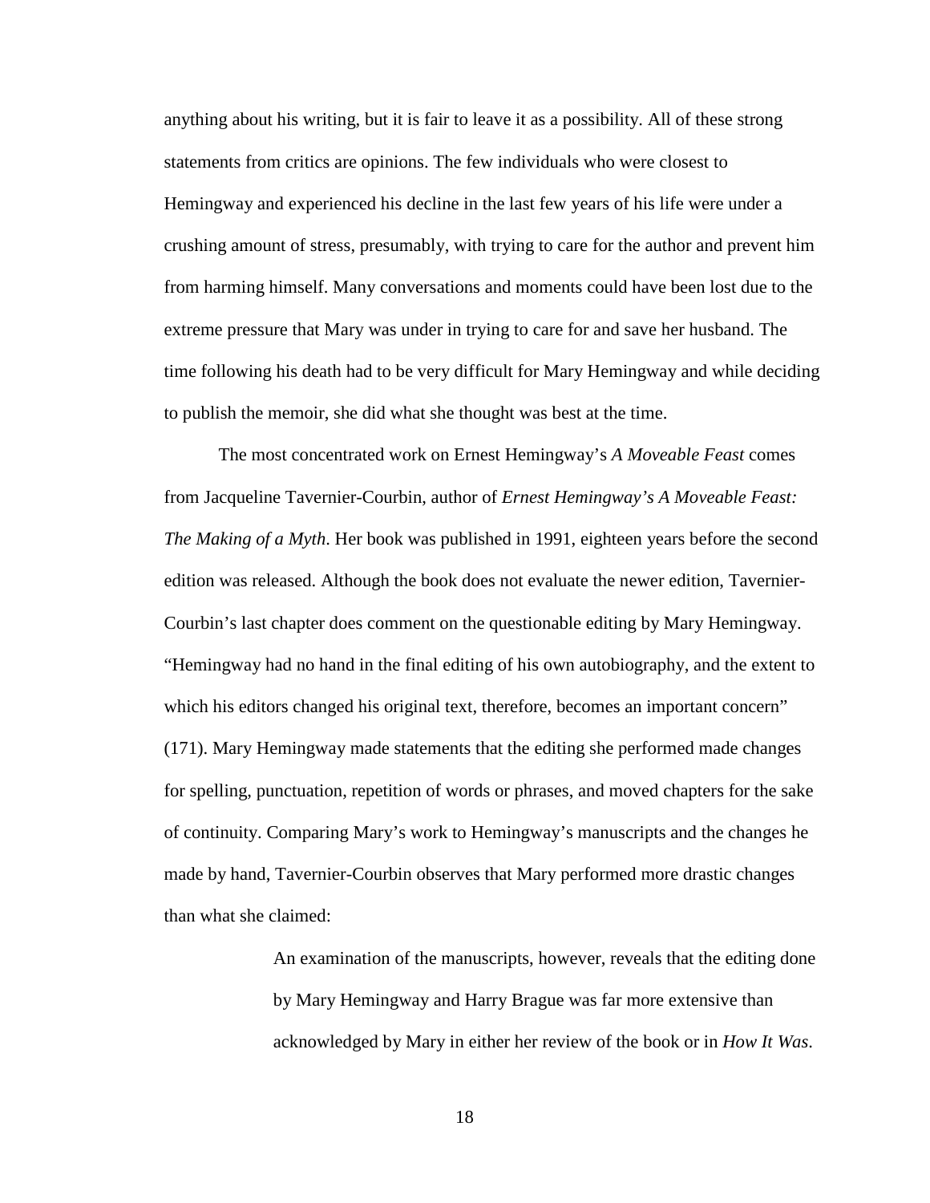anything about his writing, but it is fair to leave it as a possibility. All of these strong statements from critics are opinions. The few individuals who were closest to Hemingway and experienced his decline in the last few years of his life were under a crushing amount of stress, presumably, with trying to care for the author and prevent him from harming himself. Many conversations and moments could have been lost due to the extreme pressure that Mary was under in trying to care for and save her husband. The time following his death had to be very difficult for Mary Hemingway and while deciding to publish the memoir, she did what she thought was best at the time.

The most concentrated work on Ernest Hemingway's *A Moveable Feast* comes from Jacqueline Tavernier-Courbin, author of *Ernest Hemingway's A Moveable Feast: The Making of a Myth*. Her book was published in 1991, eighteen years before the second edition was released. Although the book does not evaluate the newer edition, Tavernier-Courbin's last chapter does comment on the questionable editing by Mary Hemingway. "Hemingway had no hand in the final editing of his own autobiography, and the extent to which his editors changed his original text, therefore, becomes an important concern" (171). Mary Hemingway made statements that the editing she performed made changes for spelling, punctuation, repetition of words or phrases, and moved chapters for the sake of continuity. Comparing Mary's work to Hemingway's manuscripts and the changes he made by hand, Tavernier-Courbin observes that Mary performed more drastic changes than what she claimed:

> An examination of the manuscripts, however, reveals that the editing done by Mary Hemingway and Harry Brague was far more extensive than acknowledged by Mary in either her review of the book or in *How It Was*.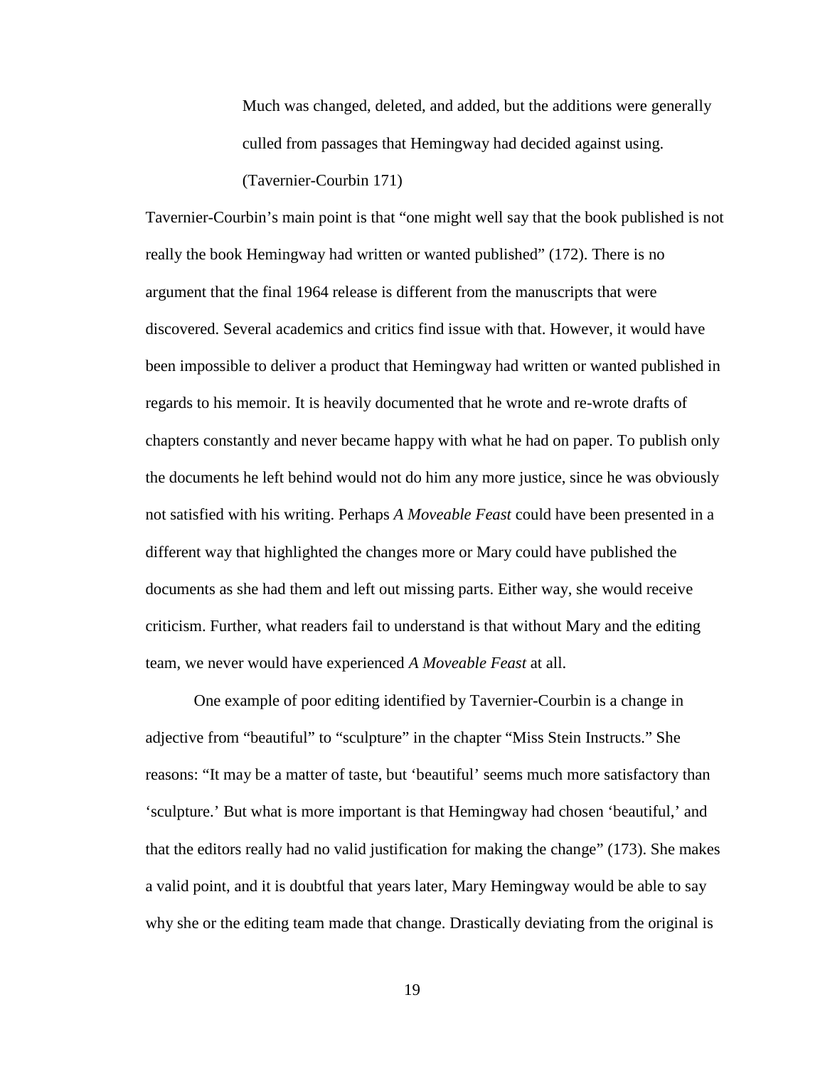> Much was changed, deleted, and added, but the additions were generally culled from passages that Hemingway had decided against using. (Tavernier-Courbin 171)

Tavernier-Courbin's main point is that "one might well say that the book published is not really the book Hemingway had written or wanted published" (172). There is no argument that the final 1964 release is different from the manuscripts that were discovered. Several academics and critics find issue with that. However, it would have been impossible to deliver a product that Hemingway had written or wanted published in regards to his memoir. It is heavily documented that he wrote and re-wrote drafts of chapters constantly and never became happy with what he had on paper. To publish only the documents he left behind would not do him any more justice, since he was obviously not satisfied with his writing. Perhaps *A Moveable Feast* could have been presented in a different way that highlighted the changes more or Mary could have published the documents as she had them and left out missing parts. Either way, she would receive criticism. Further, what readers fail to understand is that without Mary and the editing team, we never would have experienced *A Moveable Feast* at all.

One example of poor editing identified by Tavernier-Courbin is a change in adjective from "beautiful" to "sculpture" in the chapter "Miss Stein Instructs." She reasons: "It may be a matter of taste, but 'beautiful' seems much more satisfactory than 'sculpture.' But what is more important is that Hemingway had chosen 'beautiful,' and that the editors really had no valid justification for making the change" (173). She makes a valid point, and it is doubtful that years later, Mary Hemingway would be able to say why she or the editing team made that change. Drastically deviating from the original is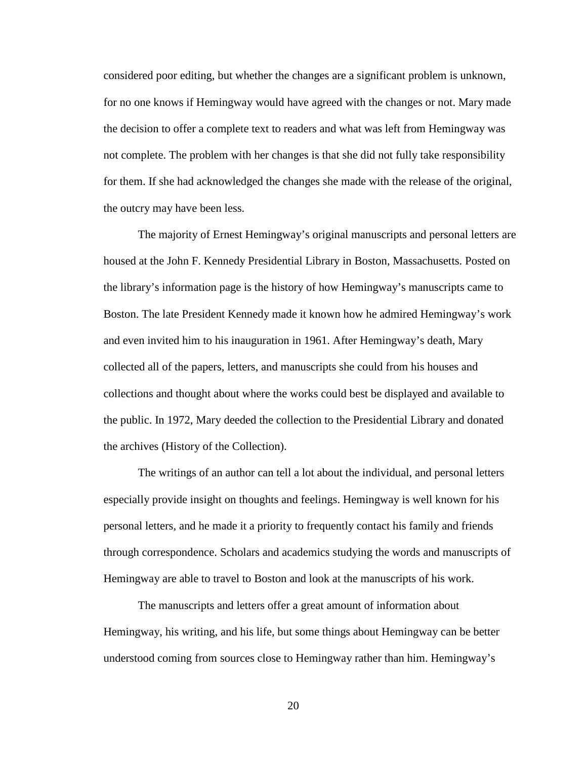considered poor editing, but whether the changes are a significant problem is unknown, for no one knows if Hemingway would have agreed with the changes or not. Mary made the decision to offer a complete text to readers and what was left from Hemingway was not complete. The problem with her changes is that she did not fully take responsibility for them. If she had acknowledged the changes she made with the release of the original, the outcry may have been less.

The majority of Ernest Hemingway's original manuscripts and personal letters are housed at the John F. Kennedy Presidential Library in Boston, Massachusetts. Posted on the library's information page is the history of how Hemingway's manuscripts came to Boston. The late President Kennedy made it known how he admired Hemingway's work and even invited him to his inauguration in 1961. After Hemingway's death, Mary collected all of the papers, letters, and manuscripts she could from his houses and collections and thought about where the works could best be displayed and available to the public. In 1972, Mary deeded the collection to the Presidential Library and donated the archives (History of the Collection).

The writings of an author can tell a lot about the individual, and personal letters especially provide insight on thoughts and feelings. Hemingway is well known for his personal letters, and he made it a priority to frequently contact his family and friends through correspondence. Scholars and academics studying the words and manuscripts of Hemingway are able to travel to Boston and look at the manuscripts of his work.

The manuscripts and letters offer a great amount of information about Hemingway, his writing, and his life, but some things about Hemingway can be better understood coming from sources close to Hemingway rather than him. Hemingway's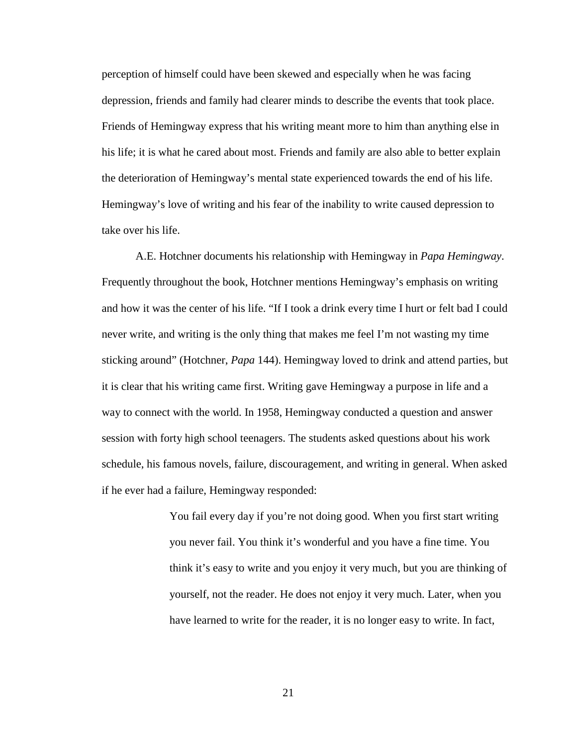perception of himself could have been skewed and especially when he was facing depression, friends and family had clearer minds to describe the events that took place. Friends of Hemingway express that his writing meant more to him than anything else in his life; it is what he cared about most. Friends and family are also able to better explain the deterioration of Hemingway's mental state experienced towards the end of his life. Hemingway's love of writing and his fear of the inability to write caused depression to take over his life.

A.E. Hotchner documents his relationship with Hemingway in *Papa Hemingway*. Frequently throughout the book, Hotchner mentions Hemingway's emphasis on writing and how it was the center of his life. "If I took a drink every time I hurt or felt bad I could never write, and writing is the only thing that makes me feel I'm not wasting my time sticking around" (Hotchner, *Papa* 144). Hemingway loved to drink and attend parties, but it is clear that his writing came first. Writing gave Hemingway a purpose in life and a way to connect with the world. In 1958, Hemingway conducted a question and answer session with forty high school teenagers. The students asked questions about his work schedule, his famous novels, failure, discouragement, and writing in general. When asked if he ever had a failure, Hemingway responded:

> You fail every day if you're not doing good. When you first start writing you never fail. You think it's wonderful and you have a fine time. You think it's easy to write and you enjoy it very much, but you are thinking of yourself, not the reader. He does not enjoy it very much. Later, when you have learned to write for the reader, it is no longer easy to write. In fact,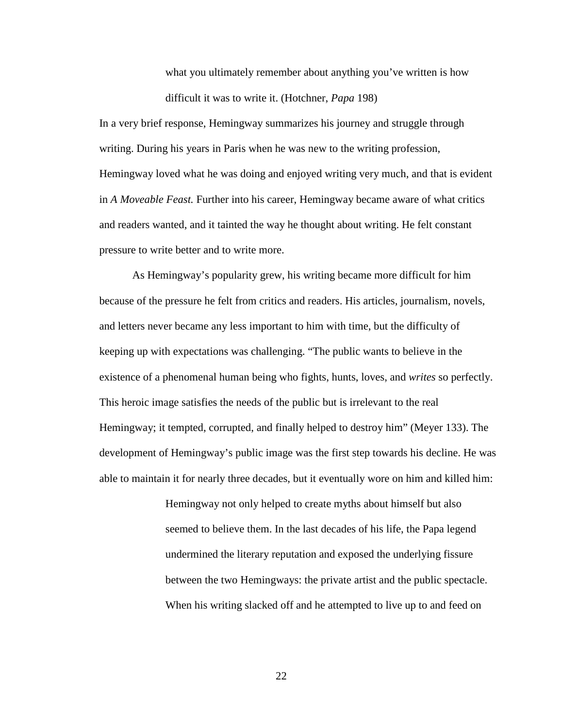> what you ultimately remember about anything you've written is how difficult it was to write it. (Hotchner, *Papa* 198)

In a very brief response, Hemingway summarizes his journey and struggle through writing. During his years in Paris when he was new to the writing profession, Hemingway loved what he was doing and enjoyed writing very much, and that is evident in *A Moveable Feast.* Further into his career, Hemingway became aware of what critics and readers wanted, and it tainted the way he thought about writing. He felt constant pressure to write better and to write more.

As Hemingway's popularity grew, his writing became more difficult for him because of the pressure he felt from critics and readers. His articles, journalism, novels, and letters never became any less important to him with time, but the difficulty of keeping up with expectations was challenging. "The public wants to believe in the existence of a phenomenal human being who fights, hunts, loves, and *writes* so perfectly. This heroic image satisfies the needs of the public but is irrelevant to the real Hemingway; it tempted, corrupted, and finally helped to destroy him" (Meyer 133). The development of Hemingway's public image was the first step towards his decline. He was able to maintain it for nearly three decades, but it eventually wore on him and killed him:

> Hemingway not only helped to create myths about himself but also seemed to believe them. In the last decades of his life, the Papa legend undermined the literary reputation and exposed the underlying fissure between the two Hemingways: the private artist and the public spectacle. When his writing slacked off and he attempted to live up to and feed on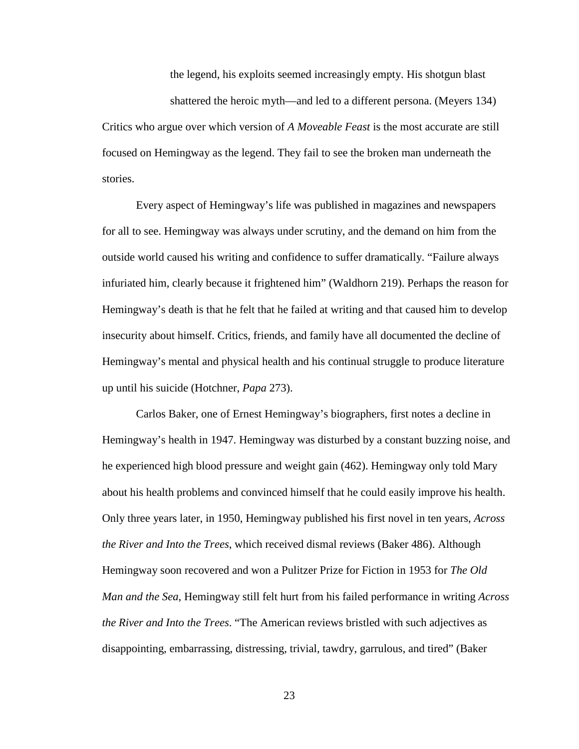> the legend, his exploits seemed increasingly empty. His shotgun blast shattered the heroic myth—and led to a different persona. (Meyers 134)

Critics who argue over which version of *A Moveable Feast* is the most accurate are still focused on Hemingway as the legend. They fail to see the broken man underneath the stories.

Every aspect of Hemingway's life was published in magazines and newspapers for all to see. Hemingway was always under scrutiny, and the demand on him from the outside world caused his writing and confidence to suffer dramatically. "Failure always infuriated him, clearly because it frightened him" (Waldhorn 219). Perhaps the reason for Hemingway's death is that he felt that he failed at writing and that caused him to develop insecurity about himself. Critics, friends, and family have all documented the decline of Hemingway's mental and physical health and his continual struggle to produce literature up until his suicide (Hotchner, *Papa* 273).

Carlos Baker, one of Ernest Hemingway's biographers, first notes a decline in Hemingway's health in 1947. Hemingway was disturbed by a constant buzzing noise, and he experienced high blood pressure and weight gain (462). Hemingway only told Mary about his health problems and convinced himself that he could easily improve his health. Only three years later, in 1950, Hemingway published his first novel in ten years, *Across the River and Into the Trees*, which received dismal reviews (Baker 486). Although Hemingway soon recovered and won a Pulitzer Prize for Fiction in 1953 for *The Old Man and the Sea*, Hemingway still felt hurt from his failed performance in writing *Across the River and Into the Trees*. "The American reviews bristled with such adjectives as disappointing, embarrassing, distressing, trivial, tawdry, garrulous, and tired" (Baker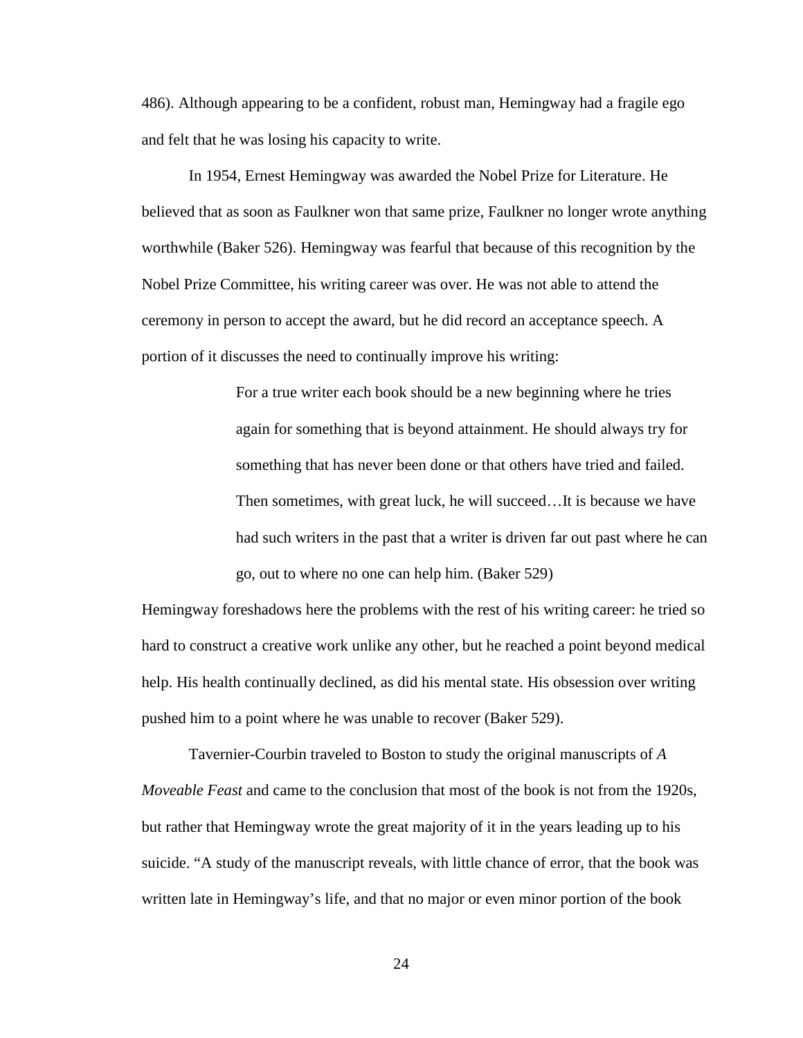486). Although appearing to be a confident, robust man, Hemingway had a fragile ego and felt that he was losing his capacity to write.

In 1954, Ernest Hemingway was awarded the Nobel Prize for Literature. He believed that as soon as Faulkner won that same prize, Faulkner no longer wrote anything worthwhile (Baker 526). Hemingway was fearful that because of this recognition by the Nobel Prize Committee, his writing career was over. He was not able to attend the ceremony in person to accept the award, but he did record an acceptance speech. A portion of it discusses the need to continually improve his writing:

> For a true writer each book should be a new beginning where he tries again for something that is beyond attainment. He should always try for something that has never been done or that others have tried and failed. Then sometimes, with great luck, he will succeed…It is because we have had such writers in the past that a writer is driven far out past where he can go, out to where no one can help him. (Baker 529)

Hemingway foreshadows here the problems with the rest of his writing career: he tried so hard to construct a creative work unlike any other, but he reached a point beyond medical help. His health continually declined, as did his mental state. His obsession over writing pushed him to a point where he was unable to recover (Baker 529).

Tavernier-Courbin traveled to Boston to study the original manuscripts of *A Moveable Feast* and came to the conclusion that most of the book is not from the 1920s, but rather that Hemingway wrote the great majority of it in the years leading up to his suicide. "A study of the manuscript reveals, with little chance of error, that the book was written late in Hemingway's life, and that no major or even minor portion of the book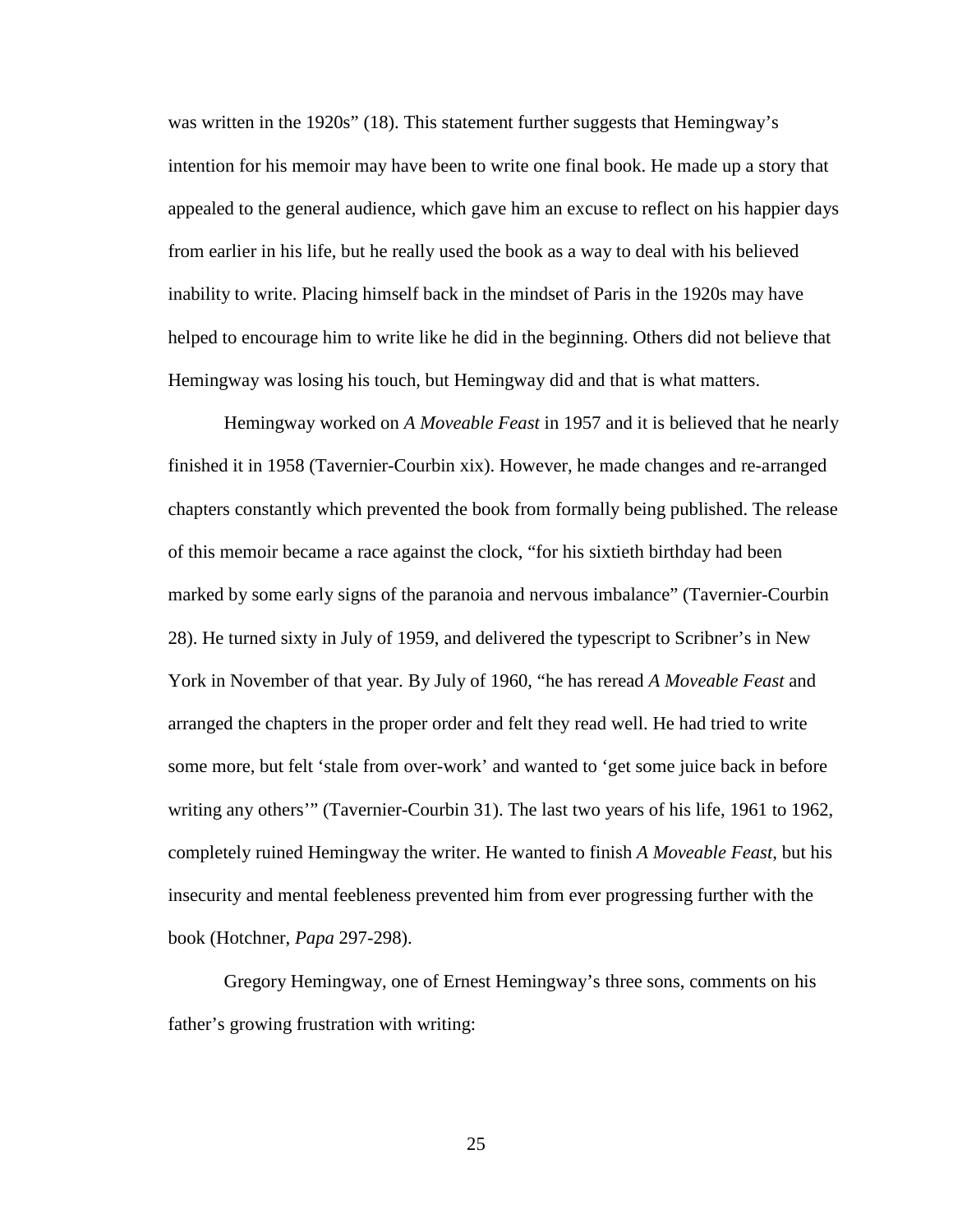was written in the 1920s" (18). This statement further suggests that Hemingway's intention for his memoir may have been to write one final book. He made up a story that appealed to the general audience, which gave him an excuse to reflect on his happier days from earlier in his life, but he really used the book as a way to deal with his believed inability to write. Placing himself back in the mindset of Paris in the 1920s may have helped to encourage him to write like he did in the beginning. Others did not believe that Hemingway was losing his touch, but Hemingway did and that is what matters.

Hemingway worked on *A Moveable Feast* in 1957 and it is believed that he nearly finished it in 1958 (Tavernier-Courbin xix). However, he made changes and re-arranged chapters constantly which prevented the book from formally being published. The release of this memoir became a race against the clock, "for his sixtieth birthday had been marked by some early signs of the paranoia and nervous imbalance" (Tavernier-Courbin 28). He turned sixty in July of 1959, and delivered the typescript to Scribner's in New York in November of that year. By July of 1960, "he has reread *A Moveable Feast* and arranged the chapters in the proper order and felt they read well. He had tried to write some more, but felt 'stale from over-work' and wanted to 'get some juice back in before writing any others'" (Tavernier-Courbin 31). The last two years of his life, 1961 to 1962, completely ruined Hemingway the writer. He wanted to finish *A Moveable Feast*, but his insecurity and mental feebleness prevented him from ever progressing further with the book (Hotchner, *Papa* 297-298).

Gregory Hemingway, one of Ernest Hemingway's three sons, comments on his father's growing frustration with writing: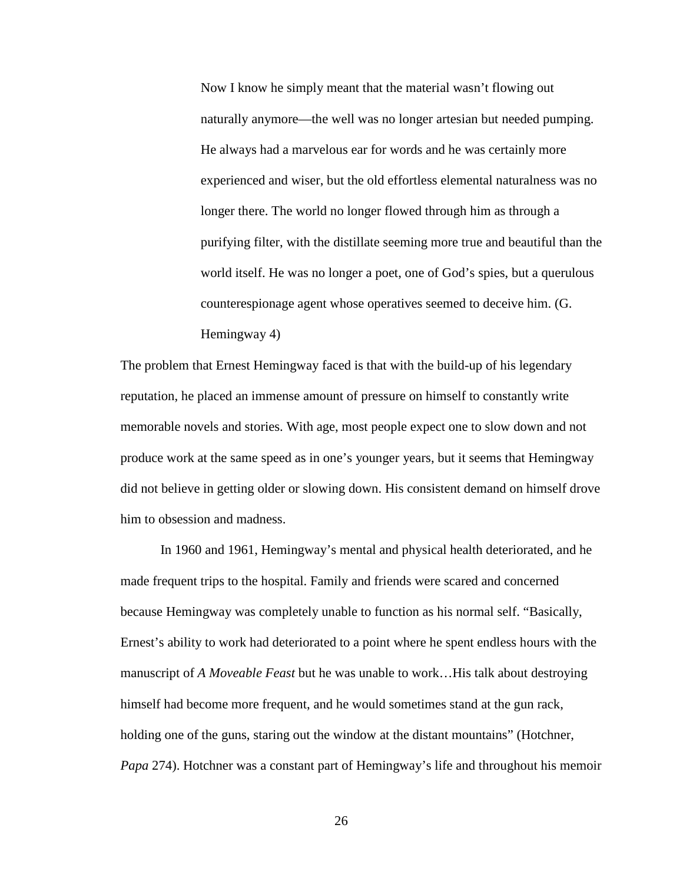> Now I know he simply meant that the material wasn't flowing out naturally anymore—the well was no longer artesian but needed pumping. He always had a marvelous ear for words and he was certainly more experienced and wiser, but the old effortless elemental naturalness was no longer there. The world no longer flowed through him as through a purifying filter, with the distillate seeming more true and beautiful than the world itself. He was no longer a poet, one of God's spies, but a querulous counterespionage agent whose operatives seemed to deceive him. (G. Hemingway 4)

The problem that Ernest Hemingway faced is that with the build-up of his legendary reputation, he placed an immense amount of pressure on himself to constantly write memorable novels and stories. With age, most people expect one to slow down and not produce work at the same speed as in one's younger years, but it seems that Hemingway did not believe in getting older or slowing down. His consistent demand on himself drove him to obsession and madness.

In 1960 and 1961, Hemingway's mental and physical health deteriorated, and he made frequent trips to the hospital. Family and friends were scared and concerned because Hemingway was completely unable to function as his normal self. "Basically, Ernest's ability to work had deteriorated to a point where he spent endless hours with the manuscript of *A Moveable Feast* but he was unable to work…His talk about destroying himself had become more frequent, and he would sometimes stand at the gun rack, holding one of the guns, staring out the window at the distant mountains" (Hotchner, *Papa* 274). Hotchner was a constant part of Hemingway's life and throughout his memoir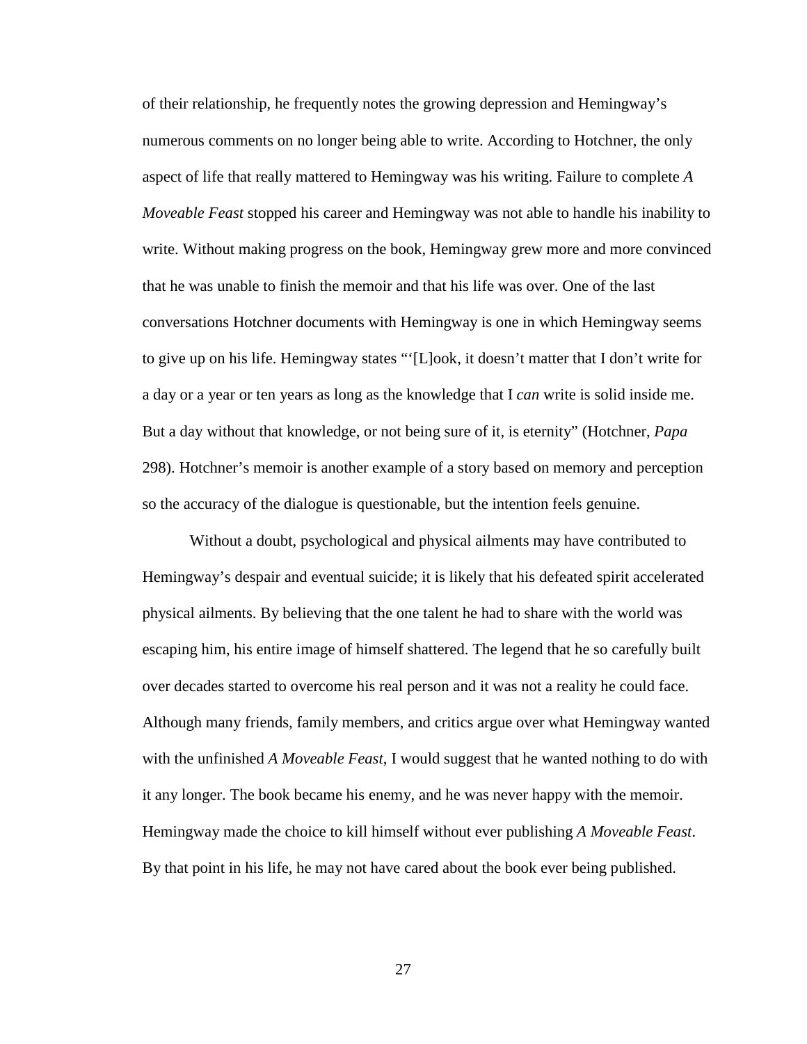of their relationship, he frequently notes the growing depression and Hemingway's numerous comments on no longer being able to write. According to Hotchner, the only aspect of life that really mattered to Hemingway was his writing. Failure to complete *A Moveable Feast* stopped his career and Hemingway was not able to handle his inability to write. Without making progress on the book, Hemingway grew more and more convinced that he was unable to finish the memoir and that his life was over. One of the last conversations Hotchner documents with Hemingway is one in which Hemingway seems to give up on his life. Hemingway states "'[L]ook, it doesn't matter that I don't write for a day or a year or ten years as long as the knowledge that I *can* write is solid inside me. But a day without that knowledge, or not being sure of it, is eternity" (Hotchner, *Papa* 298). Hotchner's memoir is another example of a story based on memory and perception so the accuracy of the dialogue is questionable, but the intention feels genuine.

Without a doubt, psychological and physical ailments may have contributed to Hemingway's despair and eventual suicide; it is likely that his defeated spirit accelerated physical ailments. By believing that the one talent he had to share with the world was escaping him, his entire image of himself shattered. The legend that he so carefully built over decades started to overcome his real person and it was not a reality he could face. Although many friends, family members, and critics argue over what Hemingway wanted with the unfinished *A Moveable Feast*, I would suggest that he wanted nothing to do with it any longer. The book became his enemy, and he was never happy with the memoir. Hemingway made the choice to kill himself without ever publishing *A Moveable Feast*. By that point in his life, he may not have cared about the book ever being published.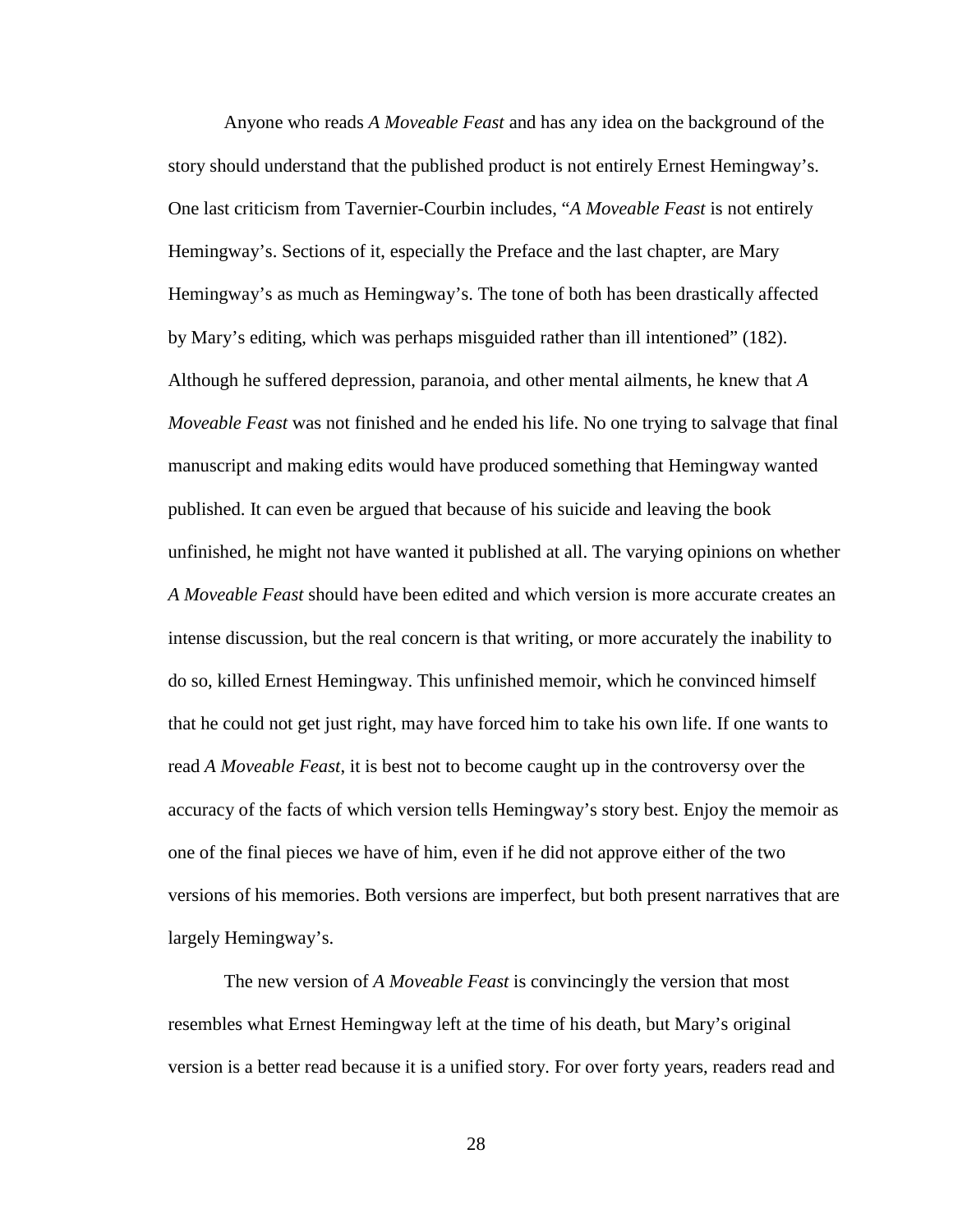Anyone who reads *A Moveable Feast* and has any idea on the background of the story should understand that the published product is not entirely Ernest Hemingway's. One last criticism from Tavernier-Courbin includes, "*A Moveable Feast* is not entirely Hemingway's. Sections of it, especially the Preface and the last chapter, are Mary Hemingway's as much as Hemingway's. The tone of both has been drastically affected by Mary's editing, which was perhaps misguided rather than ill intentioned" (182). Although he suffered depression, paranoia, and other mental ailments, he knew that *A Moveable Feast* was not finished and he ended his life. No one trying to salvage that final manuscript and making edits would have produced something that Hemingway wanted published. It can even be argued that because of his suicide and leaving the book unfinished, he might not have wanted it published at all. The varying opinions on whether *A Moveable Feast* should have been edited and which version is more accurate creates an intense discussion, but the real concern is that writing, or more accurately the inability to do so, killed Ernest Hemingway. This unfinished memoir, which he convinced himself that he could not get just right, may have forced him to take his own life. If one wants to read *A Moveable Feast*, it is best not to become caught up in the controversy over the accuracy of the facts of which version tells Hemingway's story best. Enjoy the memoir as one of the final pieces we have of him, even if he did not approve either of the two versions of his memories. Both versions are imperfect, but both present narratives that are largely Hemingway's.

The new version of *A Moveable Feast* is convincingly the version that most resembles what Ernest Hemingway left at the time of his death, but Mary's original version is a better read because it is a unified story. For over forty years, readers read and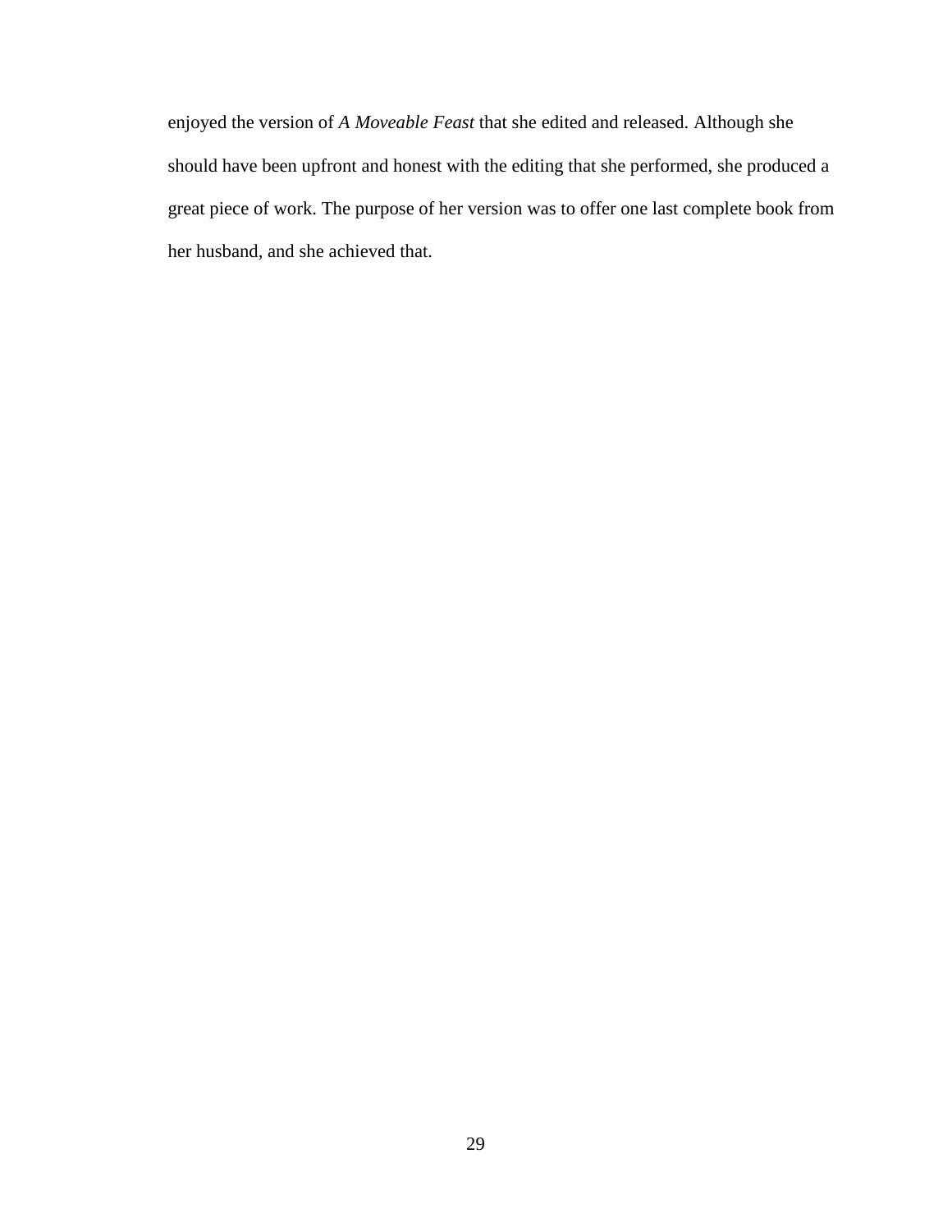enjoyed the version of *A Moveable Feast* that she edited and released. Although she should have been upfront and honest with the editing that she performed, she produced a great piece of work. The purpose of her version was to offer one last complete book from her husband, and she achieved that.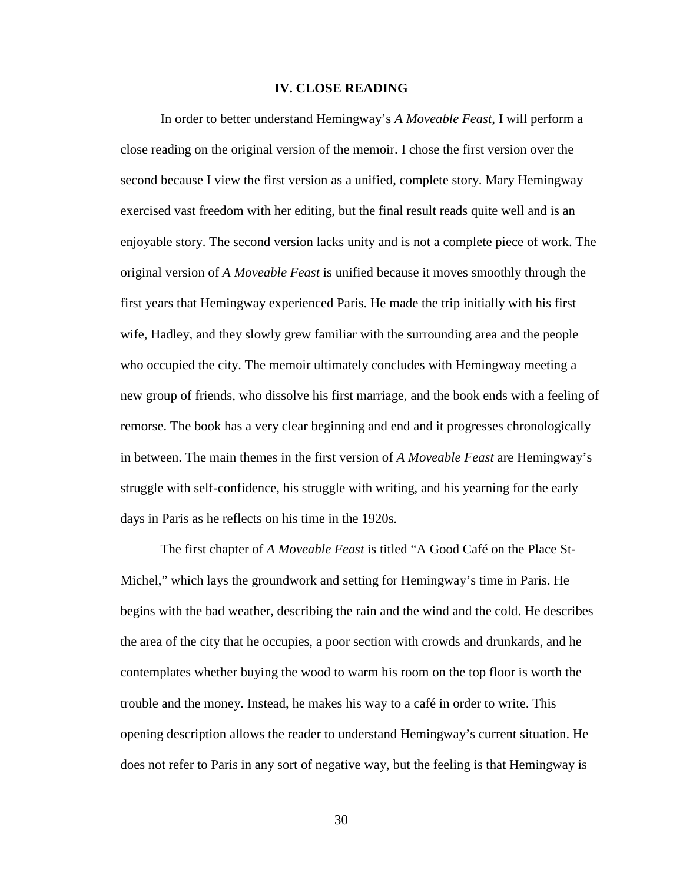## IV. CLOSE READING

In order to better understand Hemingway's *A Moveable Feast*, I will perform a close reading on the original version of the memoir. I chose the first version over the second because I view the first version as a unified, complete story. Mary Hemingway exercised vast freedom with her editing, but the final result reads quite well and is an enjoyable story. The second version lacks unity and is not a complete piece of work. The original version of *A Moveable Feast* is unified because it moves smoothly through the first years that Hemingway experienced Paris. He made the trip initially with his first wife, Hadley, and they slowly grew familiar with the surrounding area and the people who occupied the city. The memoir ultimately concludes with Hemingway meeting a new group of friends, who dissolve his first marriage, and the book ends with a feeling of remorse. The book has a very clear beginning and end and it progresses chronologically in between. The main themes in the first version of *A Moveable Feast* are Hemingway's struggle with self-confidence, his struggle with writing, and his yearning for the early days in Paris as he reflects on his time in the 1920s.

The first chapter of *A Moveable Feast* is titled "A Good Café on the Place St-Michel," which lays the groundwork and setting for Hemingway's time in Paris. He begins with the bad weather, describing the rain and the wind and the cold. He describes the area of the city that he occupies, a poor section with crowds and drunkards, and he contemplates whether buying the wood to warm his room on the top floor is worth the trouble and the money. Instead, he makes his way to a café in order to write. This opening description allows the reader to understand Hemingway's current situation. He does not refer to Paris in any sort of negative way, but the feeling is that Hemingway is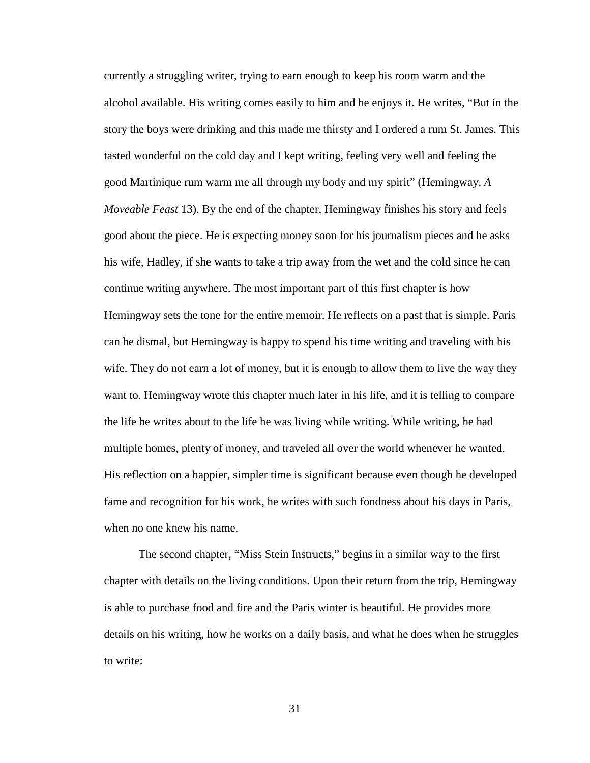currently a struggling writer, trying to earn enough to keep his room warm and the alcohol available. His writing comes easily to him and he enjoys it. He writes, "But in the story the boys were drinking and this made me thirsty and I ordered a rum St. James. This tasted wonderful on the cold day and I kept writing, feeling very well and feeling the good Martinique rum warm me all through my body and my spirit" (Hemingway, *A Moveable Feast* 13). By the end of the chapter, Hemingway finishes his story and feels good about the piece. He is expecting money soon for his journalism pieces and he asks his wife, Hadley, if she wants to take a trip away from the wet and the cold since he can continue writing anywhere. The most important part of this first chapter is how Hemingway sets the tone for the entire memoir. He reflects on a past that is simple. Paris can be dismal, but Hemingway is happy to spend his time writing and traveling with his wife. They do not earn a lot of money, but it is enough to allow them to live the way they want to. Hemingway wrote this chapter much later in his life, and it is telling to compare the life he writes about to the life he was living while writing. While writing, he had multiple homes, plenty of money, and traveled all over the world whenever he wanted. His reflection on a happier, simpler time is significant because even though he developed fame and recognition for his work, he writes with such fondness about his days in Paris, when no one knew his name.

The second chapter, "Miss Stein Instructs," begins in a similar way to the first chapter with details on the living conditions. Upon their return from the trip, Hemingway is able to purchase food and fire and the Paris winter is beautiful. He provides more details on his writing, how he works on a daily basis, and what he does when he struggles to write: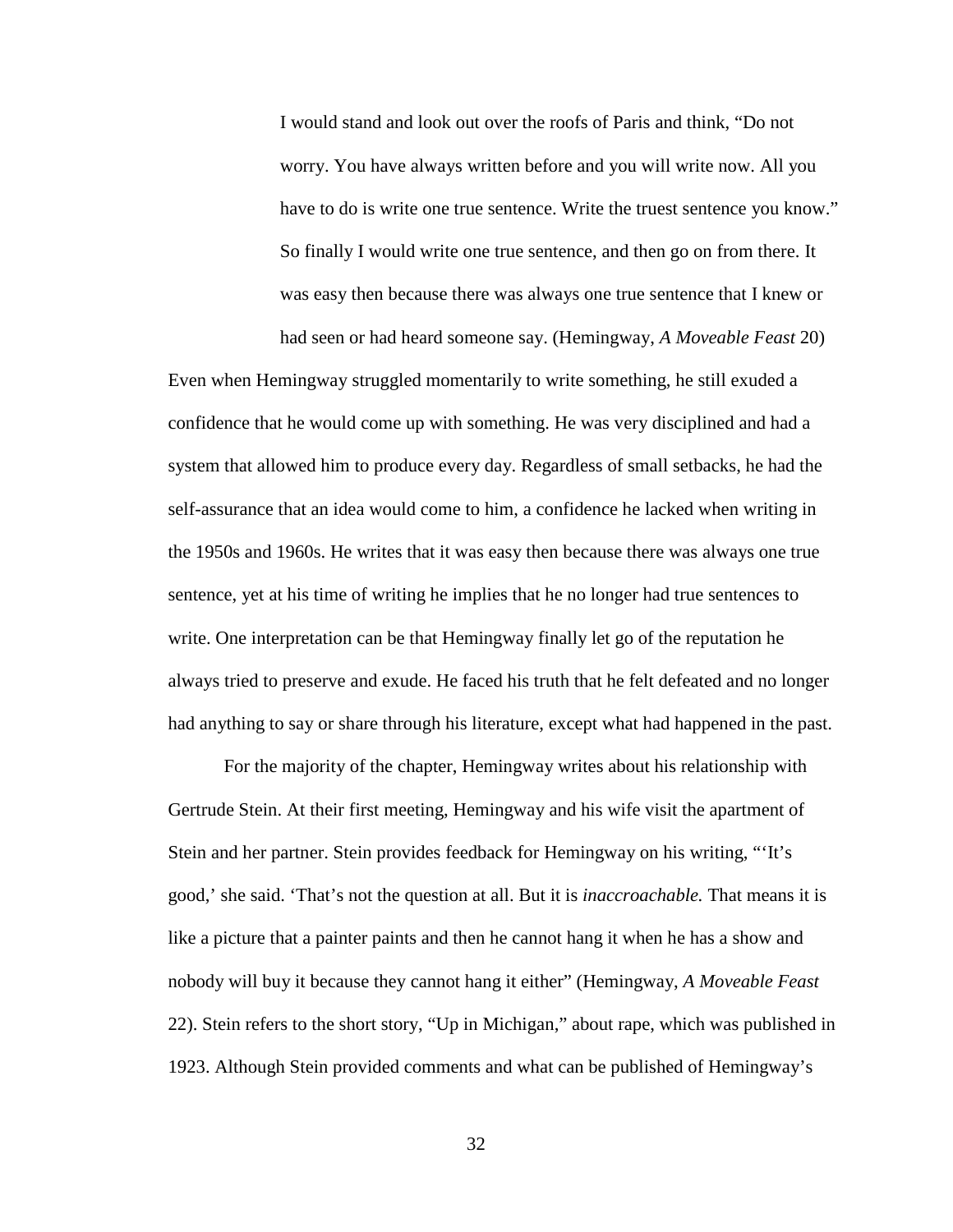> I would stand and look out over the roofs of Paris and think, "Do not worry. You have always written before and you will write now. All you have to do is write one true sentence. Write the truest sentence you know." So finally I would write one true sentence, and then go on from there. It was easy then because there was always one true sentence that I knew or had seen or had heard someone say. (Hemingway, *A Moveable Feast* 20)

Even when Hemingway struggled momentarily to write something, he still exuded a confidence that he would come up with something. He was very disciplined and had a system that allowed him to produce every day. Regardless of small setbacks, he had the self-assurance that an idea would come to him, a confidence he lacked when writing in the 1950s and 1960s. He writes that it was easy then because there was always one true sentence, yet at his time of writing he implies that he no longer had true sentences to write. One interpretation can be that Hemingway finally let go of the reputation he always tried to preserve and exude. He faced his truth that he felt defeated and no longer had anything to say or share through his literature, except what had happened in the past.

For the majority of the chapter, Hemingway writes about his relationship with Gertrude Stein. At their first meeting, Hemingway and his wife visit the apartment of Stein and her partner. Stein provides feedback for Hemingway on his writing, "'It's good,' she said. 'That's not the question at all. But it is *inaccroachable.* That means it is like a picture that a painter paints and then he cannot hang it when he has a show and nobody will buy it because they cannot hang it either" (Hemingway, *A Moveable Feast* 22). Stein refers to the short story, "Up in Michigan," about rape, which was published in 1923. Although Stein provided comments and what can be published of Hemingway's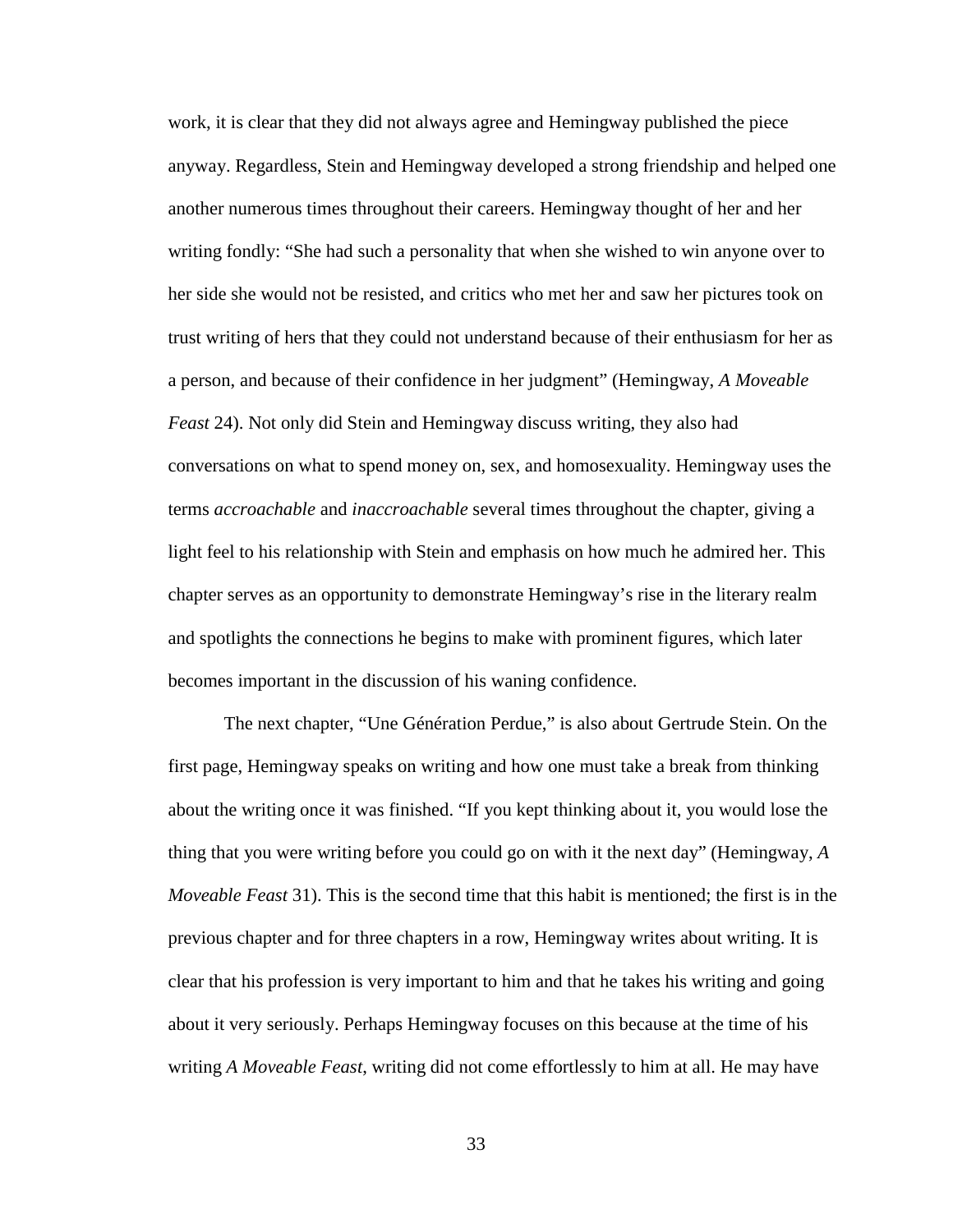work, it is clear that they did not always agree and Hemingway published the piece anyway. Regardless, Stein and Hemingway developed a strong friendship and helped one another numerous times throughout their careers. Hemingway thought of her and her writing fondly: "She had such a personality that when she wished to win anyone over to her side she would not be resisted, and critics who met her and saw her pictures took on trust writing of hers that they could not understand because of their enthusiasm for her as a person, and because of their confidence in her judgment" (Hemingway, *A Moveable Feast* 24). Not only did Stein and Hemingway discuss writing, they also had conversations on what to spend money on, sex, and homosexuality. Hemingway uses the terms *accroachable* and *inaccroachable* several times throughout the chapter, giving a light feel to his relationship with Stein and emphasis on how much he admired her. This chapter serves as an opportunity to demonstrate Hemingway's rise in the literary realm and spotlights the connections he begins to make with prominent figures, which later becomes important in the discussion of his waning confidence.

The next chapter, "Une Génération Perdue," is also about Gertrude Stein. On the first page, Hemingway speaks on writing and how one must take a break from thinking about the writing once it was finished. "If you kept thinking about it, you would lose the thing that you were writing before you could go on with it the next day" (Hemingway, *A Moveable Feast* 31). This is the second time that this habit is mentioned; the first is in the previous chapter and for three chapters in a row, Hemingway writes about writing. It is clear that his profession is very important to him and that he takes his writing and going about it very seriously. Perhaps Hemingway focuses on this because at the time of his writing *A Moveable Feast*, writing did not come effortlessly to him at all. He may have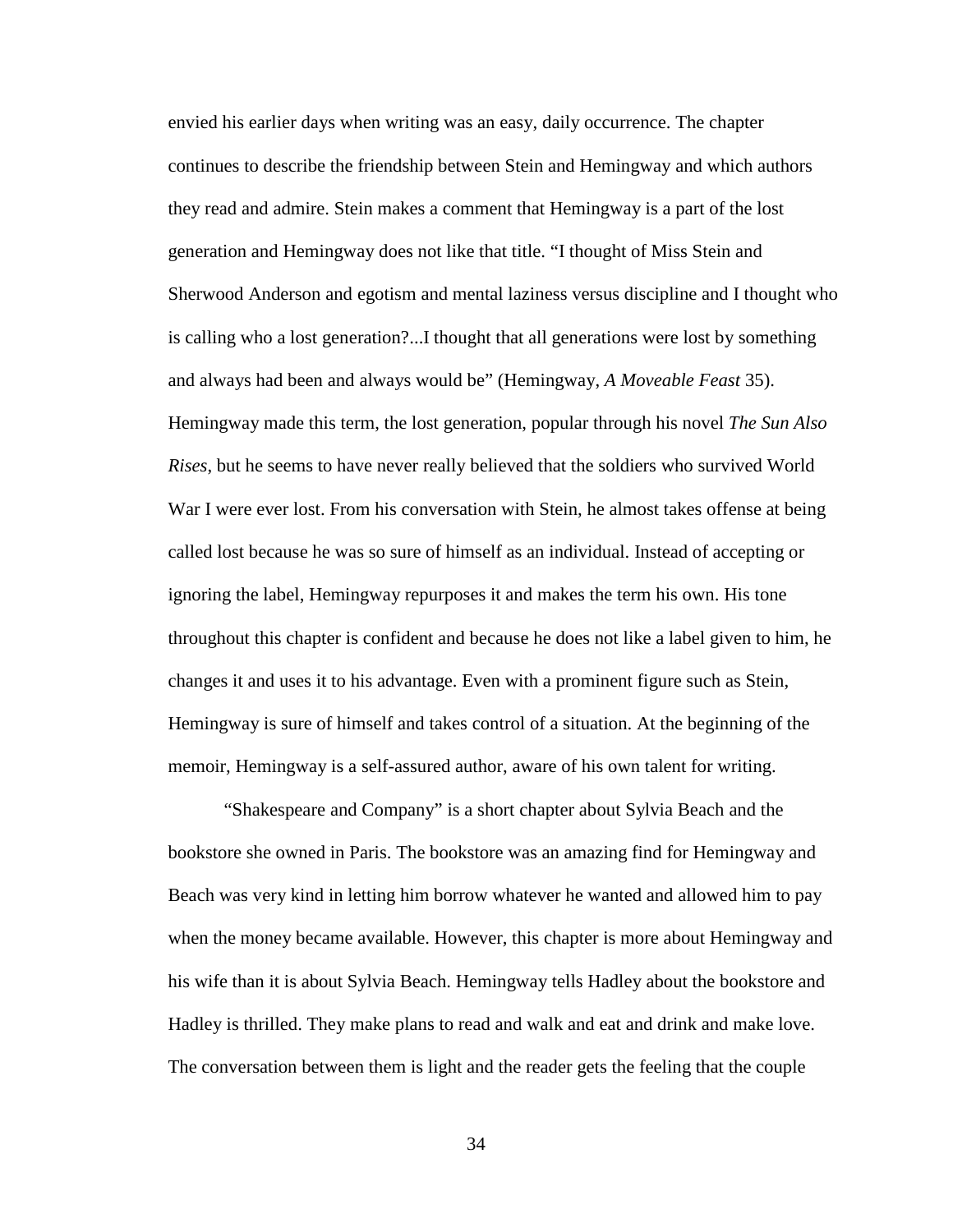envied his earlier days when writing was an easy, daily occurrence. The chapter continues to describe the friendship between Stein and Hemingway and which authors they read and admire. Stein makes a comment that Hemingway is a part of the lost generation and Hemingway does not like that title. "I thought of Miss Stein and Sherwood Anderson and egotism and mental laziness versus discipline and I thought who is calling who a lost generation?...I thought that all generations were lost by something and always had been and always would be" (Hemingway, *A Moveable Feast* 35). Hemingway made this term, the lost generation, popular through his novel *The Sun Also Rises*, but he seems to have never really believed that the soldiers who survived World War I were ever lost. From his conversation with Stein, he almost takes offense at being called lost because he was so sure of himself as an individual. Instead of accepting or ignoring the label, Hemingway repurposes it and makes the term his own. His tone throughout this chapter is confident and because he does not like a label given to him, he changes it and uses it to his advantage. Even with a prominent figure such as Stein, Hemingway is sure of himself and takes control of a situation. At the beginning of the memoir, Hemingway is a self-assured author, aware of his own talent for writing.

"Shakespeare and Company" is a short chapter about Sylvia Beach and the bookstore she owned in Paris. The bookstore was an amazing find for Hemingway and Beach was very kind in letting him borrow whatever he wanted and allowed him to pay when the money became available. However, this chapter is more about Hemingway and his wife than it is about Sylvia Beach. Hemingway tells Hadley about the bookstore and Hadley is thrilled. They make plans to read and walk and eat and drink and make love. The conversation between them is light and the reader gets the feeling that the couple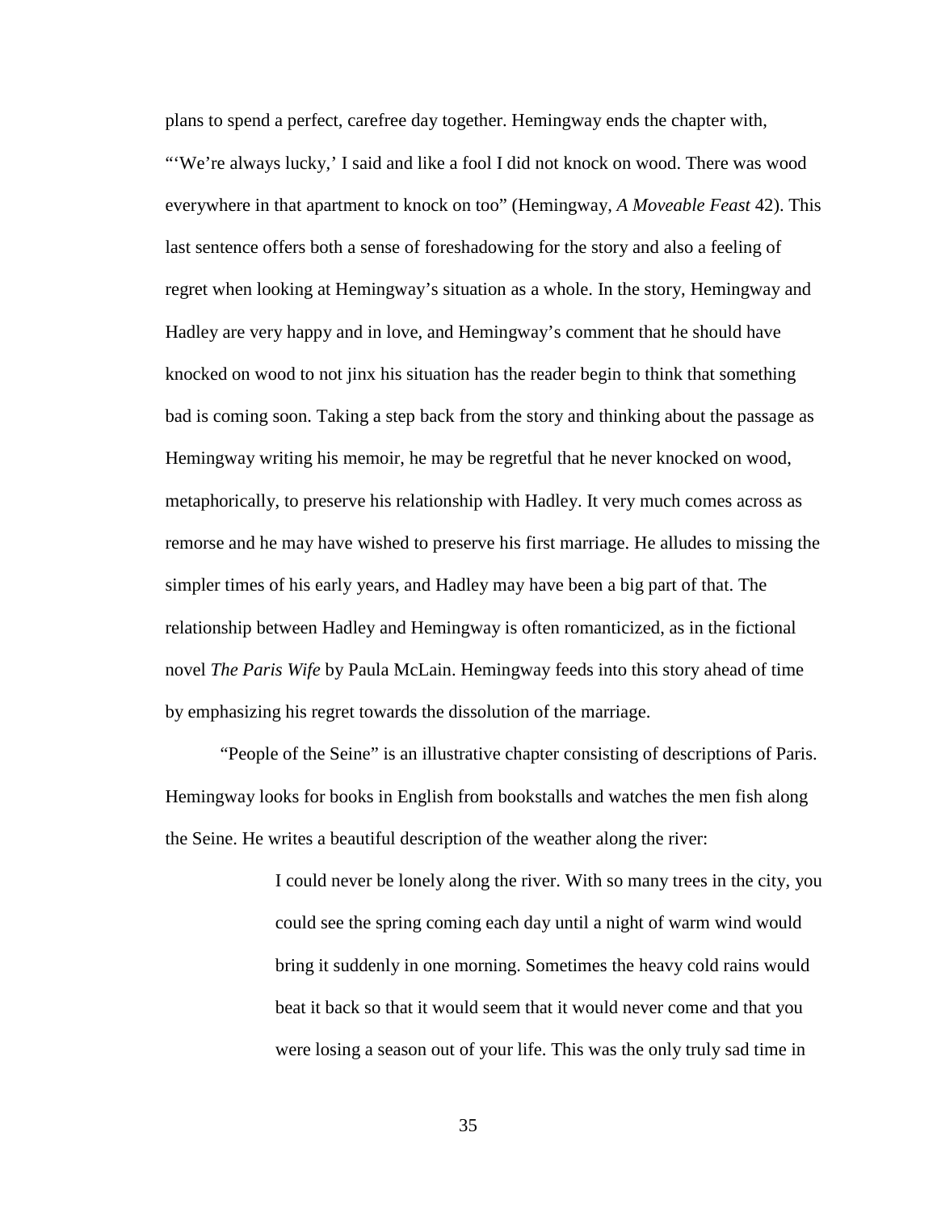plans to spend a perfect, carefree day together. Hemingway ends the chapter with, "'We're always lucky,' I said and like a fool I did not knock on wood. There was wood everywhere in that apartment to knock on too" (Hemingway, *A Moveable Feast* 42). This last sentence offers both a sense of foreshadowing for the story and also a feeling of regret when looking at Hemingway's situation as a whole. In the story, Hemingway and Hadley are very happy and in love, and Hemingway's comment that he should have knocked on wood to not jinx his situation has the reader begin to think that something bad is coming soon. Taking a step back from the story and thinking about the passage as Hemingway writing his memoir, he may be regretful that he never knocked on wood, metaphorically, to preserve his relationship with Hadley. It very much comes across as remorse and he may have wished to preserve his first marriage. He alludes to missing the simpler times of his early years, and Hadley may have been a big part of that. The relationship between Hadley and Hemingway is often romanticized, as in the fictional novel *The Paris Wife* by Paula McLain. Hemingway feeds into this story ahead of time by emphasizing his regret towards the dissolution of the marriage.

"People of the Seine" is an illustrative chapter consisting of descriptions of Paris. Hemingway looks for books in English from bookstalls and watches the men fish along the Seine. He writes a beautiful description of the weather along the river:

> I could never be lonely along the river. With so many trees in the city, you could see the spring coming each day until a night of warm wind would bring it suddenly in one morning. Sometimes the heavy cold rains would beat it back so that it would seem that it would never come and that you were losing a season out of your life. This was the only truly sad time in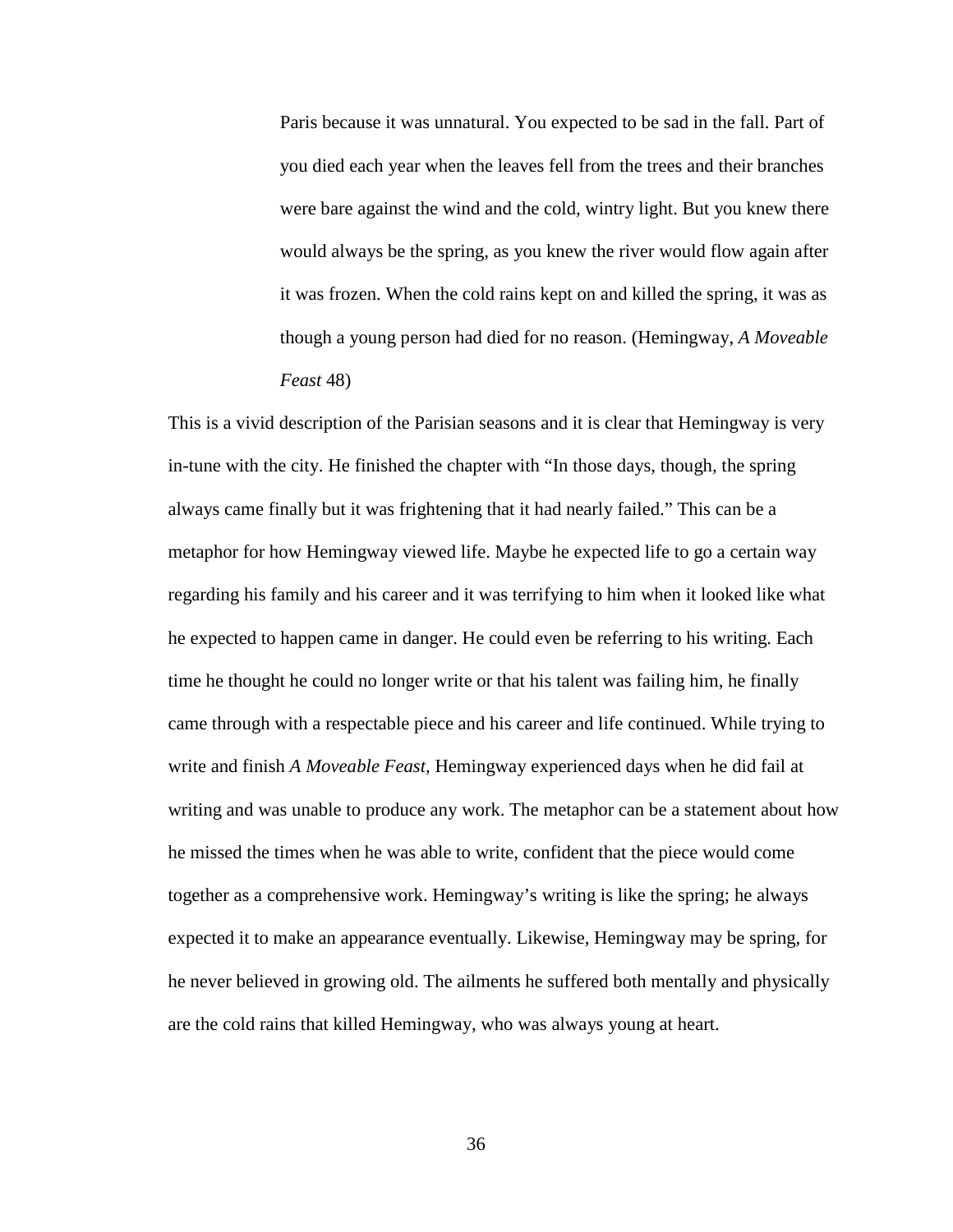> Paris because it was unnatural. You expected to be sad in the fall. Part of you died each year when the leaves fell from the trees and their branches were bare against the wind and the cold, wintry light. But you knew there would always be the spring, as you knew the river would flow again after it was frozen. When the cold rains kept on and killed the spring, it was as though a young person had died for no reason. (Hemingway, *A Moveable Feast* 48)

This is a vivid description of the Parisian seasons and it is clear that Hemingway is very in-tune with the city. He finished the chapter with "In those days, though, the spring always came finally but it was frightening that it had nearly failed." This can be a metaphor for how Hemingway viewed life. Maybe he expected life to go a certain way regarding his family and his career and it was terrifying to him when it looked like what he expected to happen came in danger. He could even be referring to his writing. Each time he thought he could no longer write or that his talent was failing him, he finally came through with a respectable piece and his career and life continued. While trying to write and finish *A Moveable Feast*, Hemingway experienced days when he did fail at writing and was unable to produce any work. The metaphor can be a statement about how he missed the times when he was able to write, confident that the piece would come together as a comprehensive work. Hemingway's writing is like the spring; he always expected it to make an appearance eventually. Likewise, Hemingway may be spring, for he never believed in growing old. The ailments he suffered both mentally and physically are the cold rains that killed Hemingway, who was always young at heart.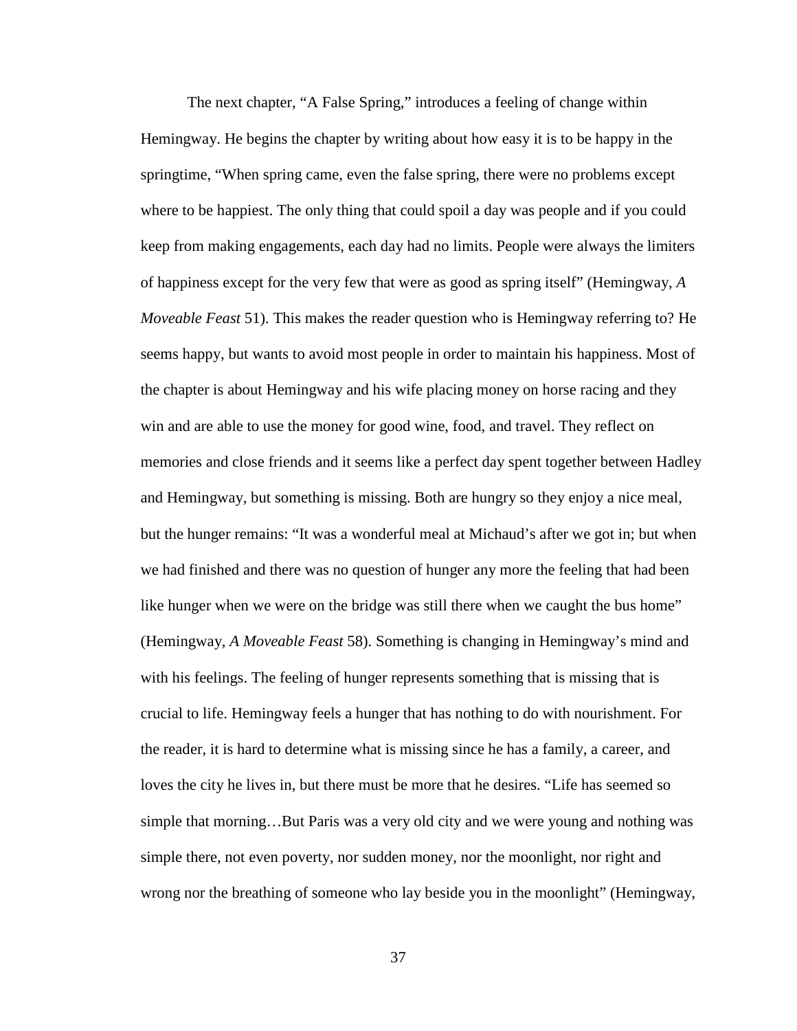The next chapter, "A False Spring," introduces a feeling of change within Hemingway. He begins the chapter by writing about how easy it is to be happy in the springtime, "When spring came, even the false spring, there were no problems except where to be happiest. The only thing that could spoil a day was people and if you could keep from making engagements, each day had no limits. People were always the limiters of happiness except for the very few that were as good as spring itself" (Hemingway, *A Moveable Feast* 51). This makes the reader question who is Hemingway referring to? He seems happy, but wants to avoid most people in order to maintain his happiness. Most of the chapter is about Hemingway and his wife placing money on horse racing and they win and are able to use the money for good wine, food, and travel. They reflect on memories and close friends and it seems like a perfect day spent together between Hadley and Hemingway, but something is missing. Both are hungry so they enjoy a nice meal, but the hunger remains: "It was a wonderful meal at Michaud's after we got in; but when we had finished and there was no question of hunger any more the feeling that had been like hunger when we were on the bridge was still there when we caught the bus home" (Hemingway, *A Moveable Feast* 58). Something is changing in Hemingway's mind and with his feelings. The feeling of hunger represents something that is missing that is crucial to life. Hemingway feels a hunger that has nothing to do with nourishment. For the reader, it is hard to determine what is missing since he has a family, a career, and loves the city he lives in, but there must be more that he desires. "Life has seemed so simple that morning…But Paris was a very old city and we were young and nothing was simple there, not even poverty, nor sudden money, nor the moonlight, nor right and wrong nor the breathing of someone who lay beside you in the moonlight" (Hemingway,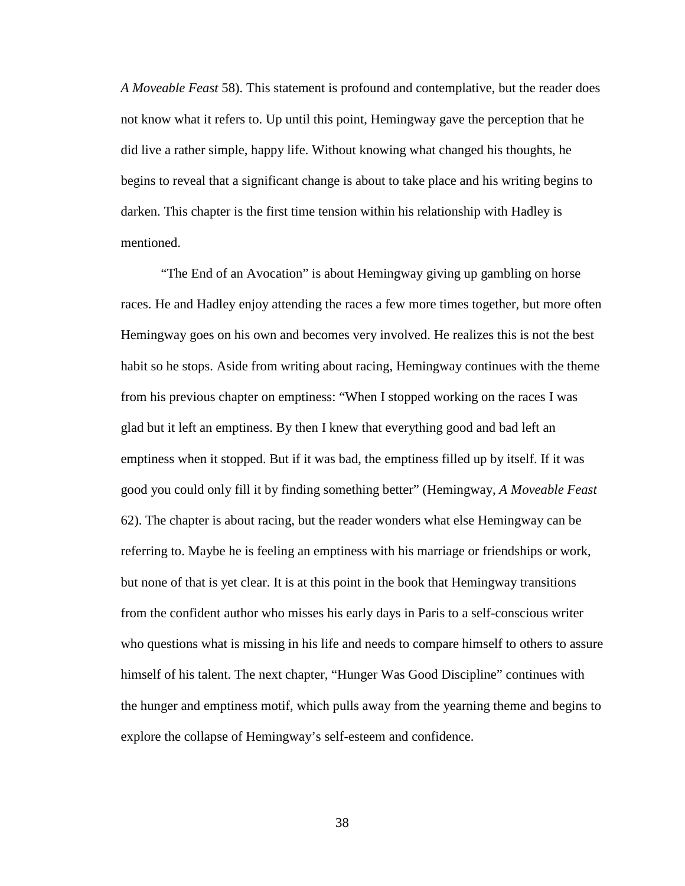*A Moveable Feast* 58). This statement is profound and contemplative, but the reader does not know what it refers to. Up until this point, Hemingway gave the perception that he did live a rather simple, happy life. Without knowing what changed his thoughts, he begins to reveal that a significant change is about to take place and his writing begins to darken. This chapter is the first time tension within his relationship with Hadley is mentioned.

"The End of an Avocation" is about Hemingway giving up gambling on horse races. He and Hadley enjoy attending the races a few more times together, but more often Hemingway goes on his own and becomes very involved. He realizes this is not the best habit so he stops. Aside from writing about racing, Hemingway continues with the theme from his previous chapter on emptiness: "When I stopped working on the races I was glad but it left an emptiness. By then I knew that everything good and bad left an emptiness when it stopped. But if it was bad, the emptiness filled up by itself. If it was good you could only fill it by finding something better" (Hemingway, *A Moveable Feast* 62). The chapter is about racing, but the reader wonders what else Hemingway can be referring to. Maybe he is feeling an emptiness with his marriage or friendships or work, but none of that is yet clear. It is at this point in the book that Hemingway transitions from the confident author who misses his early days in Paris to a self-conscious writer who questions what is missing in his life and needs to compare himself to others to assure himself of his talent. The next chapter, "Hunger Was Good Discipline" continues with the hunger and emptiness motif, which pulls away from the yearning theme and begins to explore the collapse of Hemingway's self-esteem and confidence.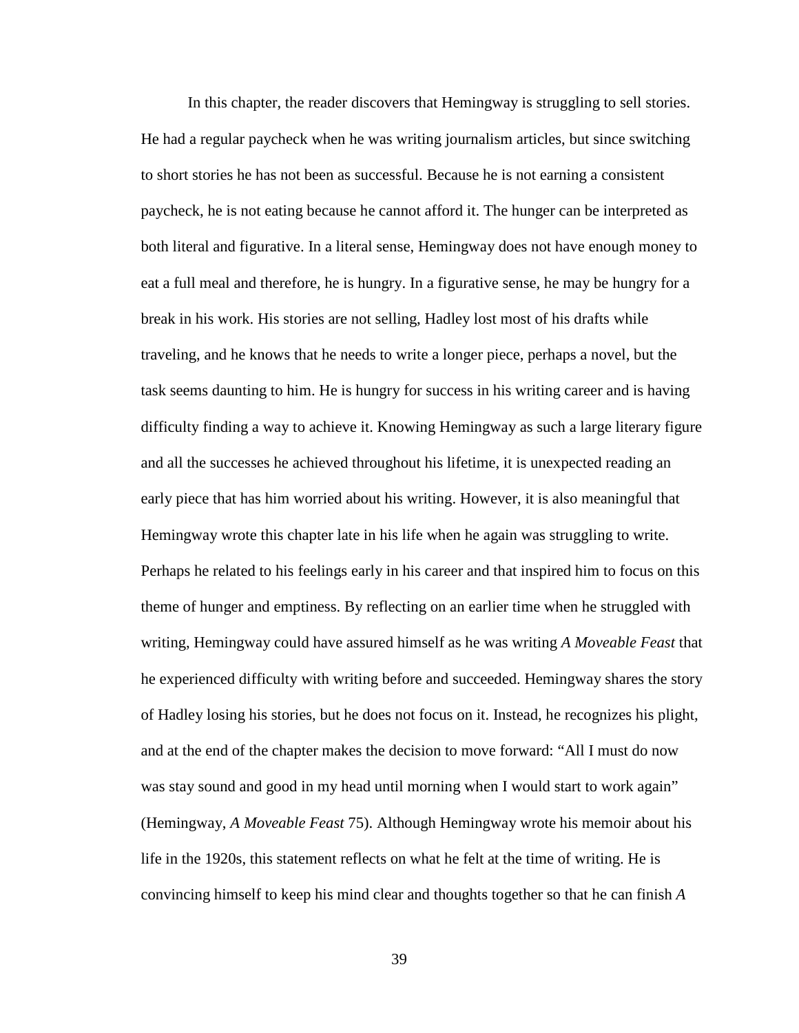In this chapter, the reader discovers that Hemingway is struggling to sell stories. He had a regular paycheck when he was writing journalism articles, but since switching to short stories he has not been as successful. Because he is not earning a consistent paycheck, he is not eating because he cannot afford it. The hunger can be interpreted as both literal and figurative. In a literal sense, Hemingway does not have enough money to eat a full meal and therefore, he is hungry. In a figurative sense, he may be hungry for a break in his work. His stories are not selling, Hadley lost most of his drafts while traveling, and he knows that he needs to write a longer piece, perhaps a novel, but the task seems daunting to him. He is hungry for success in his writing career and is having difficulty finding a way to achieve it. Knowing Hemingway as such a large literary figure and all the successes he achieved throughout his lifetime, it is unexpected reading an early piece that has him worried about his writing. However, it is also meaningful that Hemingway wrote this chapter late in his life when he again was struggling to write. Perhaps he related to his feelings early in his career and that inspired him to focus on this theme of hunger and emptiness. By reflecting on an earlier time when he struggled with writing, Hemingway could have assured himself as he was writing *A Moveable Feast* that he experienced difficulty with writing before and succeeded. Hemingway shares the story of Hadley losing his stories, but he does not focus on it. Instead, he recognizes his plight, and at the end of the chapter makes the decision to move forward: "All I must do now was stay sound and good in my head until morning when I would start to work again" (Hemingway, *A Moveable Feast* 75). Although Hemingway wrote his memoir about his life in the 1920s, this statement reflects on what he felt at the time of writing. He is convincing himself to keep his mind clear and thoughts together so that he can finish *A*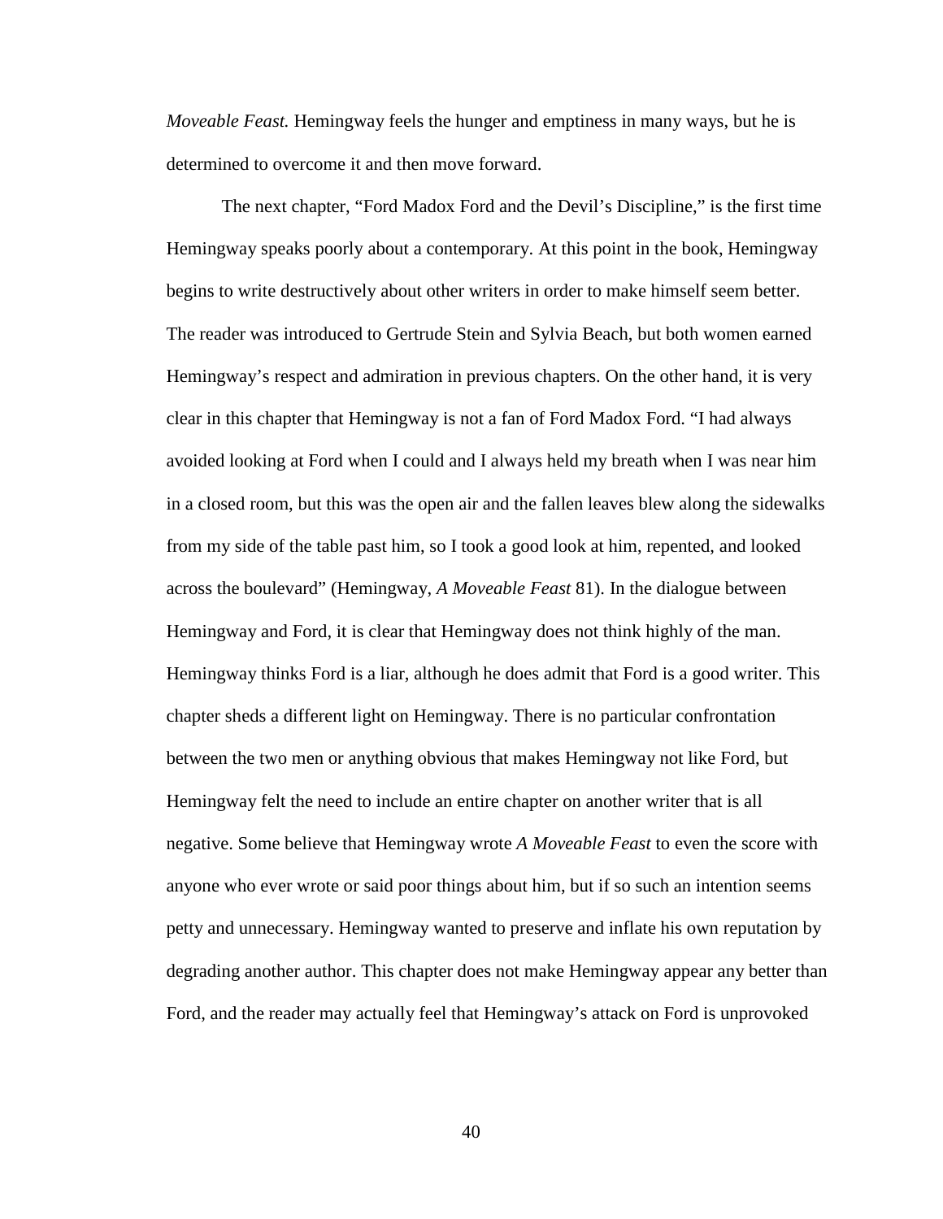*Moveable Feast.* Hemingway feels the hunger and emptiness in many ways, but he is determined to overcome it and then move forward.

The next chapter, "Ford Madox Ford and the Devil's Discipline," is the first time Hemingway speaks poorly about a contemporary. At this point in the book, Hemingway begins to write destructively about other writers in order to make himself seem better. The reader was introduced to Gertrude Stein and Sylvia Beach, but both women earned Hemingway's respect and admiration in previous chapters. On the other hand, it is very clear in this chapter that Hemingway is not a fan of Ford Madox Ford. "I had always avoided looking at Ford when I could and I always held my breath when I was near him in a closed room, but this was the open air and the fallen leaves blew along the sidewalks from my side of the table past him, so I took a good look at him, repented, and looked across the boulevard" (Hemingway, *A Moveable Feast* 81). In the dialogue between Hemingway and Ford, it is clear that Hemingway does not think highly of the man. Hemingway thinks Ford is a liar, although he does admit that Ford is a good writer. This chapter sheds a different light on Hemingway. There is no particular confrontation between the two men or anything obvious that makes Hemingway not like Ford, but Hemingway felt the need to include an entire chapter on another writer that is all negative. Some believe that Hemingway wrote *A Moveable Feast* to even the score with anyone who ever wrote or said poor things about him, but if so such an intention seems petty and unnecessary. Hemingway wanted to preserve and inflate his own reputation by degrading another author. This chapter does not make Hemingway appear any better than Ford, and the reader may actually feel that Hemingway's attack on Ford is unprovoked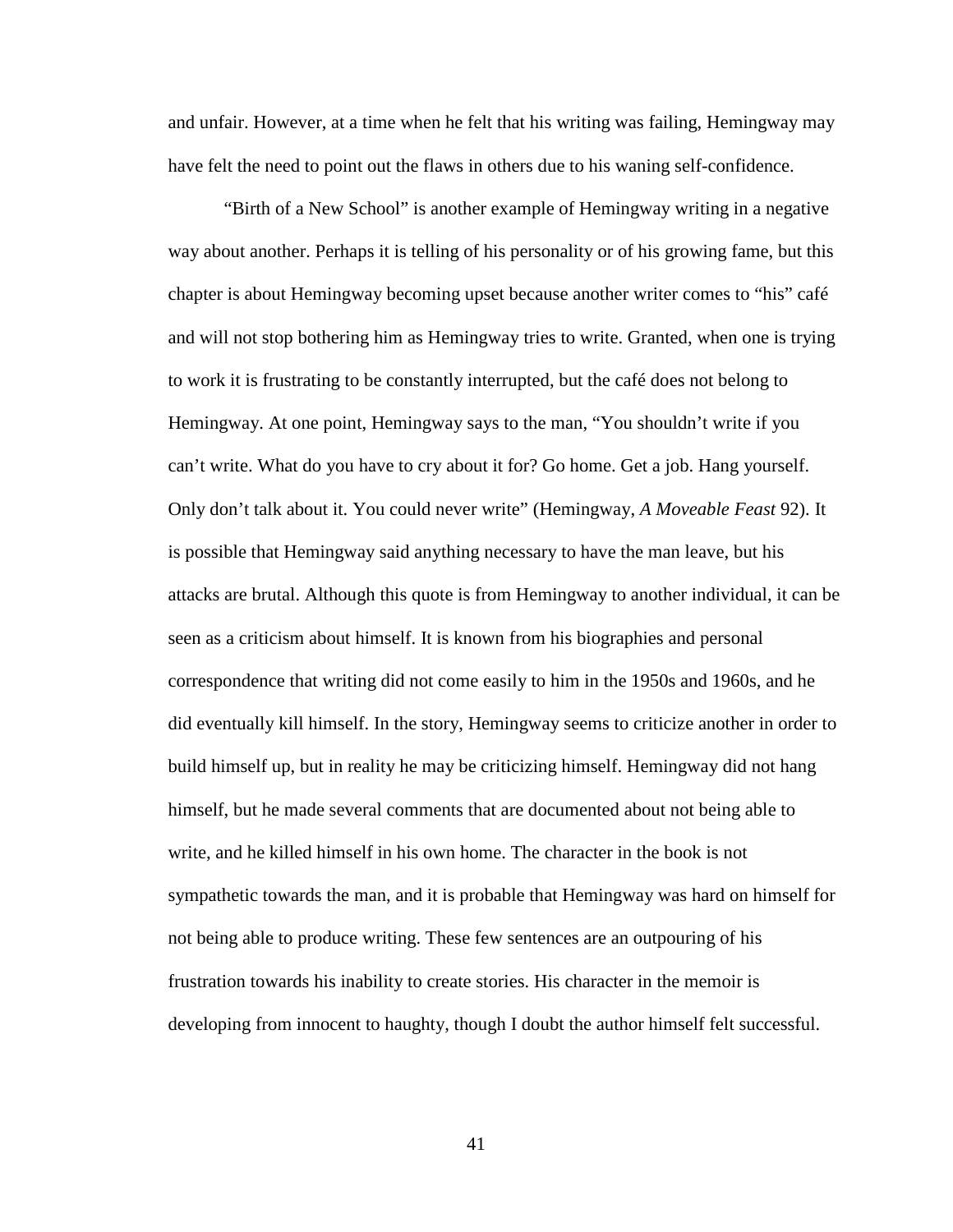and unfair. However, at a time when he felt that his writing was failing, Hemingway may have felt the need to point out the flaws in others due to his waning self-confidence.

"Birth of a New School" is another example of Hemingway writing in a negative way about another. Perhaps it is telling of his personality or of his growing fame, but this chapter is about Hemingway becoming upset because another writer comes to "his" café and will not stop bothering him as Hemingway tries to write. Granted, when one is trying to work it is frustrating to be constantly interrupted, but the café does not belong to Hemingway. At one point, Hemingway says to the man, "You shouldn't write if you can't write. What do you have to cry about it for? Go home. Get a job. Hang yourself. Only don't talk about it. You could never write" (Hemingway, *A Moveable Feast* 92). It is possible that Hemingway said anything necessary to have the man leave, but his attacks are brutal. Although this quote is from Hemingway to another individual, it can be seen as a criticism about himself. It is known from his biographies and personal correspondence that writing did not come easily to him in the 1950s and 1960s, and he did eventually kill himself. In the story, Hemingway seems to criticize another in order to build himself up, but in reality he may be criticizing himself. Hemingway did not hang himself, but he made several comments that are documented about not being able to write, and he killed himself in his own home. The character in the book is not sympathetic towards the man, and it is probable that Hemingway was hard on himself for not being able to produce writing. These few sentences are an outpouring of his frustration towards his inability to create stories. His character in the memoir is developing from innocent to haughty, though I doubt the author himself felt successful.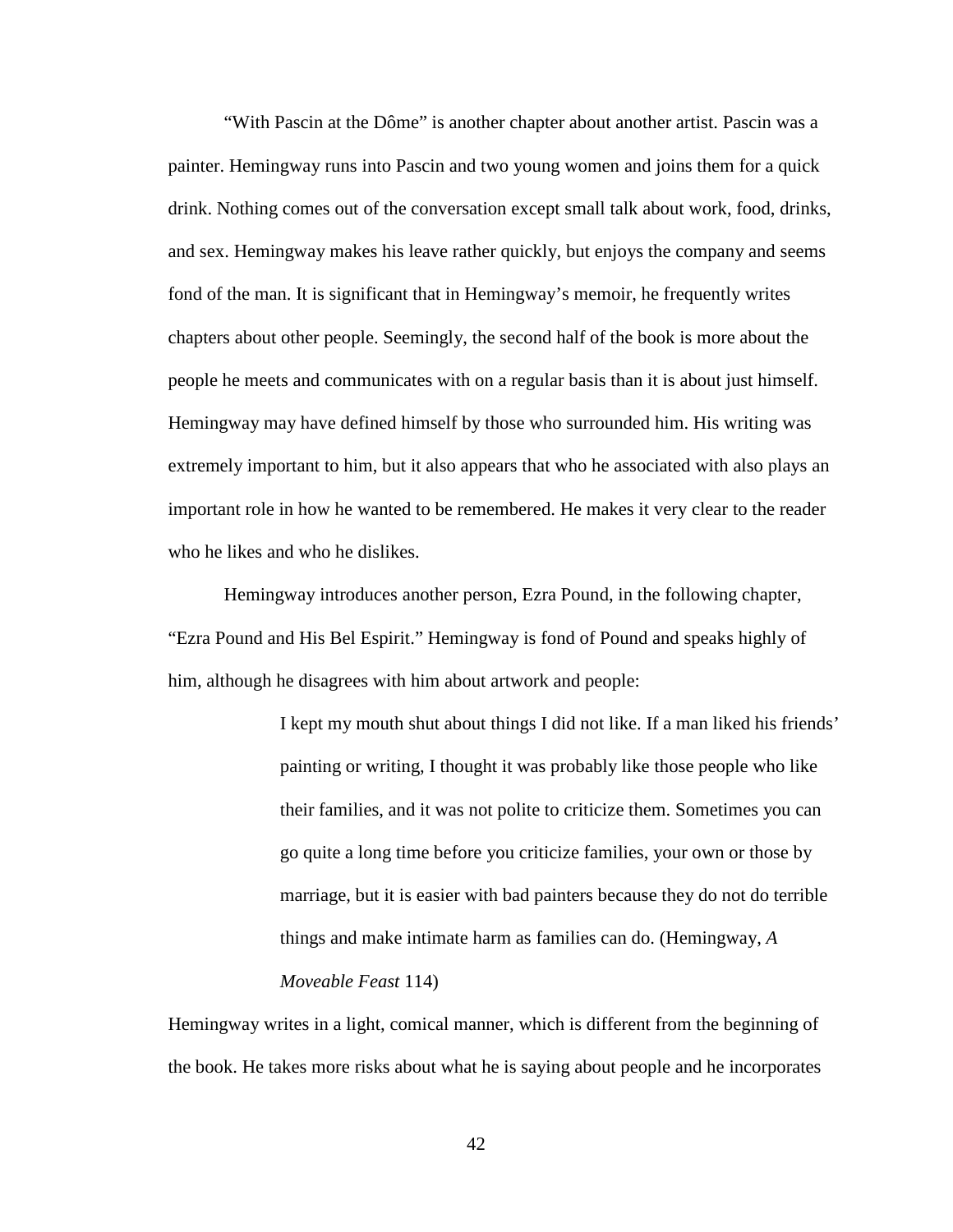"With Pascin at the Dôme" is another chapter about another artist. Pascin was a painter. Hemingway runs into Pascin and two young women and joins them for a quick drink. Nothing comes out of the conversation except small talk about work, food, drinks, and sex. Hemingway makes his leave rather quickly, but enjoys the company and seems fond of the man. It is significant that in Hemingway's memoir, he frequently writes chapters about other people. Seemingly, the second half of the book is more about the people he meets and communicates with on a regular basis than it is about just himself. Hemingway may have defined himself by those who surrounded him. His writing was extremely important to him, but it also appears that who he associated with also plays an important role in how he wanted to be remembered. He makes it very clear to the reader who he likes and who he dislikes.

Hemingway introduces another person, Ezra Pound, in the following chapter, "Ezra Pound and His Bel Espirit." Hemingway is fond of Pound and speaks highly of him, although he disagrees with him about artwork and people:

> I kept my mouth shut about things I did not like. If a man liked his friends' painting or writing, I thought it was probably like those people who like their families, and it was not polite to criticize them. Sometimes you can go quite a long time before you criticize families, your own or those by marriage, but it is easier with bad painters because they do not do terrible things and make intimate harm as families can do. (Hemingway, *A Moveable Feast* 114)

Hemingway writes in a light, comical manner, which is different from the beginning of the book. He takes more risks about what he is saying about people and he incorporates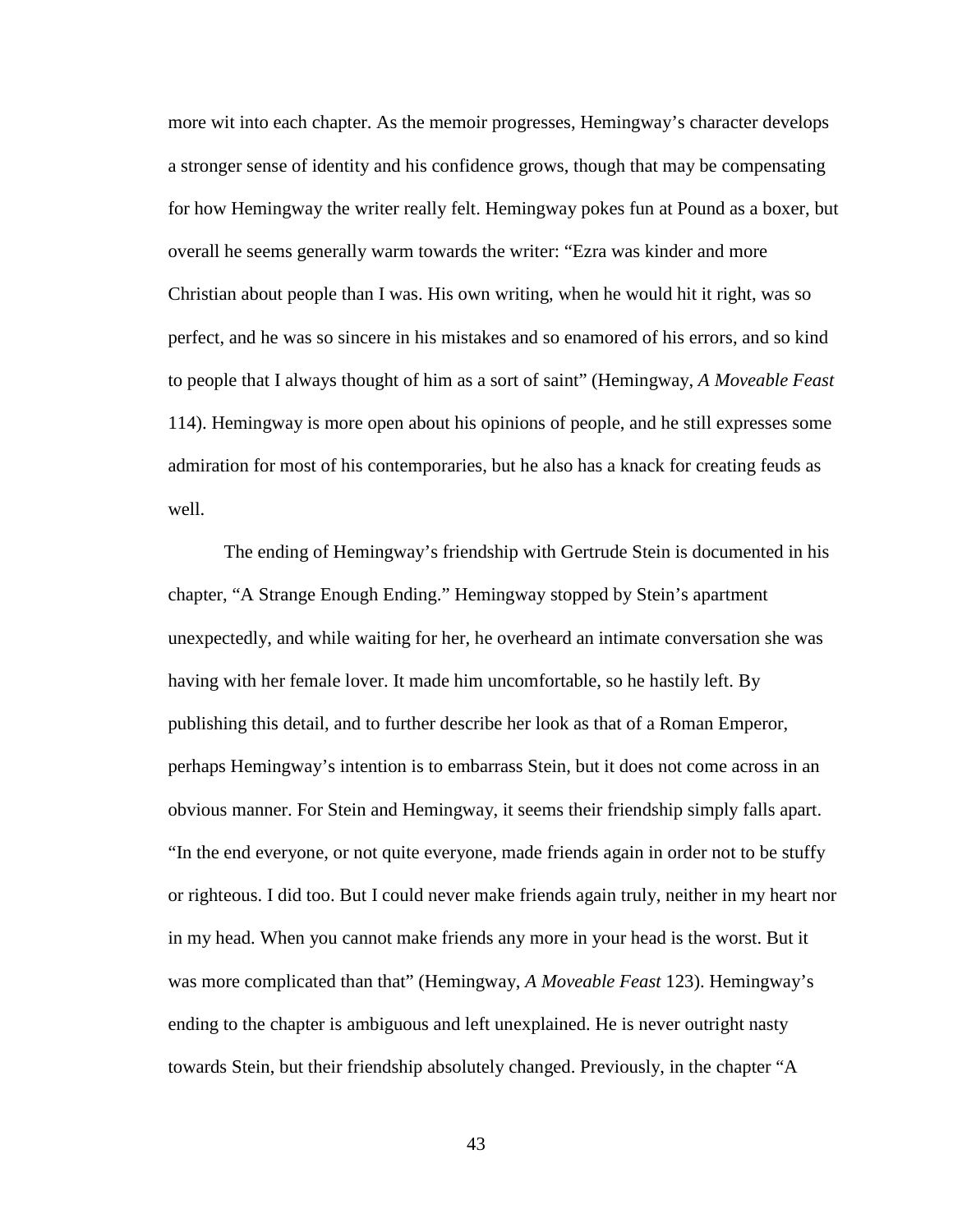more wit into each chapter. As the memoir progresses, Hemingway's character develops a stronger sense of identity and his confidence grows, though that may be compensating for how Hemingway the writer really felt. Hemingway pokes fun at Pound as a boxer, but overall he seems generally warm towards the writer: "Ezra was kinder and more Christian about people than I was. His own writing, when he would hit it right, was so perfect, and he was so sincere in his mistakes and so enamored of his errors, and so kind to people that I always thought of him as a sort of saint" (Hemingway, *A Moveable Feast* 114). Hemingway is more open about his opinions of people, and he still expresses some admiration for most of his contemporaries, but he also has a knack for creating feuds as well.

The ending of Hemingway's friendship with Gertrude Stein is documented in his chapter, "A Strange Enough Ending." Hemingway stopped by Stein's apartment unexpectedly, and while waiting for her, he overheard an intimate conversation she was having with her female lover. It made him uncomfortable, so he hastily left. By publishing this detail, and to further describe her look as that of a Roman Emperor, perhaps Hemingway's intention is to embarrass Stein, but it does not come across in an obvious manner. For Stein and Hemingway, it seems their friendship simply falls apart. "In the end everyone, or not quite everyone, made friends again in order not to be stuffy or righteous. I did too. But I could never make friends again truly, neither in my heart nor in my head. When you cannot make friends any more in your head is the worst. But it was more complicated than that" (Hemingway, *A Moveable Feast* 123). Hemingway's ending to the chapter is ambiguous and left unexplained. He is never outright nasty towards Stein, but their friendship absolutely changed. Previously, in the chapter "A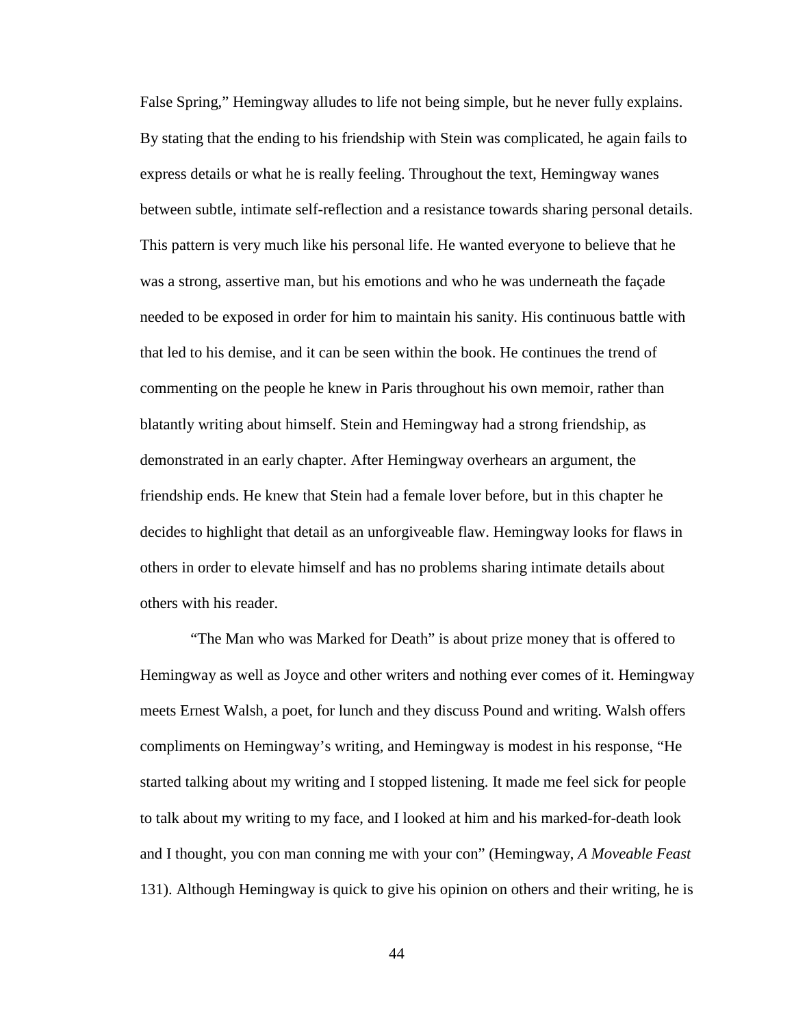False Spring," Hemingway alludes to life not being simple, but he never fully explains. By stating that the ending to his friendship with Stein was complicated, he again fails to express details or what he is really feeling. Throughout the text, Hemingway wanes between subtle, intimate self-reflection and a resistance towards sharing personal details. This pattern is very much like his personal life. He wanted everyone to believe that he was a strong, assertive man, but his emotions and who he was underneath the façade needed to be exposed in order for him to maintain his sanity. His continuous battle with that led to his demise, and it can be seen within the book. He continues the trend of commenting on the people he knew in Paris throughout his own memoir, rather than blatantly writing about himself. Stein and Hemingway had a strong friendship, as demonstrated in an early chapter. After Hemingway overhears an argument, the friendship ends. He knew that Stein had a female lover before, but in this chapter he decides to highlight that detail as an unforgiveable flaw. Hemingway looks for flaws in others in order to elevate himself and has no problems sharing intimate details about others with his reader.

"The Man who was Marked for Death" is about prize money that is offered to Hemingway as well as Joyce and other writers and nothing ever comes of it. Hemingway meets Ernest Walsh, a poet, for lunch and they discuss Pound and writing. Walsh offers compliments on Hemingway's writing, and Hemingway is modest in his response, "He started talking about my writing and I stopped listening. It made me feel sick for people to talk about my writing to my face, and I looked at him and his marked-for-death look and I thought, you con man conning me with your con" (Hemingway, *A Moveable Feast* 131). Although Hemingway is quick to give his opinion on others and their writing, he is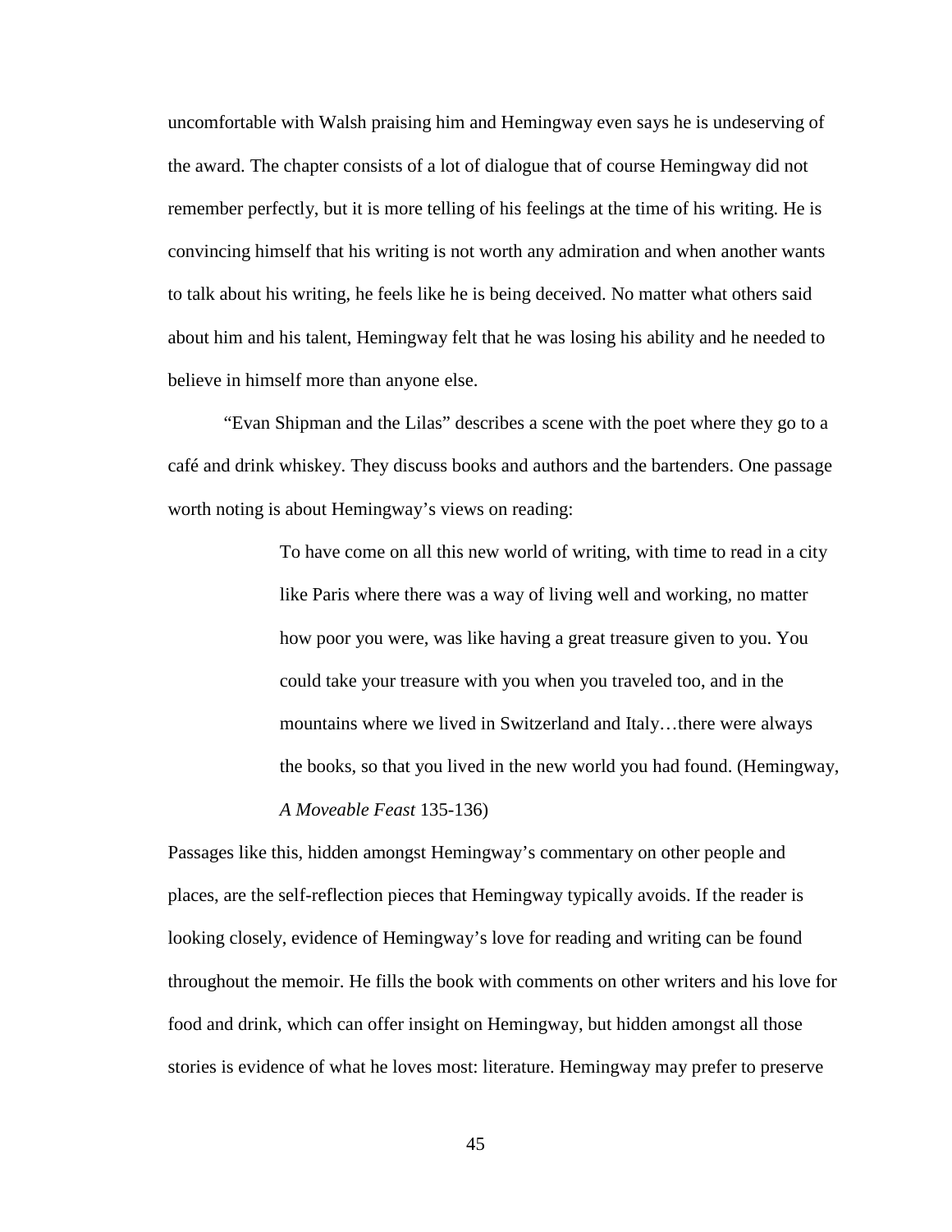uncomfortable with Walsh praising him and Hemingway even says he is undeserving of the award. The chapter consists of a lot of dialogue that of course Hemingway did not remember perfectly, but it is more telling of his feelings at the time of his writing. He is convincing himself that his writing is not worth any admiration and when another wants to talk about his writing, he feels like he is being deceived. No matter what others said about him and his talent, Hemingway felt that he was losing his ability and he needed to believe in himself more than anyone else.

"Evan Shipman and the Lilas" describes a scene with the poet where they go to a café and drink whiskey. They discuss books and authors and the bartenders. One passage worth noting is about Hemingway's views on reading:

> To have come on all this new world of writing, with time to read in a city like Paris where there was a way of living well and working, no matter how poor you were, was like having a great treasure given to you. You could take your treasure with you when you traveled too, and in the mountains where we lived in Switzerland and Italy…there were always the books, so that you lived in the new world you had found. (Hemingway, *A Moveable Feast* 135-136)

Passages like this, hidden amongst Hemingway's commentary on other people and places, are the self-reflection pieces that Hemingway typically avoids. If the reader is looking closely, evidence of Hemingway's love for reading and writing can be found throughout the memoir. He fills the book with comments on other writers and his love for food and drink, which can offer insight on Hemingway, but hidden amongst all those stories is evidence of what he loves most: literature. Hemingway may prefer to preserve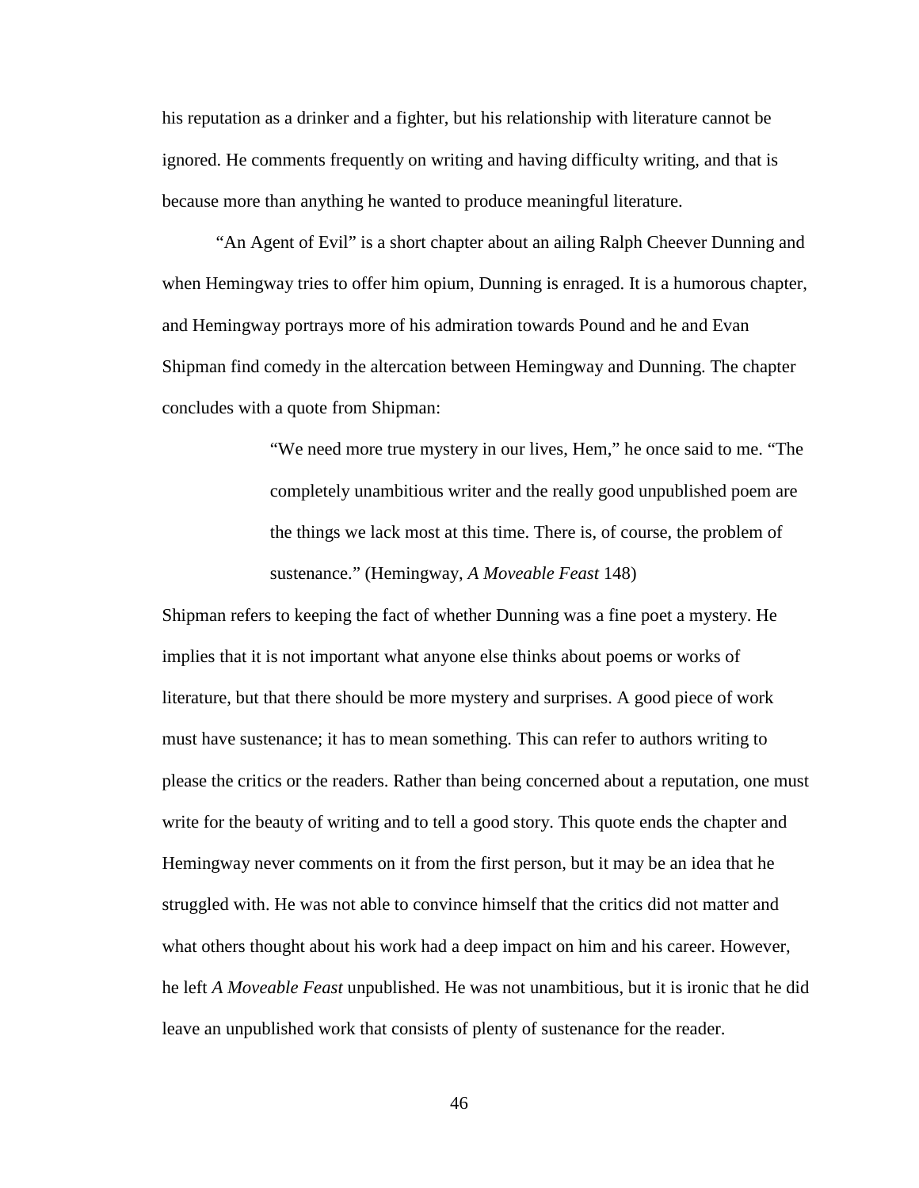his reputation as a drinker and a fighter, but his relationship with literature cannot be ignored. He comments frequently on writing and having difficulty writing, and that is because more than anything he wanted to produce meaningful literature.

"An Agent of Evil" is a short chapter about an ailing Ralph Cheever Dunning and when Hemingway tries to offer him opium, Dunning is enraged. It is a humorous chapter, and Hemingway portrays more of his admiration towards Pound and he and Evan Shipman find comedy in the altercation between Hemingway and Dunning. The chapter concludes with a quote from Shipman:

> "We need more true mystery in our lives, Hem," he once said to me. "The completely unambitious writer and the really good unpublished poem are the things we lack most at this time. There is, of course, the problem of sustenance." (Hemingway, *A Moveable Feast* 148)

Shipman refers to keeping the fact of whether Dunning was a fine poet a mystery. He implies that it is not important what anyone else thinks about poems or works of literature, but that there should be more mystery and surprises. A good piece of work must have sustenance; it has to mean something. This can refer to authors writing to please the critics or the readers. Rather than being concerned about a reputation, one must write for the beauty of writing and to tell a good story. This quote ends the chapter and Hemingway never comments on it from the first person, but it may be an idea that he struggled with. He was not able to convince himself that the critics did not matter and what others thought about his work had a deep impact on him and his career. However, he left *A Moveable Feast* unpublished. He was not unambitious, but it is ironic that he did leave an unpublished work that consists of plenty of sustenance for the reader.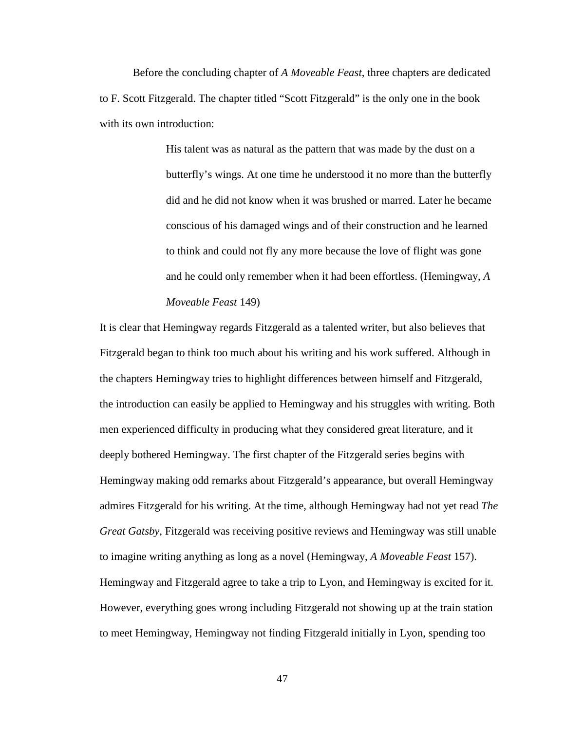Before the concluding chapter of *A Moveable Feast*, three chapters are dedicated to F. Scott Fitzgerald. The chapter titled "Scott Fitzgerald" is the only one in the book with its own introduction:

> His talent was as natural as the pattern that was made by the dust on a butterfly's wings. At one time he understood it no more than the butterfly did and he did not know when it was brushed or marred. Later he became conscious of his damaged wings and of their construction and he learned to think and could not fly any more because the love of flight was gone and he could only remember when it had been effortless. (Hemingway, *A Moveable Feast* 149)

It is clear that Hemingway regards Fitzgerald as a talented writer, but also believes that Fitzgerald began to think too much about his writing and his work suffered. Although in the chapters Hemingway tries to highlight differences between himself and Fitzgerald, the introduction can easily be applied to Hemingway and his struggles with writing. Both men experienced difficulty in producing what they considered great literature, and it deeply bothered Hemingway. The first chapter of the Fitzgerald series begins with Hemingway making odd remarks about Fitzgerald's appearance, but overall Hemingway admires Fitzgerald for his writing. At the time, although Hemingway had not yet read *The Great Gatsby*, Fitzgerald was receiving positive reviews and Hemingway was still unable to imagine writing anything as long as a novel (Hemingway, *A Moveable Feast* 157). Hemingway and Fitzgerald agree to take a trip to Lyon, and Hemingway is excited for it. However, everything goes wrong including Fitzgerald not showing up at the train station to meet Hemingway, Hemingway not finding Fitzgerald initially in Lyon, spending too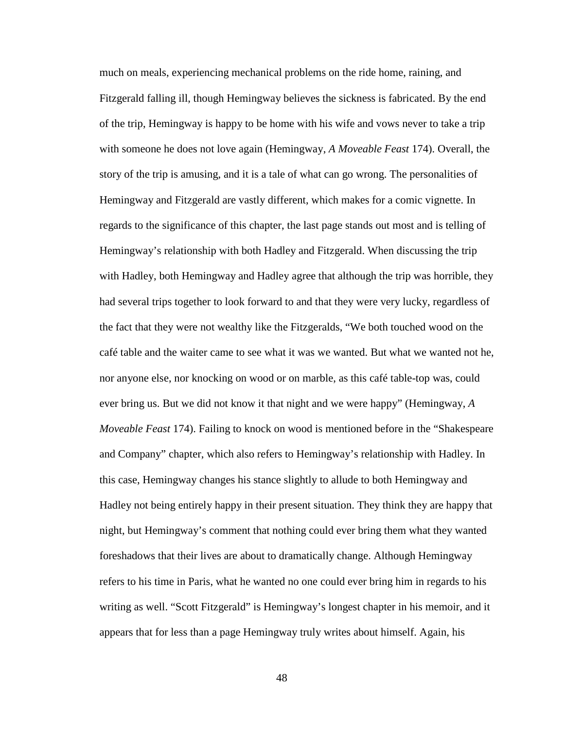much on meals, experiencing mechanical problems on the ride home, raining, and Fitzgerald falling ill, though Hemingway believes the sickness is fabricated. By the end of the trip, Hemingway is happy to be home with his wife and vows never to take a trip with someone he does not love again (Hemingway, *A Moveable Feast* 174). Overall, the story of the trip is amusing, and it is a tale of what can go wrong. The personalities of Hemingway and Fitzgerald are vastly different, which makes for a comic vignette. In regards to the significance of this chapter, the last page stands out most and is telling of Hemingway's relationship with both Hadley and Fitzgerald. When discussing the trip with Hadley, both Hemingway and Hadley agree that although the trip was horrible, they had several trips together to look forward to and that they were very lucky, regardless of the fact that they were not wealthy like the Fitzgeralds, "We both touched wood on the café table and the waiter came to see what it was we wanted. But what we wanted not he, nor anyone else, nor knocking on wood or on marble, as this café table-top was, could ever bring us. But we did not know it that night and we were happy" (Hemingway, *A Moveable Feast* 174). Failing to knock on wood is mentioned before in the "Shakespeare and Company" chapter, which also refers to Hemingway's relationship with Hadley. In this case, Hemingway changes his stance slightly to allude to both Hemingway and Hadley not being entirely happy in their present situation. They think they are happy that night, but Hemingway's comment that nothing could ever bring them what they wanted foreshadows that their lives are about to dramatically change. Although Hemingway refers to his time in Paris, what he wanted no one could ever bring him in regards to his writing as well. "Scott Fitzgerald" is Hemingway's longest chapter in his memoir, and it appears that for less than a page Hemingway truly writes about himself. Again, his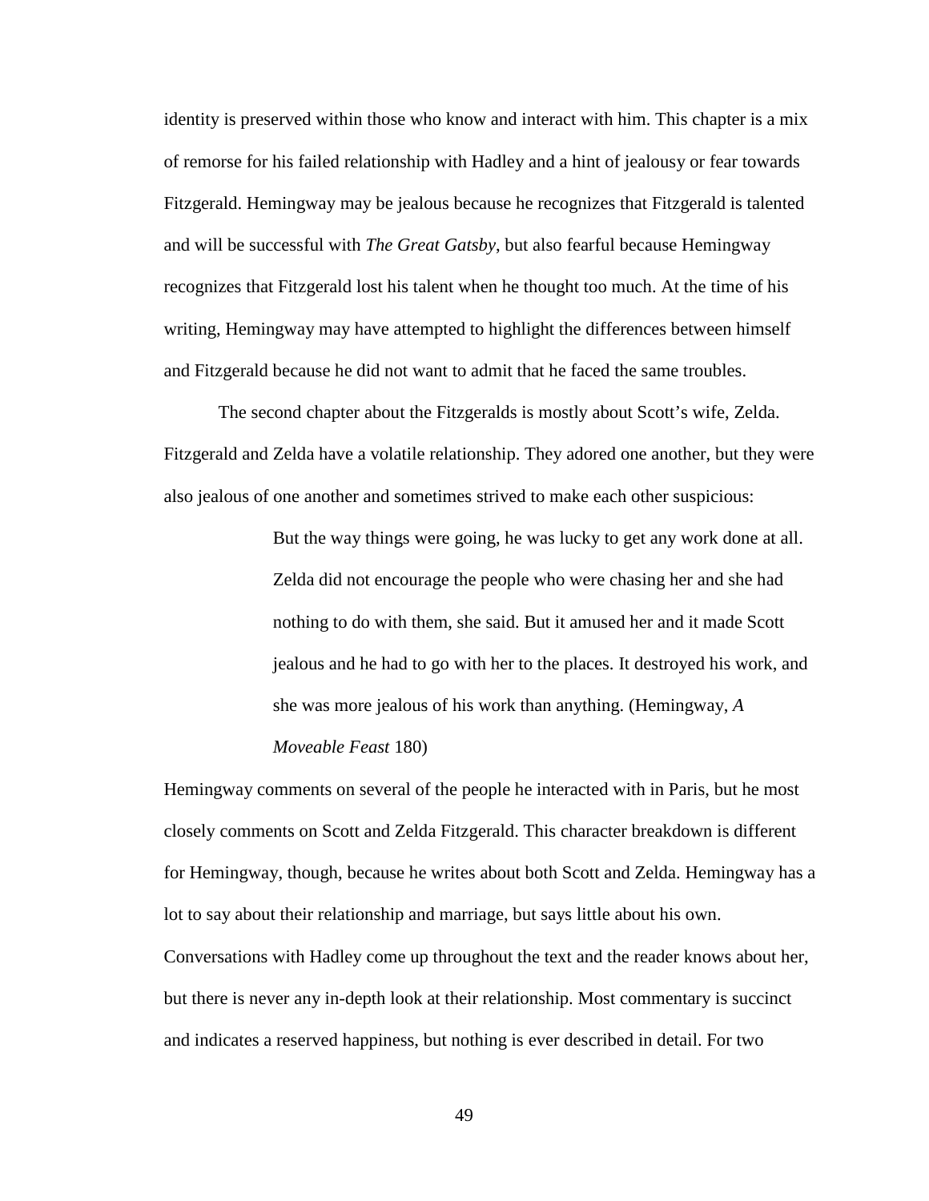identity is preserved within those who know and interact with him. This chapter is a mix of remorse for his failed relationship with Hadley and a hint of jealousy or fear towards Fitzgerald. Hemingway may be jealous because he recognizes that Fitzgerald is talented and will be successful with *The Great Gatsby*, but also fearful because Hemingway recognizes that Fitzgerald lost his talent when he thought too much. At the time of his writing, Hemingway may have attempted to highlight the differences between himself and Fitzgerald because he did not want to admit that he faced the same troubles.

The second chapter about the Fitzgeralds is mostly about Scott's wife, Zelda. Fitzgerald and Zelda have a volatile relationship. They adored one another, but they were also jealous of one another and sometimes strived to make each other suspicious:

> But the way things were going, he was lucky to get any work done at all. Zelda did not encourage the people who were chasing her and she had nothing to do with them, she said. But it amused her and it made Scott jealous and he had to go with her to the places. It destroyed his work, and she was more jealous of his work than anything. (Hemingway, *A Moveable Feast* 180)

Hemingway comments on several of the people he interacted with in Paris, but he most closely comments on Scott and Zelda Fitzgerald. This character breakdown is different for Hemingway, though, because he writes about both Scott and Zelda. Hemingway has a lot to say about their relationship and marriage, but says little about his own. Conversations with Hadley come up throughout the text and the reader knows about her, but there is never any in-depth look at their relationship. Most commentary is succinct and indicates a reserved happiness, but nothing is ever described in detail. For two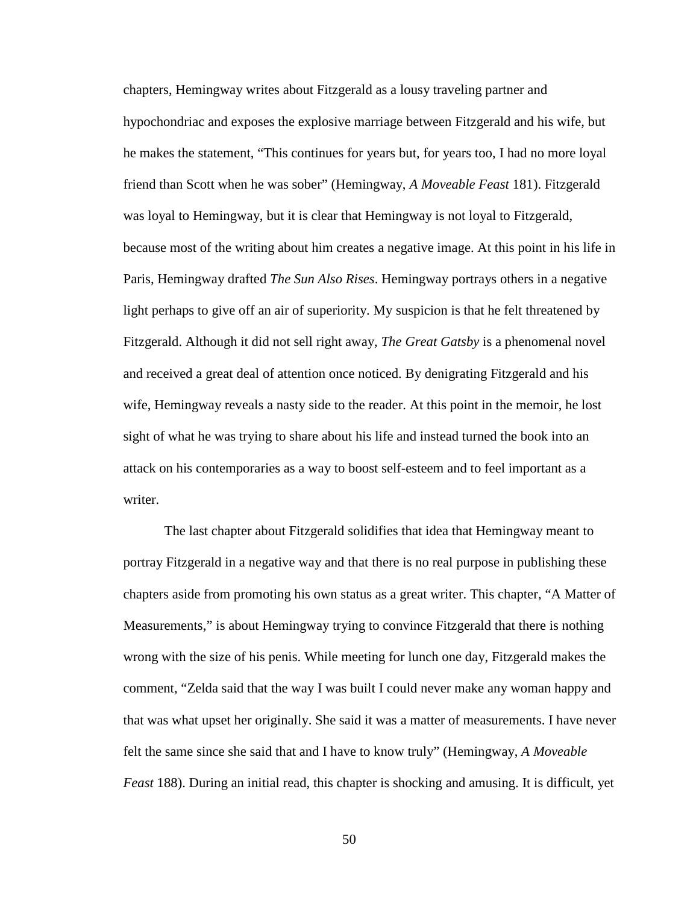chapters, Hemingway writes about Fitzgerald as a lousy traveling partner and hypochondriac and exposes the explosive marriage between Fitzgerald and his wife, but he makes the statement, "This continues for years but, for years too, I had no more loyal friend than Scott when he was sober" (Hemingway, *A Moveable Feast* 181). Fitzgerald was loyal to Hemingway, but it is clear that Hemingway is not loyal to Fitzgerald, because most of the writing about him creates a negative image. At this point in his life in Paris, Hemingway drafted *The Sun Also Rises*. Hemingway portrays others in a negative light perhaps to give off an air of superiority. My suspicion is that he felt threatened by Fitzgerald. Although it did not sell right away, *The Great Gatsby* is a phenomenal novel and received a great deal of attention once noticed. By denigrating Fitzgerald and his wife, Hemingway reveals a nasty side to the reader. At this point in the memoir, he lost sight of what he was trying to share about his life and instead turned the book into an attack on his contemporaries as a way to boost self-esteem and to feel important as a writer.

The last chapter about Fitzgerald solidifies that idea that Hemingway meant to portray Fitzgerald in a negative way and that there is no real purpose in publishing these chapters aside from promoting his own status as a great writer. This chapter, "A Matter of Measurements," is about Hemingway trying to convince Fitzgerald that there is nothing wrong with the size of his penis. While meeting for lunch one day, Fitzgerald makes the comment, "Zelda said that the way I was built I could never make any woman happy and that was what upset her originally. She said it was a matter of measurements. I have never felt the same since she said that and I have to know truly" (Hemingway, *A Moveable Feast* 188). During an initial read, this chapter is shocking and amusing. It is difficult, yet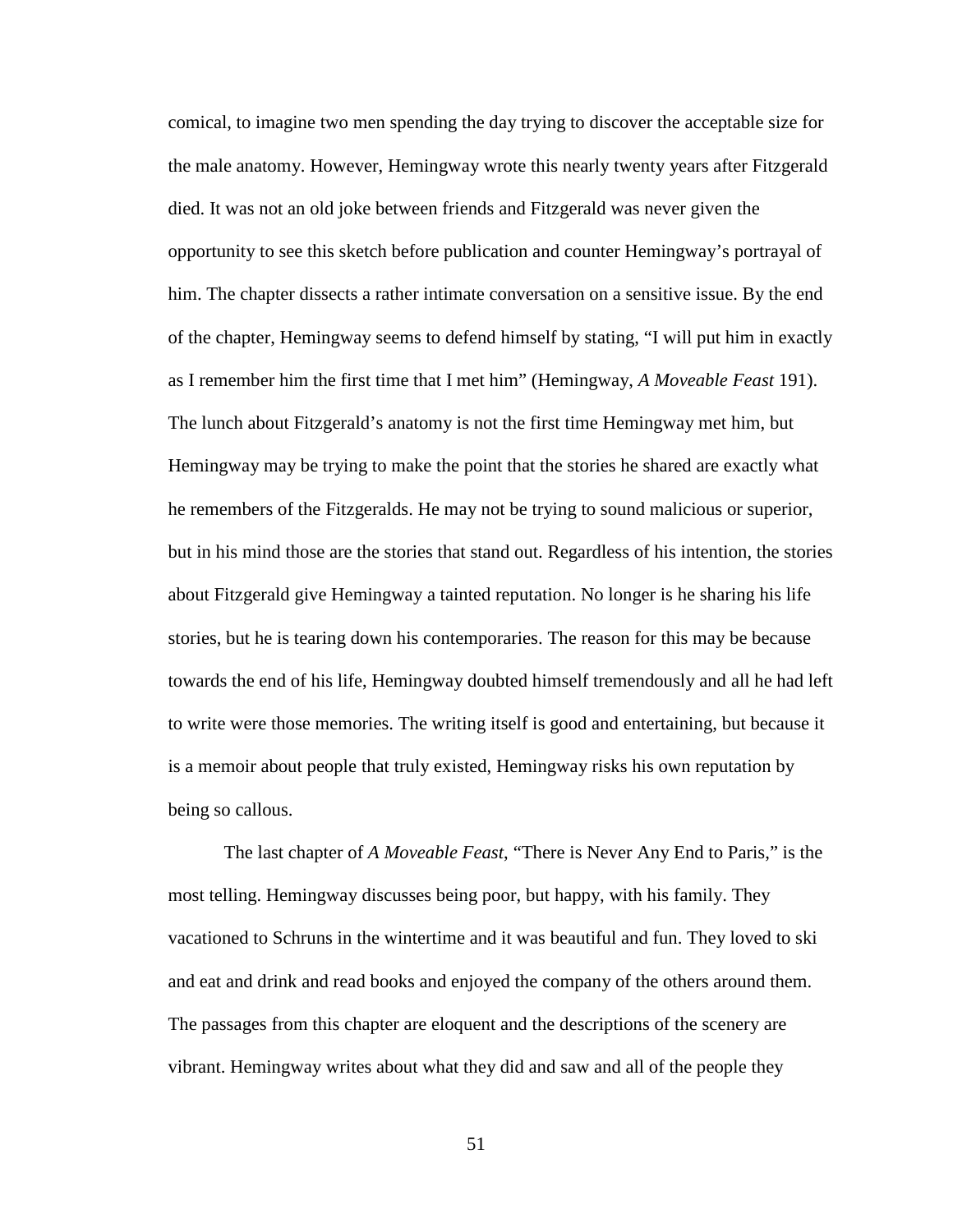comical, to imagine two men spending the day trying to discover the acceptable size for the male anatomy. However, Hemingway wrote this nearly twenty years after Fitzgerald died. It was not an old joke between friends and Fitzgerald was never given the opportunity to see this sketch before publication and counter Hemingway's portrayal of him. The chapter dissects a rather intimate conversation on a sensitive issue. By the end of the chapter, Hemingway seems to defend himself by stating, "I will put him in exactly as I remember him the first time that I met him" (Hemingway, *A Moveable Feast* 191). The lunch about Fitzgerald's anatomy is not the first time Hemingway met him, but Hemingway may be trying to make the point that the stories he shared are exactly what he remembers of the Fitzgeralds. He may not be trying to sound malicious or superior, but in his mind those are the stories that stand out. Regardless of his intention, the stories about Fitzgerald give Hemingway a tainted reputation. No longer is he sharing his life stories, but he is tearing down his contemporaries. The reason for this may be because towards the end of his life, Hemingway doubted himself tremendously and all he had left to write were those memories. The writing itself is good and entertaining, but because it is a memoir about people that truly existed, Hemingway risks his own reputation by being so callous.

The last chapter of *A Moveable Feast*, "There is Never Any End to Paris," is the most telling. Hemingway discusses being poor, but happy, with his family. They vacationed to Schruns in the wintertime and it was beautiful and fun. They loved to ski and eat and drink and read books and enjoyed the company of the others around them. The passages from this chapter are eloquent and the descriptions of the scenery are vibrant. Hemingway writes about what they did and saw and all of the people they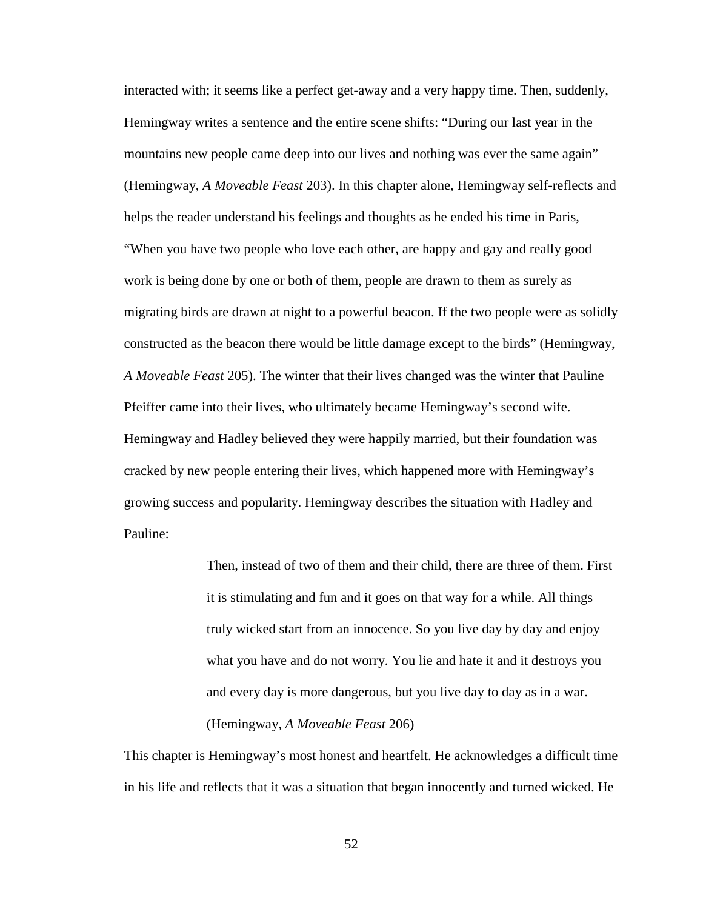interacted with; it seems like a perfect get-away and a very happy time. Then, suddenly, Hemingway writes a sentence and the entire scene shifts: "During our last year in the mountains new people came deep into our lives and nothing was ever the same again" (Hemingway, *A Moveable Feast* 203). In this chapter alone, Hemingway self-reflects and helps the reader understand his feelings and thoughts as he ended his time in Paris, "When you have two people who love each other, are happy and gay and really good work is being done by one or both of them, people are drawn to them as surely as migrating birds are drawn at night to a powerful beacon. If the two people were as solidly constructed as the beacon there would be little damage except to the birds" (Hemingway, *A Moveable Feast* 205). The winter that their lives changed was the winter that Pauline Pfeiffer came into their lives, who ultimately became Hemingway's second wife. Hemingway and Hadley believed they were happily married, but their foundation was cracked by new people entering their lives, which happened more with Hemingway's growing success and popularity. Hemingway describes the situation with Hadley and Pauline:

> Then, instead of two of them and their child, there are three of them. First it is stimulating and fun and it goes on that way for a while. All things truly wicked start from an innocence. So you live day by day and enjoy what you have and do not worry. You lie and hate it and it destroys you and every day is more dangerous, but you live day to day as in a war. (Hemingway, *A Moveable Feast* 206)

This chapter is Hemingway's most honest and heartfelt. He acknowledges a difficult time in his life and reflects that it was a situation that began innocently and turned wicked. He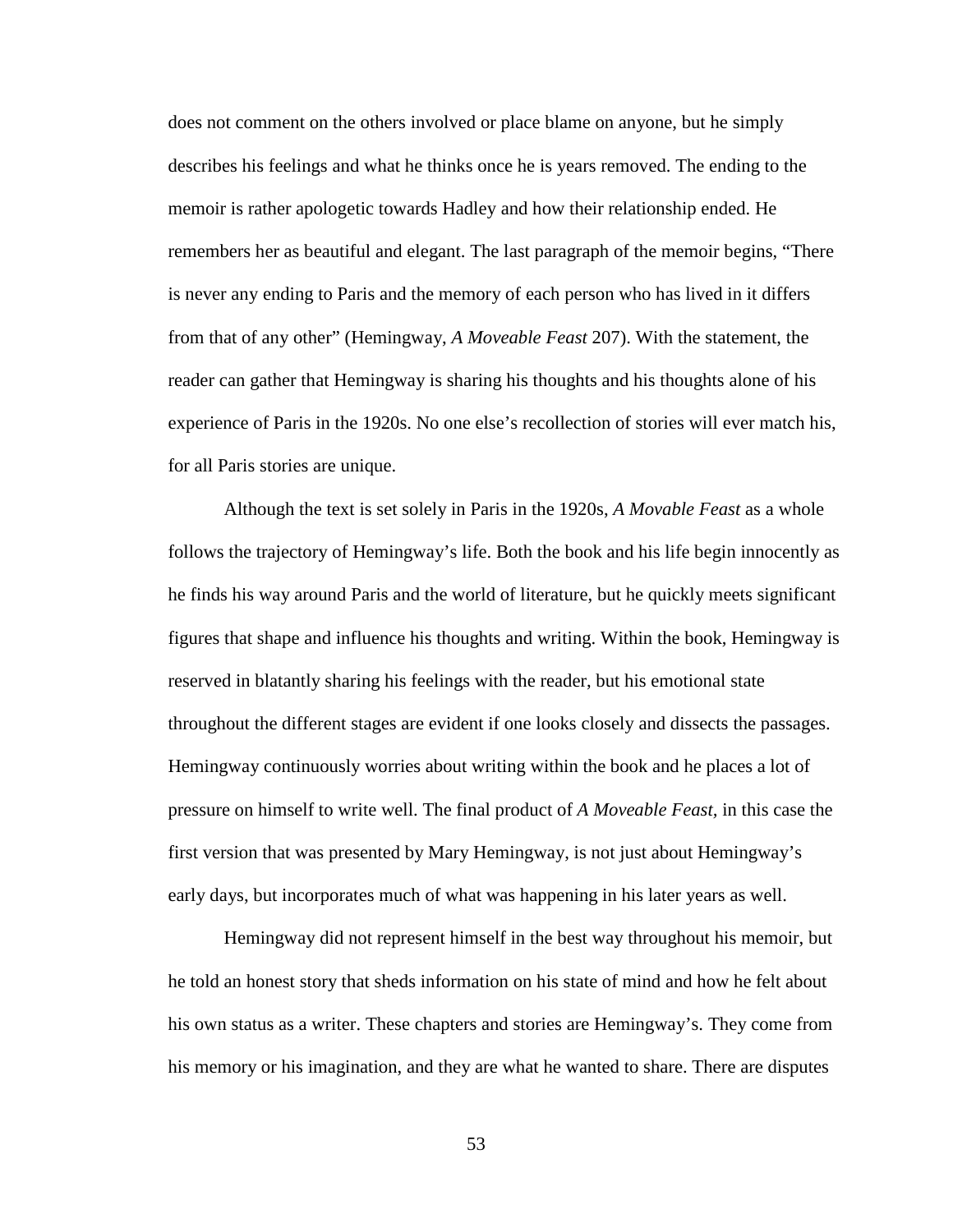does not comment on the others involved or place blame on anyone, but he simply describes his feelings and what he thinks once he is years removed. The ending to the memoir is rather apologetic towards Hadley and how their relationship ended. He remembers her as beautiful and elegant. The last paragraph of the memoir begins, "There is never any ending to Paris and the memory of each person who has lived in it differs from that of any other" (Hemingway, *A Moveable Feast* 207). With the statement, the reader can gather that Hemingway is sharing his thoughts and his thoughts alone of his experience of Paris in the 1920s. No one else's recollection of stories will ever match his, for all Paris stories are unique.

Although the text is set solely in Paris in the 1920s, *A Movable Feast* as a whole follows the trajectory of Hemingway's life. Both the book and his life begin innocently as he finds his way around Paris and the world of literature, but he quickly meets significant figures that shape and influence his thoughts and writing. Within the book, Hemingway is reserved in blatantly sharing his feelings with the reader, but his emotional state throughout the different stages are evident if one looks closely and dissects the passages. Hemingway continuously worries about writing within the book and he places a lot of pressure on himself to write well. The final product of *A Moveable Feast*, in this case the first version that was presented by Mary Hemingway, is not just about Hemingway's early days, but incorporates much of what was happening in his later years as well.

Hemingway did not represent himself in the best way throughout his memoir, but he told an honest story that sheds information on his state of mind and how he felt about his own status as a writer. These chapters and stories are Hemingway's. They come from his memory or his imagination, and they are what he wanted to share. There are disputes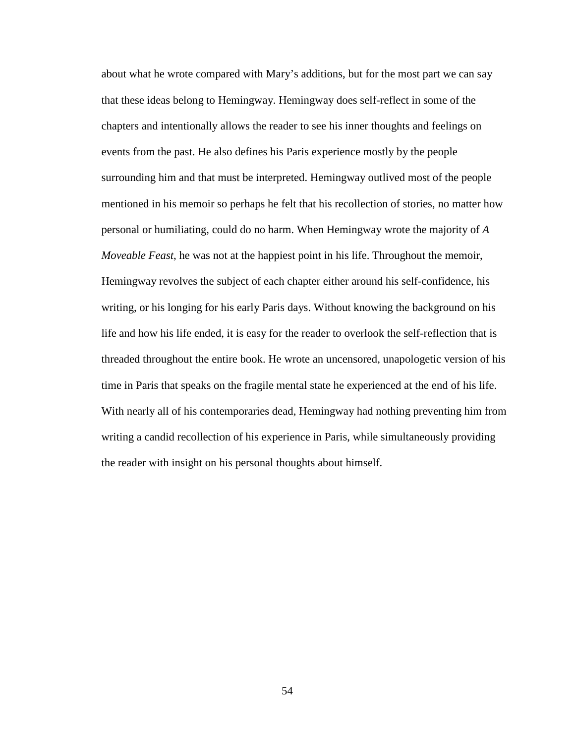about what he wrote compared with Mary's additions, but for the most part we can say that these ideas belong to Hemingway. Hemingway does self-reflect in some of the chapters and intentionally allows the reader to see his inner thoughts and feelings on events from the past. He also defines his Paris experience mostly by the people surrounding him and that must be interpreted. Hemingway outlived most of the people mentioned in his memoir so perhaps he felt that his recollection of stories, no matter how personal or humiliating, could do no harm. When Hemingway wrote the majority of *A Moveable Feast*, he was not at the happiest point in his life. Throughout the memoir, Hemingway revolves the subject of each chapter either around his self-confidence, his writing, or his longing for his early Paris days. Without knowing the background on his life and how his life ended, it is easy for the reader to overlook the self-reflection that is threaded throughout the entire book. He wrote an uncensored, unapologetic version of his time in Paris that speaks on the fragile mental state he experienced at the end of his life. With nearly all of his contemporaries dead, Hemingway had nothing preventing him from writing a candid recollection of his experience in Paris, while simultaneously providing the reader with insight on his personal thoughts about himself.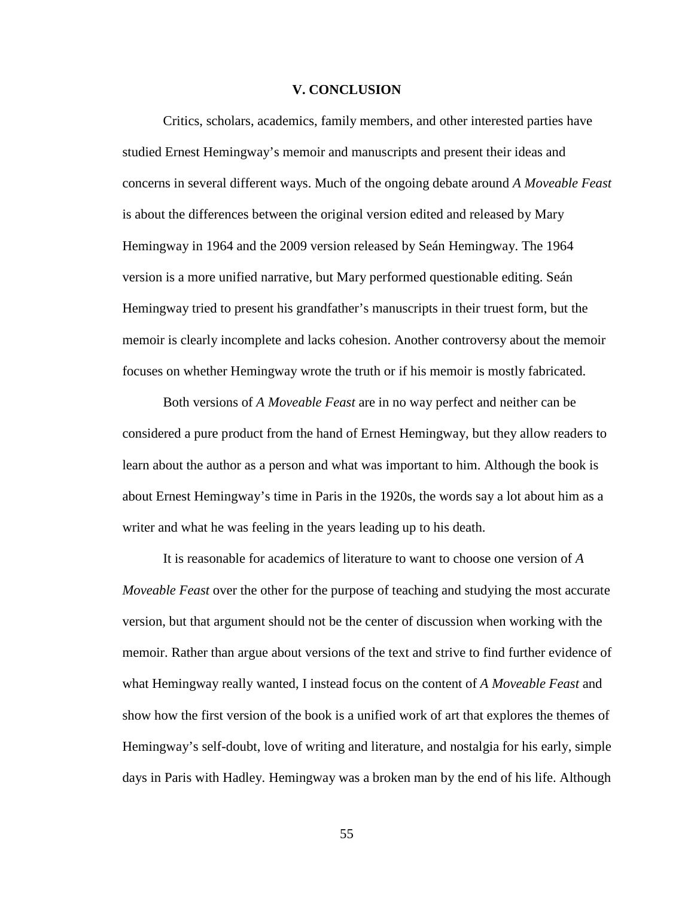## V. CONCLUSION

Critics, scholars, academics, family members, and other interested parties have studied Ernest Hemingway's memoir and manuscripts and present their ideas and concerns in several different ways. Much of the ongoing debate around *A Moveable Feast* is about the differences between the original version edited and released by Mary Hemingway in 1964 and the 2009 version released by Seán Hemingway. The 1964 version is a more unified narrative, but Mary performed questionable editing. Seán Hemingway tried to present his grandfather's manuscripts in their truest form, but the memoir is clearly incomplete and lacks cohesion. Another controversy about the memoir focuses on whether Hemingway wrote the truth or if his memoir is mostly fabricated.

Both versions of *A Moveable Feast* are in no way perfect and neither can be considered a pure product from the hand of Ernest Hemingway, but they allow readers to learn about the author as a person and what was important to him. Although the book is about Ernest Hemingway's time in Paris in the 1920s, the words say a lot about him as a writer and what he was feeling in the years leading up to his death.

It is reasonable for academics of literature to want to choose one version of *A Moveable Feast* over the other for the purpose of teaching and studying the most accurate version, but that argument should not be the center of discussion when working with the memoir. Rather than argue about versions of the text and strive to find further evidence of what Hemingway really wanted, I instead focus on the content of *A Moveable Feast* and show how the first version of the book is a unified work of art that explores the themes of Hemingway's self-doubt, love of writing and literature, and nostalgia for his early, simple days in Paris with Hadley. Hemingway was a broken man by the end of his life. Although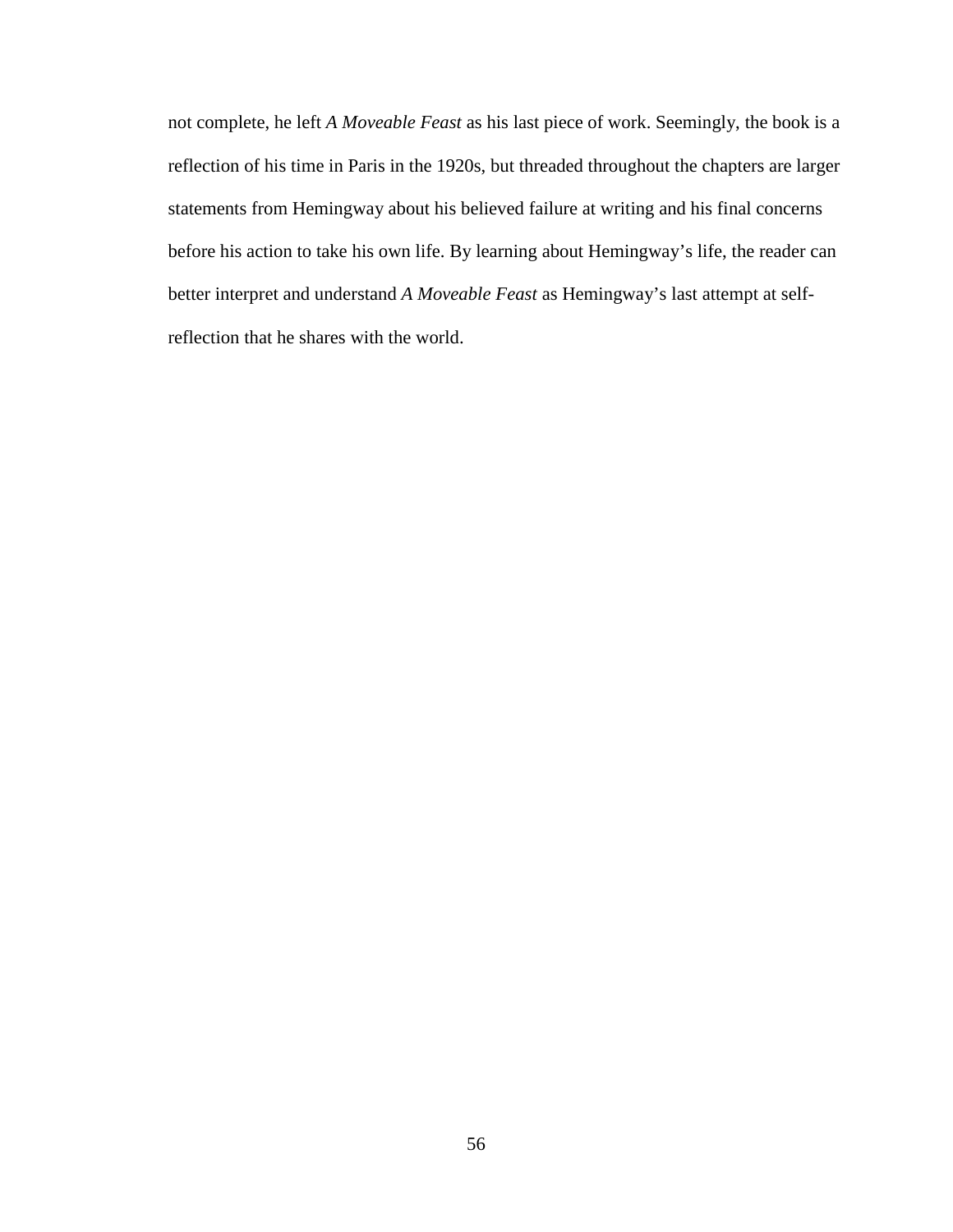not complete, he left *A Moveable Feast* as his last piece of work. Seemingly, the book is a reflection of his time in Paris in the 1920s, but threaded throughout the chapters are larger statements from Hemingway about his believed failure at writing and his final concerns before his action to take his own life. By learning about Hemingway's life, the reader can better interpret and understand *A Moveable Feast* as Hemingway's last attempt at self-reflection that he shares with the world.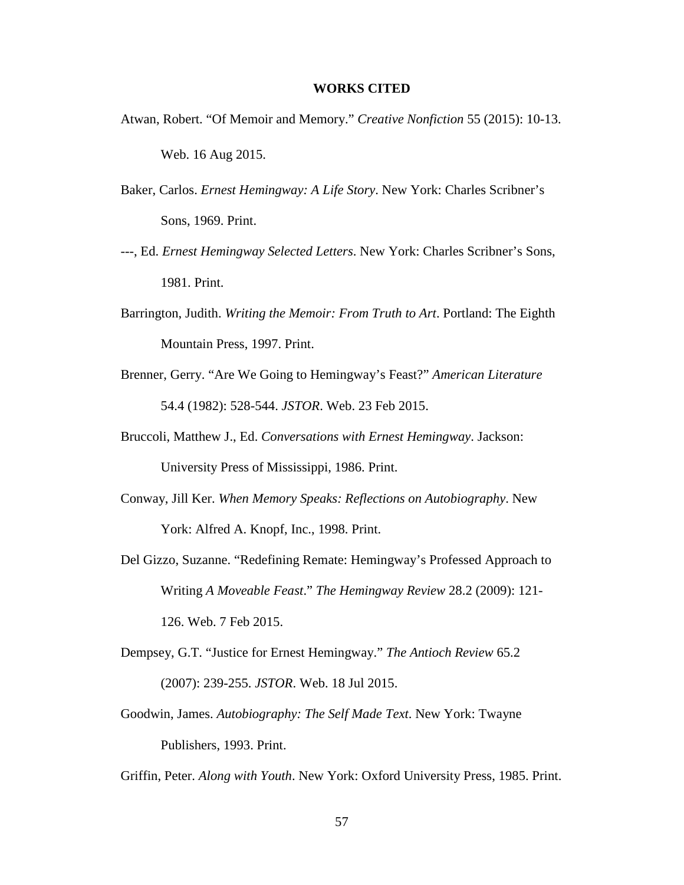# WORKS CITED

Atwan, Robert. "Of Memoir and Memory." *Creative Nonfiction* 55 (2015): 10-13. Web. 16 Aug 2015.

Baker, Carlos. *Ernest Hemingway: A Life Story*. New York: Charles Scribner's Sons, 1969. Print.

---, Ed. *Ernest Hemingway Selected Letters*. New York: Charles Scribner's Sons, 1981. Print.

Barrington, Judith. *Writing the Memoir: From Truth to Art*. Portland: The Eighth Mountain Press, 1997. Print.

Brenner, Gerry. "Are We Going to Hemingway's Feast?" *American Literature* 54.4 (1982): 528-544. *JSTOR*. Web. 23 Feb 2015.

Bruccoli, Matthew J., Ed. *Conversations with Ernest Hemingway*. Jackson: University Press of Mississippi, 1986. Print.

Conway, Jill Ker. *When Memory Speaks: Reflections on Autobiography*. New York: Alfred A. Knopf, Inc., 1998. Print.

Del Gizzo, Suzanne. "Redefining Remate: Hemingway's Professed Approach to Writing *A Moveable Feast*." *The Hemingway Review* 28.2 (2009): 121-126. Web. 7 Feb 2015.

Dempsey, G.T. "Justice for Ernest Hemingway." *The Antioch Review* 65.2 (2007): 239-255. *JSTOR*. Web. 18 Jul 2015.

Goodwin, James. *Autobiography: The Self Made Text*. New York: Twayne Publishers, 1993. Print.

Griffin, Peter. *Along with Youth*. New York: Oxford University Press, 1985. Print.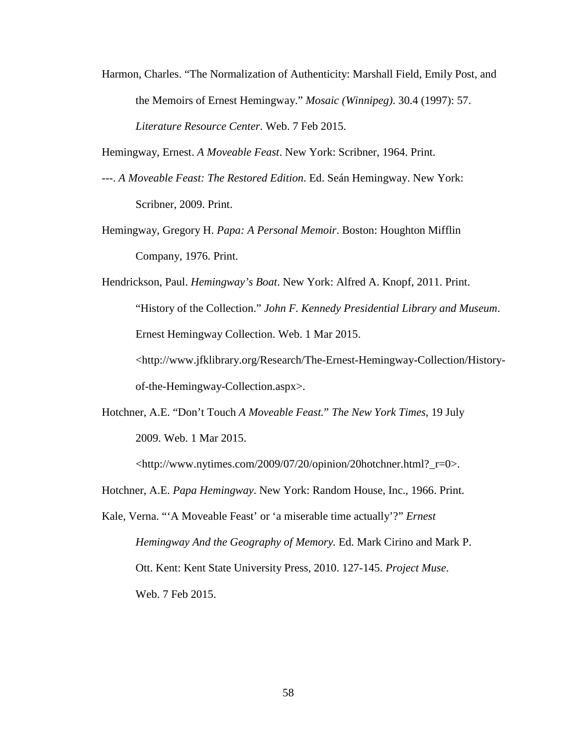Harmon, Charles. "The Normalization of Authenticity: Marshall Field, Emily Post, and the Memoirs of Ernest Hemingway." *Mosaic (Winnipeg)*. 30.4 (1997): 57. *Literature Resource Center*. Web. 7 Feb 2015.

Hemingway, Ernest. *A Moveable Feast*. New York: Scribner, 1964. Print.

---. *A Moveable Feast: The Restored Edition*. Ed. Seán Hemingway. New York: Scribner, 2009. Print.

Hemingway, Gregory H. *Papa: A Personal Memoir*. Boston: Houghton Mifflin Company, 1976. Print.

Hendrickson, Paul. *Hemingway's Boat*. New York: Alfred A. Knopf, 2011. Print.

"History of the Collection." *John F. Kennedy Presidential Library and Museum*. Ernest Hemingway Collection. Web. 1 Mar 2015. <http://www.jfklibrary.org/Research/The-Ernest-Hemingway-Collection/History-of-the-Hemingway-Collection.aspx>.

Hotchner, A.E. "Don't Touch *A Moveable Feast.*" *The New York Times*, 19 July 2009. Web. 1 Mar 2015. <http://www.nytimes.com/2009/07/20/opinion/20hotchner.html?_r=0>.

Hotchner, A.E. *Papa Hemingway*. New York: Random House, Inc., 1966. Print.

Kale, Verna. "'A Moveable Feast' or 'a miserable time actually'?" *Ernest Hemingway And the Geography of Memory.* Ed. Mark Cirino and Mark P. Ott. Kent: Kent State University Press, 2010. 127-145. *Project Muse*. Web. 7 Feb 2015.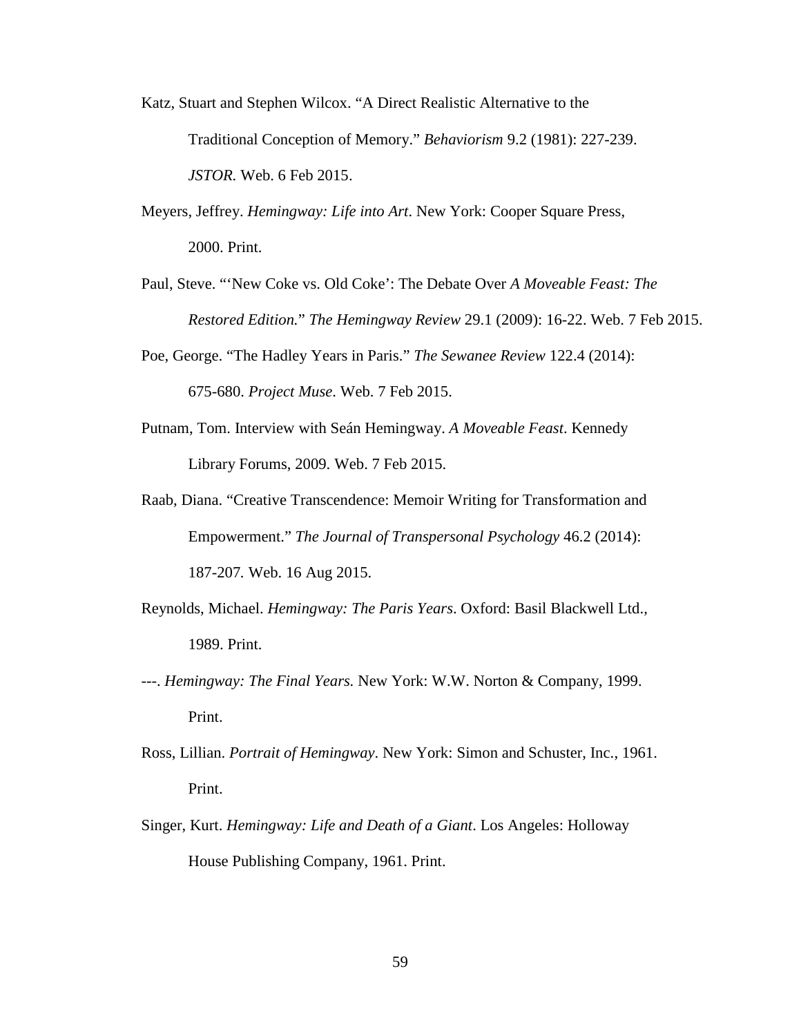Katz, Stuart and Stephen Wilcox. "A Direct Realistic Alternative to the Traditional Conception of Memory." *Behaviorism* 9.2 (1981): 227-239. *JSTOR.* Web. 6 Feb 2015.

Meyers, Jeffrey. *Hemingway: Life into Art*. New York: Cooper Square Press, 2000. Print.

Paul, Steve. "'New Coke vs. Old Coke': The Debate Over *A Moveable Feast: The Restored Edition.*" *The Hemingway Review* 29.1 (2009): 16-22. Web. 7 Feb 2015.

Poe, George. "The Hadley Years in Paris." *The Sewanee Review* 122.4 (2014): 675-680. *Project Muse*. Web. 7 Feb 2015.

Putnam, Tom. Interview with Seán Hemingway. *A Moveable Feast*. Kennedy Library Forums, 2009. Web. 7 Feb 2015.

Raab, Diana. "Creative Transcendence: Memoir Writing for Transformation and Empowerment." *The Journal of Transpersonal Psychology* 46.2 (2014): 187-207. Web. 16 Aug 2015.

Reynolds, Michael. *Hemingway: The Paris Years*. Oxford: Basil Blackwell Ltd., 1989. Print.

---. *Hemingway: The Final Years.* New York: W.W. Norton & Company, 1999. Print.

Ross, Lillian. *Portrait of Hemingway*. New York: Simon and Schuster, Inc., 1961. Print.

Singer, Kurt. *Hemingway: Life and Death of a Giant*. Los Angeles: Holloway House Publishing Company, 1961. Print.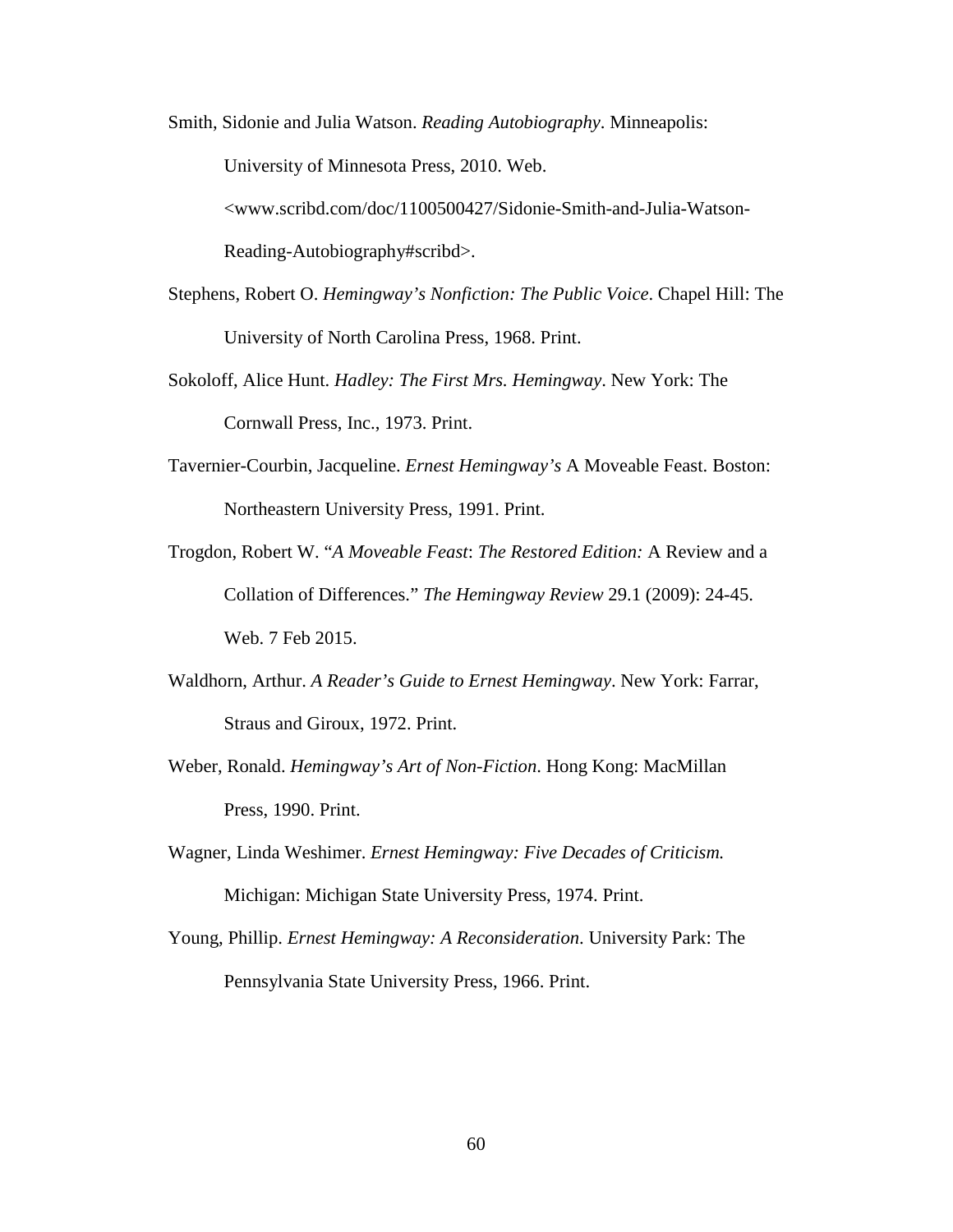Smith, Sidonie and Julia Watson. *Reading Autobiography*. Minneapolis: University of Minnesota Press, 2010. Web. <www.scribd.com/doc/1100500427/Sidonie-Smith-and-Julia-Watson-Reading-Autobiography#scribd>.

Stephens, Robert O. *Hemingway's Nonfiction: The Public Voice*. Chapel Hill: The University of North Carolina Press, 1968. Print.

Sokoloff, Alice Hunt. *Hadley: The First Mrs. Hemingway*. New York: The Cornwall Press, Inc., 1973. Print.

Tavernier-Courbin, Jacqueline. *Ernest Hemingway's* A Moveable Feast. Boston: Northeastern University Press, 1991. Print.

Trogdon, Robert W. "*A Moveable Feast*: *The Restored Edition:* A Review and a Collation of Differences." *The Hemingway Review* 29.1 (2009): 24-45. Web. 7 Feb 2015.

Waldhorn, Arthur. *A Reader's Guide to Ernest Hemingway*. New York: Farrar, Straus and Giroux, 1972. Print.

Weber, Ronald. *Hemingway's Art of Non-Fiction*. Hong Kong: MacMillan Press, 1990. Print.

Wagner, Linda Weshimer. *Ernest Hemingway: Five Decades of Criticism.* Michigan: Michigan State University Press, 1974. Print.

Young, Phillip. *Ernest Hemingway: A Reconsideration*. University Park: The Pennsylvania State University Press, 1966. Print.